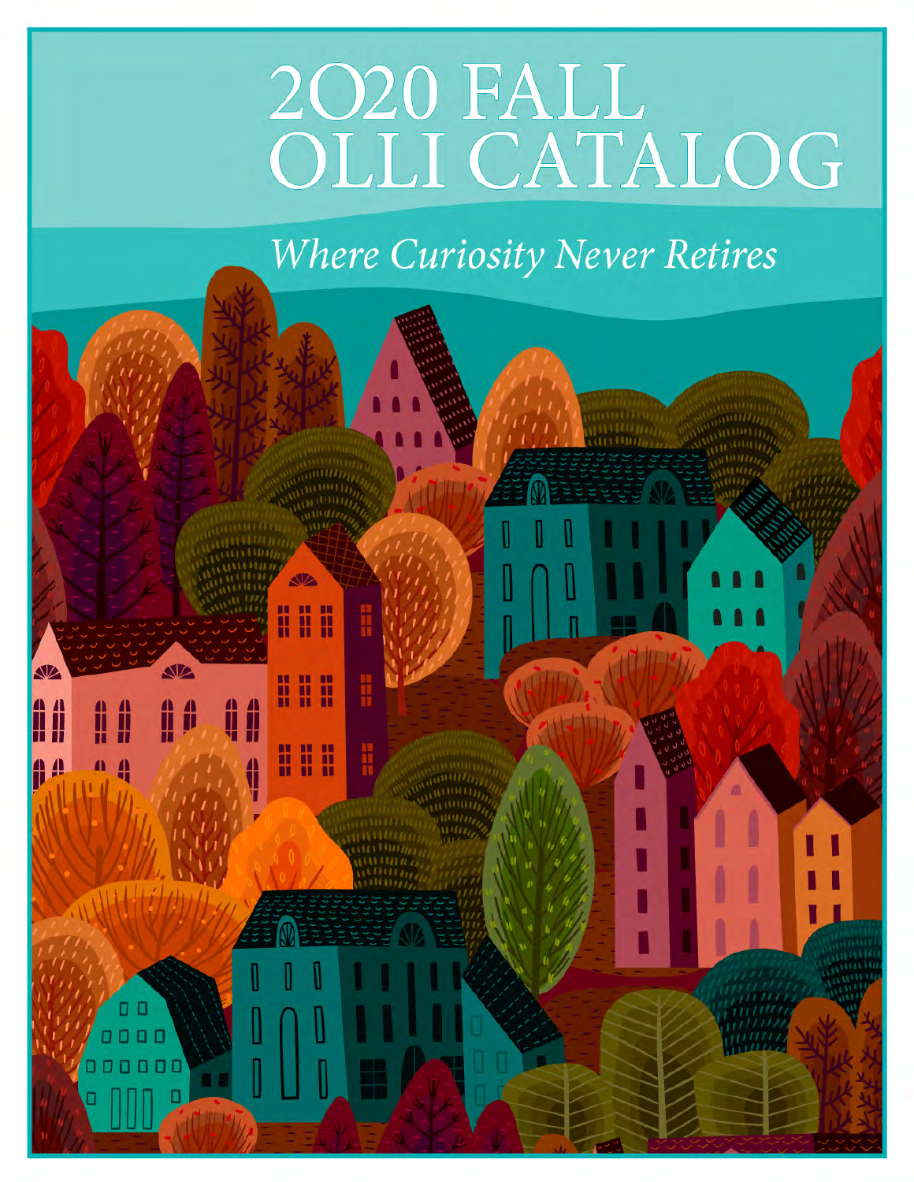# 2020 FALL OLLI CATALOG

*Where Curiosity Never Retires*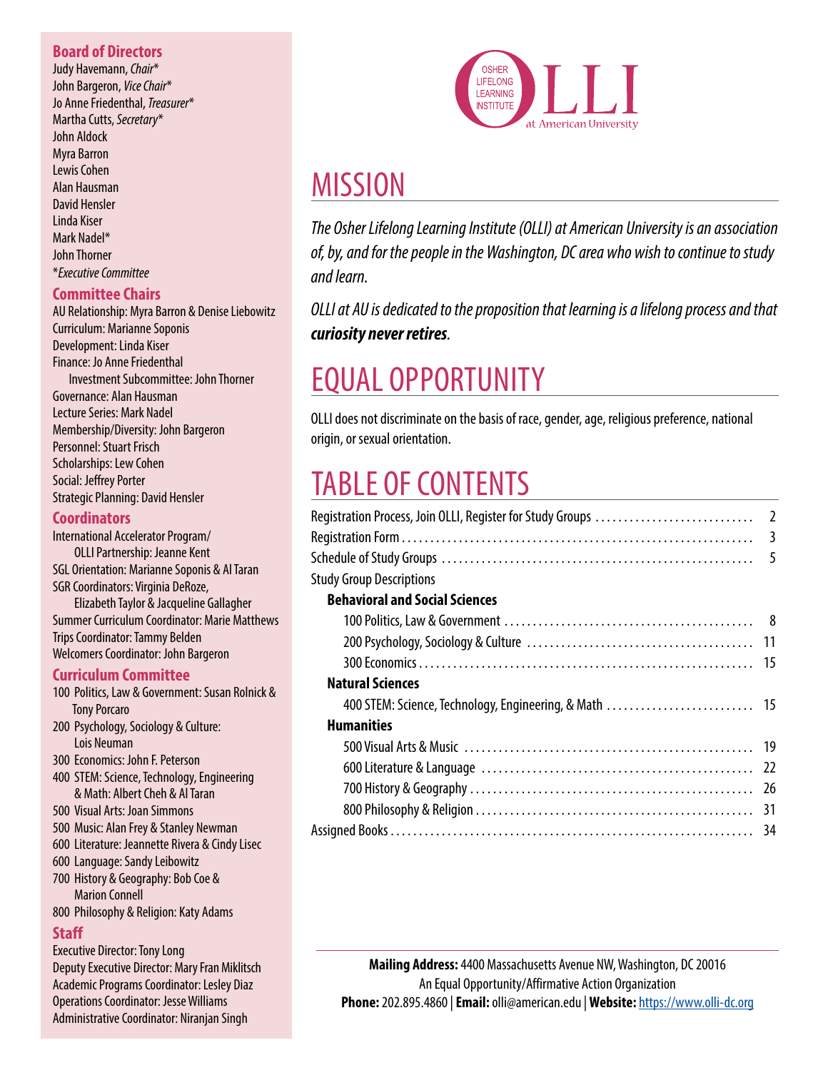## Board of Directors

Judy Havemann, *Chair**
John Bargeron, *Vice Chair**
Jo Anne Friedenthal, *Treasurer**
Martha Cutts, *Secretary**
John Aldock
Myra Barron
Lewis Cohen
Alan Hausman
David Hensler
Linda Kiser
Mark Nadel*
John Thorner
**Executive Committee*

## Committee Chairs

AU Relationship: Myra Barron & Denise Liebowitz
Curriculum: Marianne Soponis
Development: Linda Kiser
Finance: Jo Anne Friedenthal
  Investment Subcommittee: John Thorner
Governance: Alan Hausman
Lecture Series: Mark Nadel
Membership/Diversity: John Bargeron
Personnel: Stuart Frisch
Scholarships: Lew Cohen
Social: Jeffrey Porter
Strategic Planning: David Hensler

## Coordinators

International Accelerator Program/ OLLI Partnership: Jeanne Kent
SGL Orientation: Marianne Soponis & Al Taran
SGR Coordinators: Virginia DeRoze, Elizabeth Taylor & Jacqueline Gallagher
Summer Curriculum Coordinator: Marie Matthews
Trips Coordinator: Tammy Belden
Welcomers Coordinator: John Bargeron

## Curriculum Committee

100 Politics, Law & Government: Susan Rolnick & Tony Porcaro
200 Psychology, Sociology & Culture: Lois Neuman
300 Economics: John F. Peterson
400 STEM: Science, Technology, Engineering & Math: Albert Cheh & Al Taran
500 Visual Arts: Joan Simmons
500 Music: Alan Frey & Stanley Newman
600 Literature: Jeannette Rivera & Cindy Lisec
600 Language: Sandy Leibowitz
700 History & Geography: Bob Coe & Marion Connell
800 Philosophy & Religion: Katy Adams

## Staff

Executive Director: Tony Long
Deputy Executive Director: Mary Fran Miklitsch
Academic Programs Coordinator: Lesley Diaz
Operations Coordinator: Jesse Williams
Administrative Coordinator: Niranjan Singh

OSHER LIFELONG LEARNING INSTITUTE OLLI at American University

# MISSION

*The Osher Lifelong Learning Institute (OLLI) at American University is an association of, by, and for the people in the Washington, DC area who wish to continue to study and learn.*

*OLLI at AU is dedicated to the proposition that learning is a lifelong process and that **curiosity never retires**.*

# EQUAL OPPORTUNITY

OLLI does not discriminate on the basis of race, gender, age, religious preference, national origin, or sexual orientation.

# TABLE OF CONTENTS

| | |
|---|---|
| Registration Process, Join OLLI, Register for Study Groups | 2 |
| Registration Form | 3 |
| Schedule of Study Groups | 5 |
| Study Group Descriptions | |
| **Behavioral and Social Sciences** | |
| 100 Politics, Law & Government | 8 |
| 200 Psychology, Sociology & Culture | 11 |
| 300 Economics | 15 |
| **Natural Sciences** | |
| 400 STEM: Science, Technology, Engineering, & Math | 15 |
| **Humanities** | |
| 500 Visual Arts & Music | 19 |
| 600 Literature & Language | 22 |
| 700 History & Geography | 26 |
| 800 Philosophy & Religion | 31 |
| Assigned Books | 34 |

**Mailing Address:** 4400 Massachusetts Avenue NW, Washington, DC 20016
An Equal Opportunity/Affirmative Action Organization
**Phone:** 202.895.4860 | **Email:** olli@american.edu | **Website:** https://www.olli-dc.org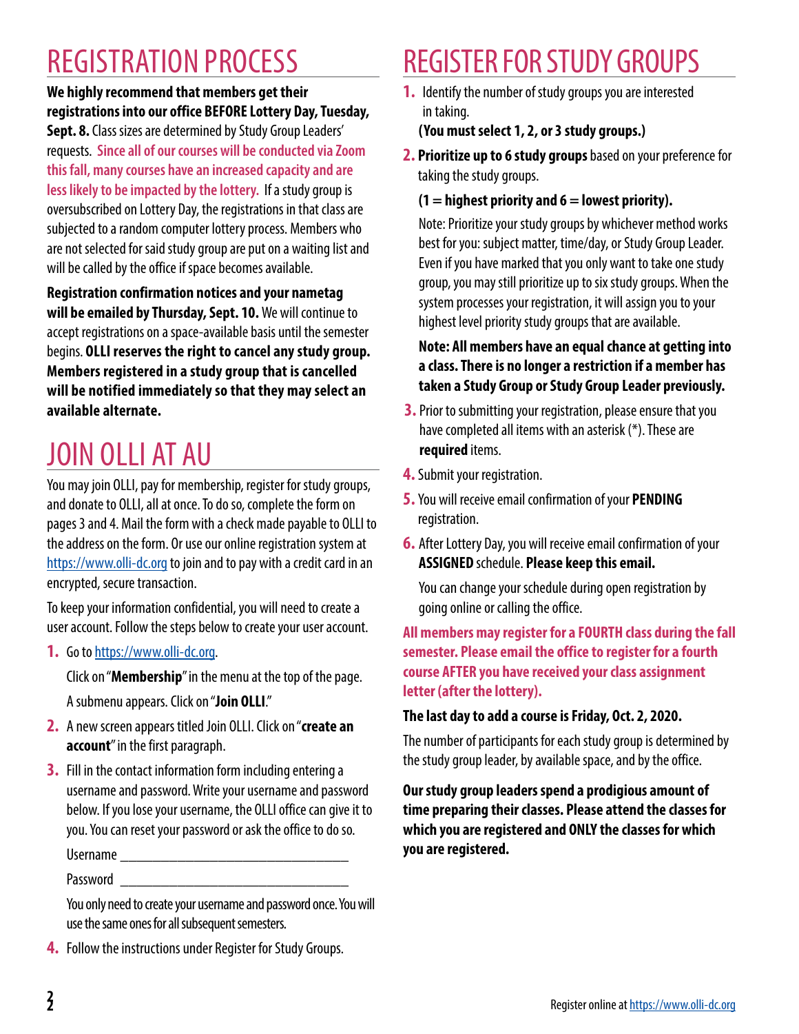# REGISTRATION PROCESS

**We highly recommend that members get their registrations into our office BEFORE Lottery Day, Tuesday, Sept. 8.** Class sizes are determined by Study Group Leaders' requests. **Since all of our courses will be conducted via Zoom this fall, many courses have an increased capacity and are less likely to be impacted by the lottery.** If a study group is oversubscribed on Lottery Day, the registrations in that class are subjected to a random computer lottery process. Members who are not selected for said study group are put on a waiting list and will be called by the office if space becomes available.

**Registration confirmation notices and your nametag will be emailed by Thursday, Sept. 10.** We will continue to accept registrations on a space-available basis until the semester begins. **OLLI reserves the right to cancel any study group. Members registered in a study group that is cancelled will be notified immediately so that they may select an available alternate.**

# JOIN OLLI AT AU

You may join OLLI, pay for membership, register for study groups, and donate to OLLI, all at once. To do so, complete the form on pages 3 and 4. Mail the form with a check made payable to OLLI to the address on the form. Or use our online registration system at https://www.olli-dc.org to join and to pay with a credit card in an encrypted, secure transaction.

To keep your information confidential, you will need to create a user account. Follow the steps below to create your user account.

1. Go to https://www.olli-dc.org.

   Click on "**Membership**" in the menu at the top of the page.

   A submenu appears. Click on "**Join OLLI**."
2. A new screen appears titled Join OLLI. Click on "**create an account**" in the first paragraph.
3. Fill in the contact information form including entering a username and password. Write your username and password below. If you lose your username, the OLLI office can give it to you. You can reset your password or ask the office to do so.

   Username ________________________________

   Password ________________________________

   You only need to create your username and password once. You will use the same ones for all subsequent semesters.
4. Follow the instructions under Register for Study Groups.

# REGISTER FOR STUDY GROUPS

1. Identify the number of study groups you are interested in taking.

   **(You must select 1, 2, or 3 study groups.)**
2. **Prioritize up to 6 study groups** based on your preference for taking the study groups.

   **(1 = highest priority and 6 = lowest priority).**

   Note: Prioritize your study groups by whichever method works best for you: subject matter, time/day, or Study Group Leader. Even if you have marked that you only want to take one study group, you may still prioritize up to six study groups. When the system processes your registration, it will assign you to your highest level priority study groups that are available.

   **Note: All members have an equal chance at getting into a class. There is no longer a restriction if a member has taken a Study Group or Study Group Leader previously.**
3. Prior to submitting your registration, please ensure that you have completed all items with an asterisk (*). These are **required** items.
4. Submit your registration.
5. You will receive email confirmation of your **PENDING** registration.
6. After Lottery Day, you will receive email confirmation of your **ASSIGNED** schedule. **Please keep this email.**

   You can change your schedule during open registration by going online or calling the office.

**All members may register for a FOURTH class during the fall semester. Please email the office to register for a fourth course AFTER you have received your class assignment letter (after the lottery).**

**The last day to add a course is Friday, Oct. 2, 2020.**

The number of participants for each study group is determined by the study group leader, by available space, and by the office.

**Our study group leaders spend a prodigious amount of time preparing their classes. Please attend the classes for which you are registered and ONLY the classes for which you are registered.**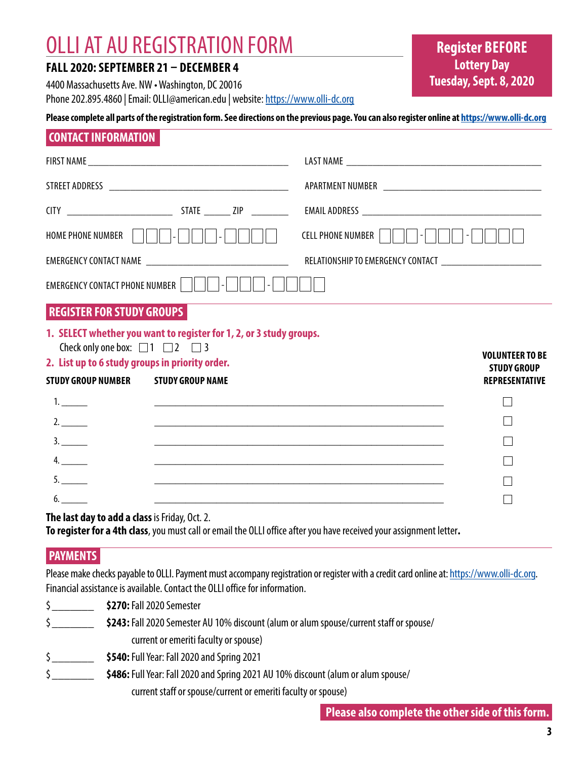# OLLI AT AU REGISTRATION FORM

**Register BEFORE Lottery Day Tuesday, Sept. 8, 2020**

**FALL 2020: SEPTEMBER 21 – DECEMBER 4**

4400 Massachusetts Ave. NW • Washington, DC 20016

Phone 202.895.4860 | Email: OLLI@american.edu | website: https://www.olli-dc.org

**Please complete all parts of the registration form. See directions on the previous page. You can also register online at https://www.olli-dc.org**

## CONTACT INFORMATION

FIRST NAME ______________________ LAST NAME ______________________

STREET ADDRESS ______________________ APARTMENT NUMBER ______________________

CITY ______________ STATE ______ ZIP ________ EMAIL ADDRESS ______________________

HOME PHONE NUMBER ☐☐☐-☐☐☐-☐☐☐☐ CELL PHONE NUMBER ☐☐☐-☐☐☐-☐☐☐☐

EMERGENCY CONTACT NAME ______________________ RELATIONSHIP TO EMERGENCY CONTACT ______________________

EMERGENCY CONTACT PHONE NUMBER ☐☐☐-☐☐☐-☐☐☐☐

## REGISTER FOR STUDY GROUPS

**1. SELECT whether you want to register for 1, 2, or 3 study groups.**

Check only one box: ☐ 1 ☐ 2 ☐ 3

**2. List up to 6 study groups in priority order.**

| STUDY GROUP NUMBER | STUDY GROUP NAME | VOLUNTEER TO BE STUDY GROUP REPRESENTATIVE |
|---|---|---|
| 1. ______ | ______________________ | ☐ |
| 2. ______ | ______________________ | ☐ |
| 3. ______ | ______________________ | ☐ |
| 4. ______ | ______________________ | ☐ |
| 5. ______ | ______________________ | ☐ |
| 6. ______ | ______________________ | ☐ |

**The last day to add a class** is Friday, Oct. 2.

**To register for a 4th class**, you must call or email the OLLI office after you have received your assignment letter**.**

## PAYMENTS

Please make checks payable to OLLI. Payment must accompany registration or register with a credit card online at: https://www.olli-dc.org. Financial assistance is available. Contact the OLLI office for information.

$ ________ **$270:** Fall 2020 Semester

$ ________ **$243:** Fall 2020 Semester AU 10% discount (alum or alum spouse/current staff or spouse/current or emeriti faculty or spouse)

$ ________ **$540:** Full Year: Fall 2020 and Spring 2021

$ ________ **$486:** Full Year: Fall 2020 and Spring 2021 AU 10% discount (alum or alum spouse/current staff or spouse/current or emeriti faculty or spouse)

**Please also complete the other side of this form.**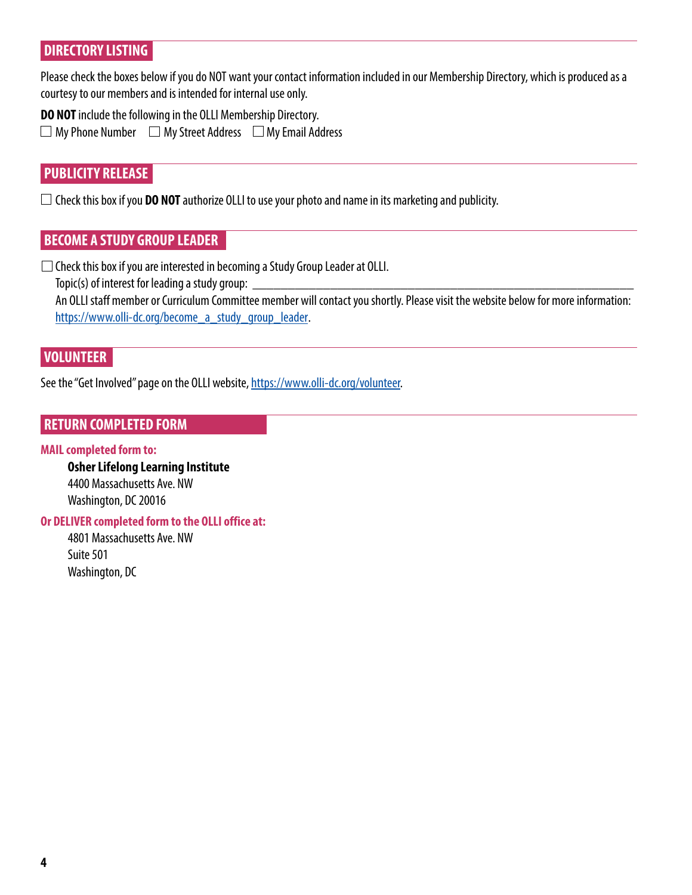## DIRECTORY LISTING

Please check the boxes below if you do NOT want your contact information included in our Membership Directory, which is produced as a courtesy to our members and is intended for internal use only.

**DO NOT** include the following in the OLLI Membership Directory.

☐ My Phone Number ☐ My Street Address ☐ My Email Address

## PUBLICITY RELEASE

☐ Check this box if you **DO NOT** authorize OLLI to use your photo and name in its marketing and publicity.

## BECOME A STUDY GROUP LEADER

☐ Check this box if you are interested in becoming a Study Group Leader at OLLI.

Topic(s) of interest for leading a study group: ___________________________________________

An OLLI staff member or Curriculum Committee member will contact you shortly. Please visit the website below for more information: https://www.olli-dc.org/become_a_study_group_leader.

## VOLUNTEER

See the "Get Involved" page on the OLLI website, https://www.olli-dc.org/volunteer.

## RETURN COMPLETED FORM

**MAIL completed form to:**

**Osher Lifelong Learning Institute**
4400 Massachusetts Ave. NW
Washington, DC 20016

**Or DELIVER completed form to the OLLI office at:**

4801 Massachusetts Ave. NW
Suite 501
Washington, DC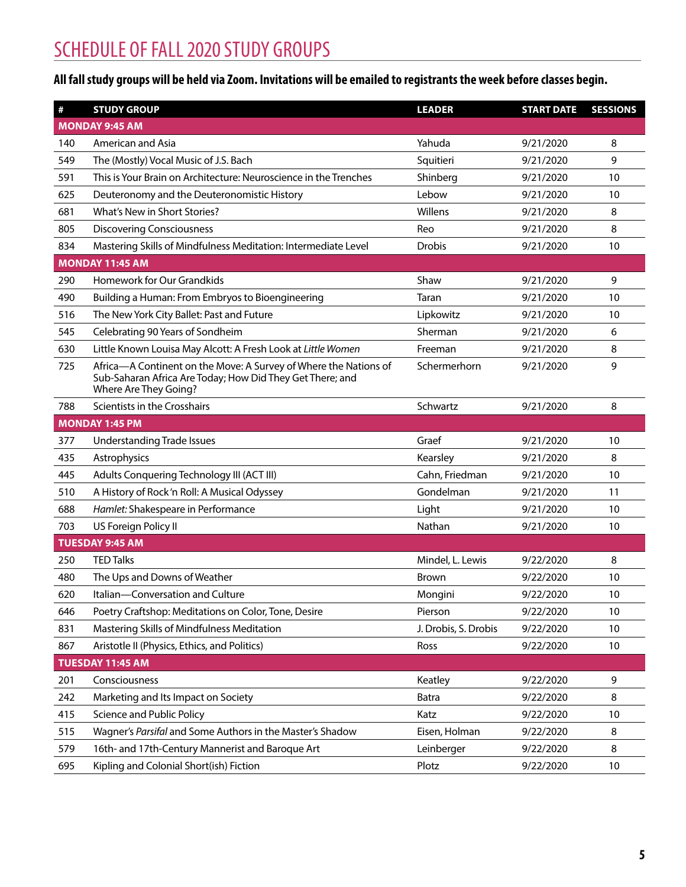# SCHEDULE OF FALL 2020 STUDY GROUPS

**All fall study groups will be held via Zoom. Invitations will be emailed to registrants the week before classes begin.**

| # | STUDY GROUP | LEADER | START DATE | SESSIONS |
|---|---|---|---|---|
| **MONDAY 9:45 AM** | | | | |
| 140 | American and Asia | Yahuda | 9/21/2020 | 8 |
| 549 | The (Mostly) Vocal Music of J.S. Bach | Squitieri | 9/21/2020 | 9 |
| 591 | This is Your Brain on Architecture: Neuroscience in the Trenches | Shinberg | 9/21/2020 | 10 |
| 625 | Deuteronomy and the Deuteronomistic History | Lebow | 9/21/2020 | 10 |
| 681 | What's New in Short Stories? | Willens | 9/21/2020 | 8 |
| 805 | Discovering Consciousness | Reo | 9/21/2020 | 8 |
| 834 | Mastering Skills of Mindfulness Meditation: Intermediate Level | Drobis | 9/21/2020 | 10 |
| **MONDAY 11:45 AM** | | | | |
| 290 | Homework for Our Grandkids | Shaw | 9/21/2020 | 9 |
| 490 | Building a Human: From Embryos to Bioengineering | Taran | 9/21/2020 | 10 |
| 516 | The New York City Ballet: Past and Future | Lipkowitz | 9/21/2020 | 10 |
| 545 | Celebrating 90 Years of Sondheim | Sherman | 9/21/2020 | 6 |
| 630 | Little Known Louisa May Alcott: A Fresh Look at *Little Women* | Freeman | 9/21/2020 | 8 |
| 725 | Africa—A Continent on the Move: A Survey of Where the Nations of Sub-Saharan Africa Are Today; How Did They Get There; and Where Are They Going? | Schermerhorn | 9/21/2020 | 9 |
| 788 | Scientists in the Crosshairs | Schwartz | 9/21/2020 | 8 |
| **MONDAY 1:45 PM** | | | | |
| 377 | Understanding Trade Issues | Graef | 9/21/2020 | 10 |
| 435 | Astrophysics | Kearsley | 9/21/2020 | 8 |
| 445 | Adults Conquering Technology III (ACT III) | Cahn, Friedman | 9/21/2020 | 10 |
| 510 | A History of Rock 'n Roll: A Musical Odyssey | Gondelman | 9/21/2020 | 11 |
| 688 | *Hamlet:* Shakespeare in Performance | Light | 9/21/2020 | 10 |
| 703 | US Foreign Policy II | Nathan | 9/21/2020 | 10 |
| **TUESDAY 9:45 AM** | | | | |
| 250 | TED Talks | Mindel, L. Lewis | 9/22/2020 | 8 |
| 480 | The Ups and Downs of Weather | Brown | 9/22/2020 | 10 |
| 620 | Italian—Conversation and Culture | Mongini | 9/22/2020 | 10 |
| 646 | Poetry Craftshop: Meditations on Color, Tone, Desire | Pierson | 9/22/2020 | 10 |
| 831 | Mastering Skills of Mindfulness Meditation | J. Drobis, S. Drobis | 9/22/2020 | 10 |
| 867 | Aristotle II (Physics, Ethics, and Politics) | Ross | 9/22/2020 | 10 |
| **TUESDAY 11:45 AM** | | | | |
| 201 | Consciousness | Keatley | 9/22/2020 | 9 |
| 242 | Marketing and Its Impact on Society | Batra | 9/22/2020 | 8 |
| 415 | Science and Public Policy | Katz | 9/22/2020 | 10 |
| 515 | Wagner's *Parsifal* and Some Authors in the Master's Shadow | Eisen, Holman | 9/22/2020 | 8 |
| 579 | 16th- and 17th-Century Mannerist and Baroque Art | Leinberger | 9/22/2020 | 8 |
| 695 | Kipling and Colonial Short(ish) Fiction | Plotz | 9/22/2020 | 10 |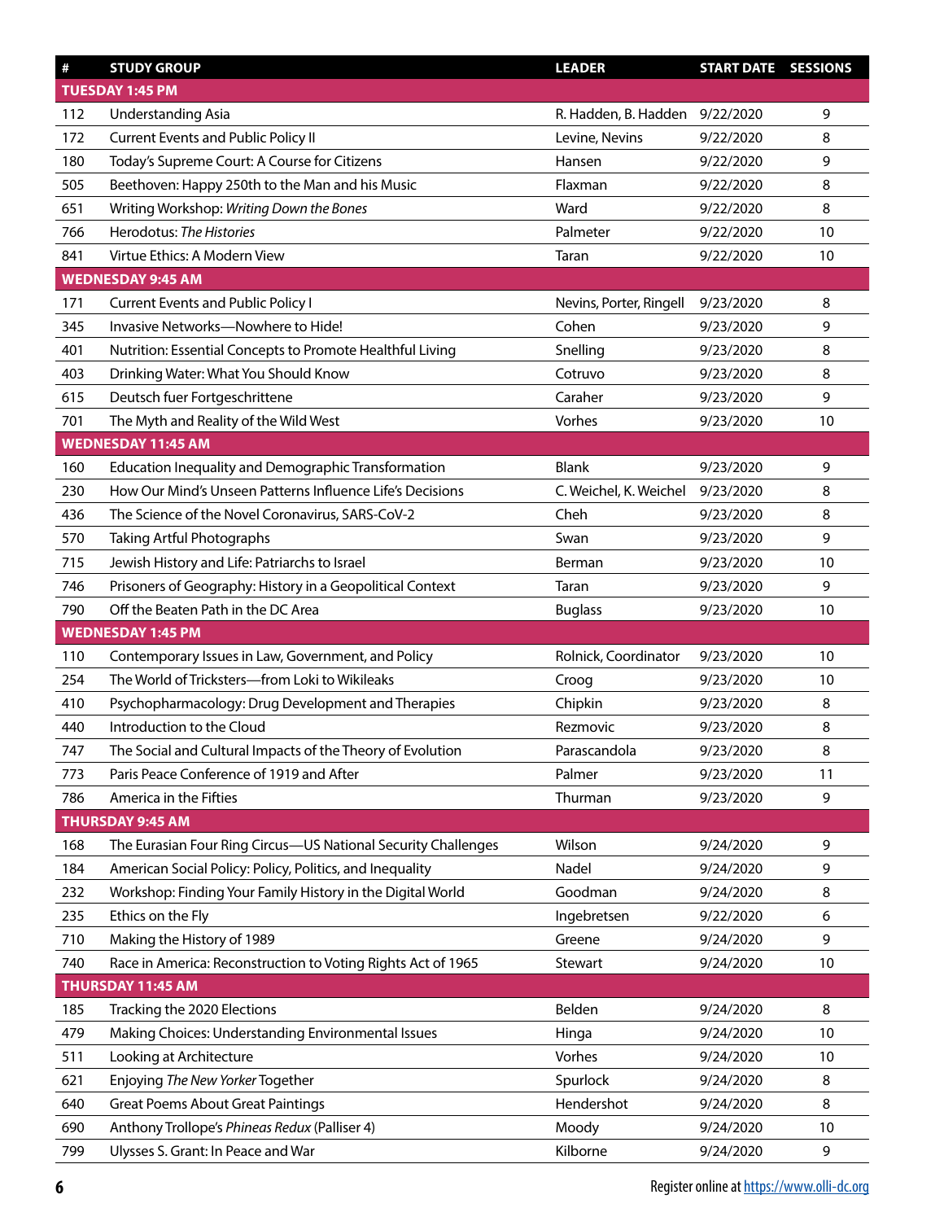| # | STUDY GROUP | LEADER | START DATE | SESSIONS |
|---|---|---|---|---|
| **TUESDAY 1:45 PM** | | | | |
| 112 | Understanding Asia | R. Hadden, B. Hadden | 9/22/2020 | 9 |
| 172 | Current Events and Public Policy II | Levine, Nevins | 9/22/2020 | 8 |
| 180 | Today's Supreme Court: A Course for Citizens | Hansen | 9/22/2020 | 9 |
| 505 | Beethoven: Happy 250th to the Man and his Music | Flaxman | 9/22/2020 | 8 |
| 651 | Writing Workshop: *Writing Down the Bones* | Ward | 9/22/2020 | 8 |
| 766 | Herodotus: *The Histories* | Palmeter | 9/22/2020 | 10 |
| 841 | Virtue Ethics: A Modern View | Taran | 9/22/2020 | 10 |
| **WEDNESDAY 9:45 AM** | | | | |
| 171 | Current Events and Public Policy I | Nevins, Porter, Ringell | 9/23/2020 | 8 |
| 345 | Invasive Networks—Nowhere to Hide! | Cohen | 9/23/2020 | 9 |
| 401 | Nutrition: Essential Concepts to Promote Healthful Living | Snelling | 9/23/2020 | 8 |
| 403 | Drinking Water: What You Should Know | Cotruvo | 9/23/2020 | 8 |
| 615 | Deutsch fuer Fortgeschrittene | Caraher | 9/23/2020 | 9 |
| 701 | The Myth and Reality of the Wild West | Vorhes | 9/23/2020 | 10 |
| **WEDNESDAY 11:45 AM** | | | | |
| 160 | Education Inequality and Demographic Transformation | Blank | 9/23/2020 | 9 |
| 230 | How Our Mind's Unseen Patterns Influence Life's Decisions | C. Weichel, K. Weichel | 9/23/2020 | 8 |
| 436 | The Science of the Novel Coronavirus, SARS-CoV-2 | Cheh | 9/23/2020 | 8 |
| 570 | Taking Artful Photographs | Swan | 9/23/2020 | 9 |
| 715 | Jewish History and Life: Patriarchs to Israel | Berman | 9/23/2020 | 10 |
| 746 | Prisoners of Geography: History in a Geopolitical Context | Taran | 9/23/2020 | 9 |
| 790 | Off the Beaten Path in the DC Area | Buglass | 9/23/2020 | 10 |
| **WEDNESDAY 1:45 PM** | | | | |
| 110 | Contemporary Issues in Law, Government, and Policy | Rolnick, Coordinator | 9/23/2020 | 10 |
| 254 | The World of Tricksters—from Loki to Wikileaks | Croog | 9/23/2020 | 10 |
| 410 | Psychopharmacology: Drug Development and Therapies | Chipkin | 9/23/2020 | 8 |
| 440 | Introduction to the Cloud | Rezmovic | 9/23/2020 | 8 |
| 747 | The Social and Cultural Impacts of the Theory of Evolution | Parascandola | 9/23/2020 | 8 |
| 773 | Paris Peace Conference of 1919 and After | Palmer | 9/23/2020 | 11 |
| 786 | America in the Fifties | Thurman | 9/23/2020 | 9 |
| **THURSDAY 9:45 AM** | | | | |
| 168 | The Eurasian Four Ring Circus—US National Security Challenges | Wilson | 9/24/2020 | 9 |
| 184 | American Social Policy: Policy, Politics, and Inequality | Nadel | 9/24/2020 | 9 |
| 232 | Workshop: Finding Your Family History in the Digital World | Goodman | 9/24/2020 | 8 |
| 235 | Ethics on the Fly | Ingebretsen | 9/22/2020 | 6 |
| 710 | Making the History of 1989 | Greene | 9/24/2020 | 9 |
| 740 | Race in America: Reconstruction to Voting Rights Act of 1965 | Stewart | 9/24/2020 | 10 |
| **THURSDAY 11:45 AM** | | | | |
| 185 | Tracking the 2020 Elections | Belden | 9/24/2020 | 8 |
| 479 | Making Choices: Understanding Environmental Issues | Hinga | 9/24/2020 | 10 |
| 511 | Looking at Architecture | Vorhes | 9/24/2020 | 10 |
| 621 | Enjoying *The New Yorker* Together | Spurlock | 9/24/2020 | 8 |
| 640 | Great Poems About Great Paintings | Hendershot | 9/24/2020 | 8 |
| 690 | Anthony Trollope's *Phineas Redux* (Palliser 4) | Moody | 9/24/2020 | 10 |
| 799 | Ulysses S. Grant: In Peace and War | Kilborne | 9/24/2020 | 9 |

Register online at https://www.olli-dc.org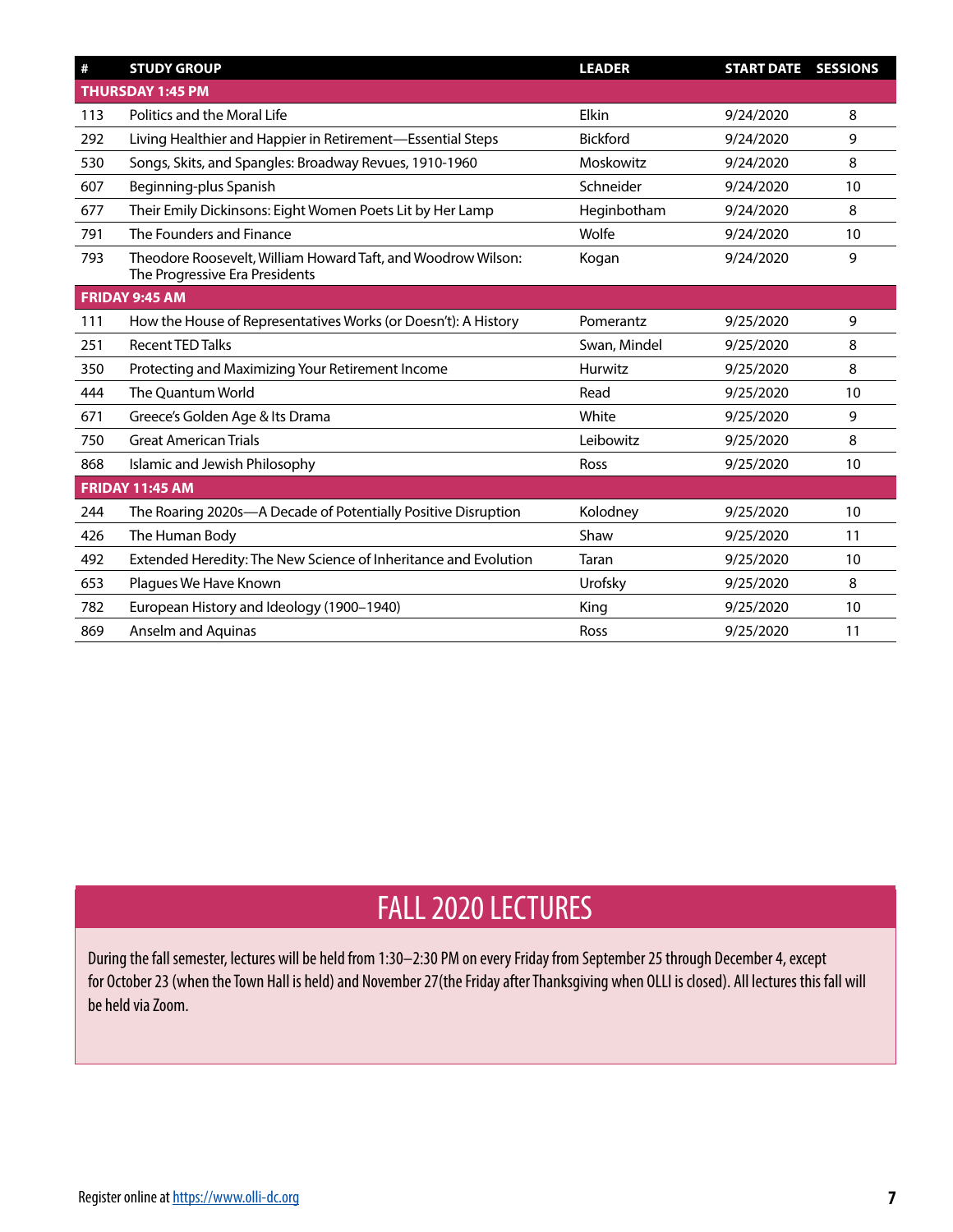| # | STUDY GROUP | LEADER | START DATE | SESSIONS |
|---|---|---|---|---|
| **THURSDAY 1:45 PM** | | | | |
| 113 | Politics and the Moral Life | Elkin | 9/24/2020 | 8 |
| 292 | Living Healthier and Happier in Retirement—Essential Steps | Bickford | 9/24/2020 | 9 |
| 530 | Songs, Skits, and Spangles: Broadway Revues, 1910-1960 | Moskowitz | 9/24/2020 | 8 |
| 607 | Beginning-plus Spanish | Schneider | 9/24/2020 | 10 |
| 677 | Their Emily Dickinsons: Eight Women Poets Lit by Her Lamp | Heginbotham | 9/24/2020 | 8 |
| 791 | The Founders and Finance | Wolfe | 9/24/2020 | 10 |
| 793 | Theodore Roosevelt, William Howard Taft, and Woodrow Wilson: The Progressive Era Presidents | Kogan | 9/24/2020 | 9 |
| **FRIDAY 9:45 AM** | | | | |
| 111 | How the House of Representatives Works (or Doesn't): A History | Pomerantz | 9/25/2020 | 9 |
| 251 | Recent TED Talks | Swan, Mindel | 9/25/2020 | 8 |
| 350 | Protecting and Maximizing Your Retirement Income | Hurwitz | 9/25/2020 | 8 |
| 444 | The Quantum World | Read | 9/25/2020 | 10 |
| 671 | Greece's Golden Age & Its Drama | White | 9/25/2020 | 9 |
| 750 | Great American Trials | Leibowitz | 9/25/2020 | 8 |
| 868 | Islamic and Jewish Philosophy | Ross | 9/25/2020 | 10 |
| **FRIDAY 11:45 AM** | | | | |
| 244 | The Roaring 2020s—A Decade of Potentially Positive Disruption | Kolodney | 9/25/2020 | 10 |
| 426 | The Human Body | Shaw | 9/25/2020 | 11 |
| 492 | Extended Heredity: The New Science of Inheritance and Evolution | Taran | 9/25/2020 | 10 |
| 653 | Plagues We Have Known | Urofsky | 9/25/2020 | 8 |
| 782 | European History and Ideology (1900–1940) | King | 9/25/2020 | 10 |
| 869 | Anselm and Aquinas | Ross | 9/25/2020 | 11 |

## FALL 2020 LECTURES

During the fall semester, lectures will be held from 1:30–2:30 PM on every Friday from September 25 through December 4, except for October 23 (when the Town Hall is held) and November 27(the Friday after Thanksgiving when OLLI is closed). All lectures this fall will be held via Zoom.

Register online at https://www.olli-dc.org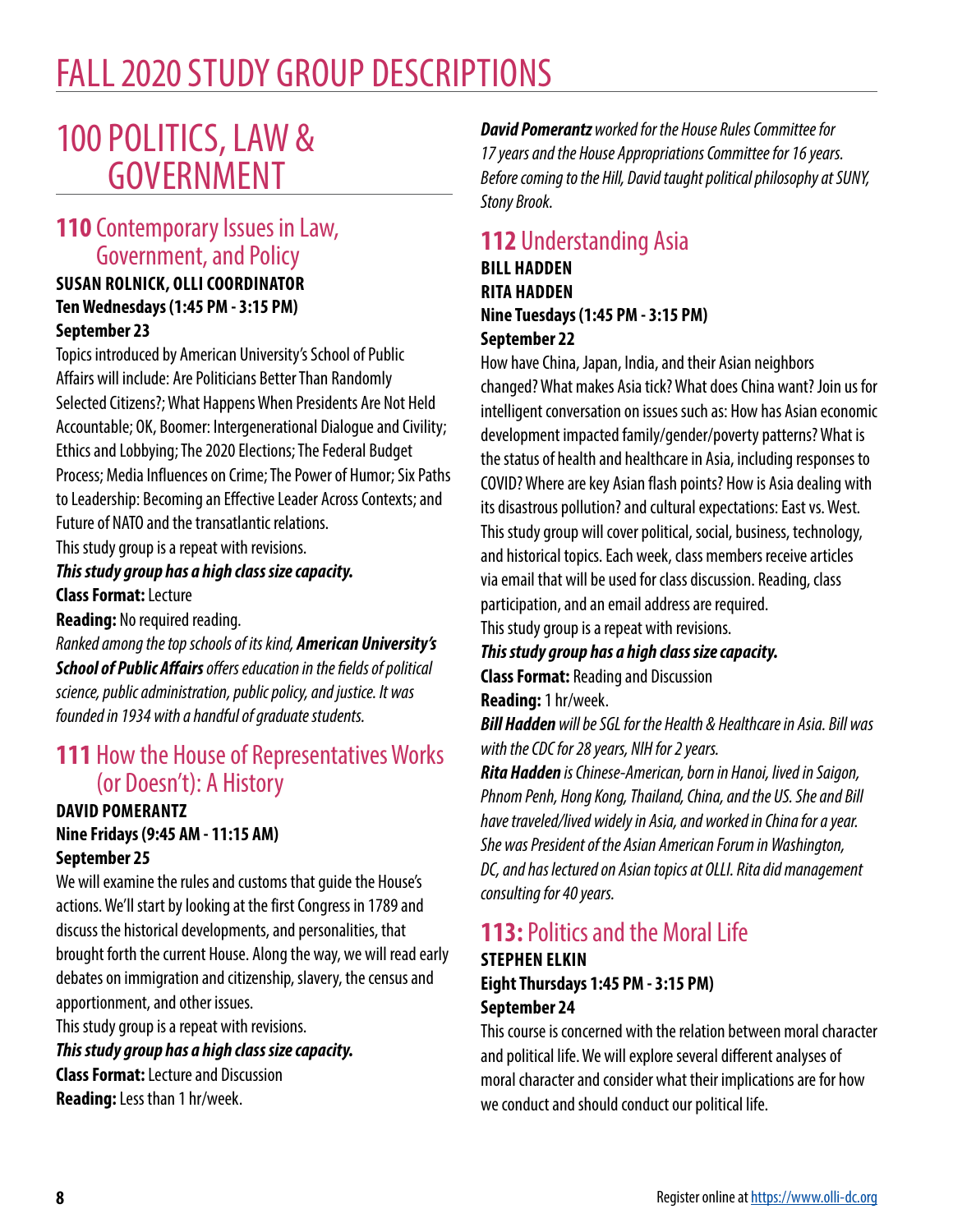# FALL 2020 STUDY GROUP DESCRIPTIONS

## 100 POLITICS, LAW & GOVERNMENT

### 110 Contemporary Issues in Law, Government, and Policy

**SUSAN ROLNICK, OLLI COORDINATOR**
**Ten Wednesdays (1:45 PM - 3:15 PM)**
**September 23**

Topics introduced by American University's School of Public Affairs will include: Are Politicians Better Than Randomly Selected Citizens?; What Happens When Presidents Are Not Held Accountable; OK, Boomer: Intergenerational Dialogue and Civility; Ethics and Lobbying; The 2020 Elections; The Federal Budget Process; Media Influences on Crime; The Power of Humor; Six Paths to Leadership: Becoming an Effective Leader Across Contexts; and Future of NATO and the transatlantic relations.

This study group is a repeat with revisions.

***This study group has a high class size capacity.***

**Class Format:** Lecture

**Reading:** No required reading.

*Ranked among the top schools of its kind,* ***American University's School of Public Affairs*** *offers education in the fields of political science, public administration, public policy, and justice. It was founded in 1934 with a handful of graduate students.*

### 111 How the House of Representatives Works (or Doesn't): A History

**DAVID POMERANTZ**
**Nine Fridays (9:45 AM - 11:15 AM)**
**September 25**

We will examine the rules and customs that guide the House's actions. We'll start by looking at the first Congress in 1789 and discuss the historical developments, and personalities, that brought forth the current House. Along the way, we will read early debates on immigration and citizenship, slavery, the census and apportionment, and other issues.

This study group is a repeat with revisions.

***This study group has a high class size capacity.***

**Class Format:** Lecture and Discussion

**Reading:** Less than 1 hr/week.

***David Pomerantz*** *worked for the House Rules Committee for 17 years and the House Appropriations Committee for 16 years. Before coming to the Hill, David taught political philosophy at SUNY, Stony Brook.*

### 112 Understanding Asia

**BILL HADDEN**
**RITA HADDEN**
**Nine Tuesdays (1:45 PM - 3:15 PM)**
**September 22**

How have China, Japan, India, and their Asian neighbors changed? What makes Asia tick? What does China want? Join us for intelligent conversation on issues such as: How has Asian economic development impacted family/gender/poverty patterns? What is the status of health and healthcare in Asia, including responses to COVID? Where are key Asian flash points? How is Asia dealing with its disastrous pollution? and cultural expectations: East vs. West. This study group will cover political, social, business, technology, and historical topics. Each week, class members receive articles via email that will be used for class discussion. Reading, class participation, and an email address are required.

This study group is a repeat with revisions.

***This study group has a high class size capacity.***

**Class Format:** Reading and Discussion

**Reading:** 1 hr/week.

***Bill Hadden*** *will be SGL for the Health & Healthcare in Asia. Bill was with the CDC for 28 years, NIH for 2 years.*

***Rita Hadden*** *is Chinese-American, born in Hanoi, lived in Saigon, Phnom Penh, Hong Kong, Thailand, China, and the US. She and Bill have traveled/lived widely in Asia, and worked in China for a year. She was President of the Asian American Forum in Washington, DC, and has lectured on Asian topics at OLLI. Rita did management consulting for 40 years.*

### 113: Politics and the Moral Life

**STEPHEN ELKIN**
**Eight Thursdays 1:45 PM - 3:15 PM)**
**September 24**

This course is concerned with the relation between moral character and political life. We will explore several different analyses of moral character and consider what their implications are for how we conduct and should conduct our political life.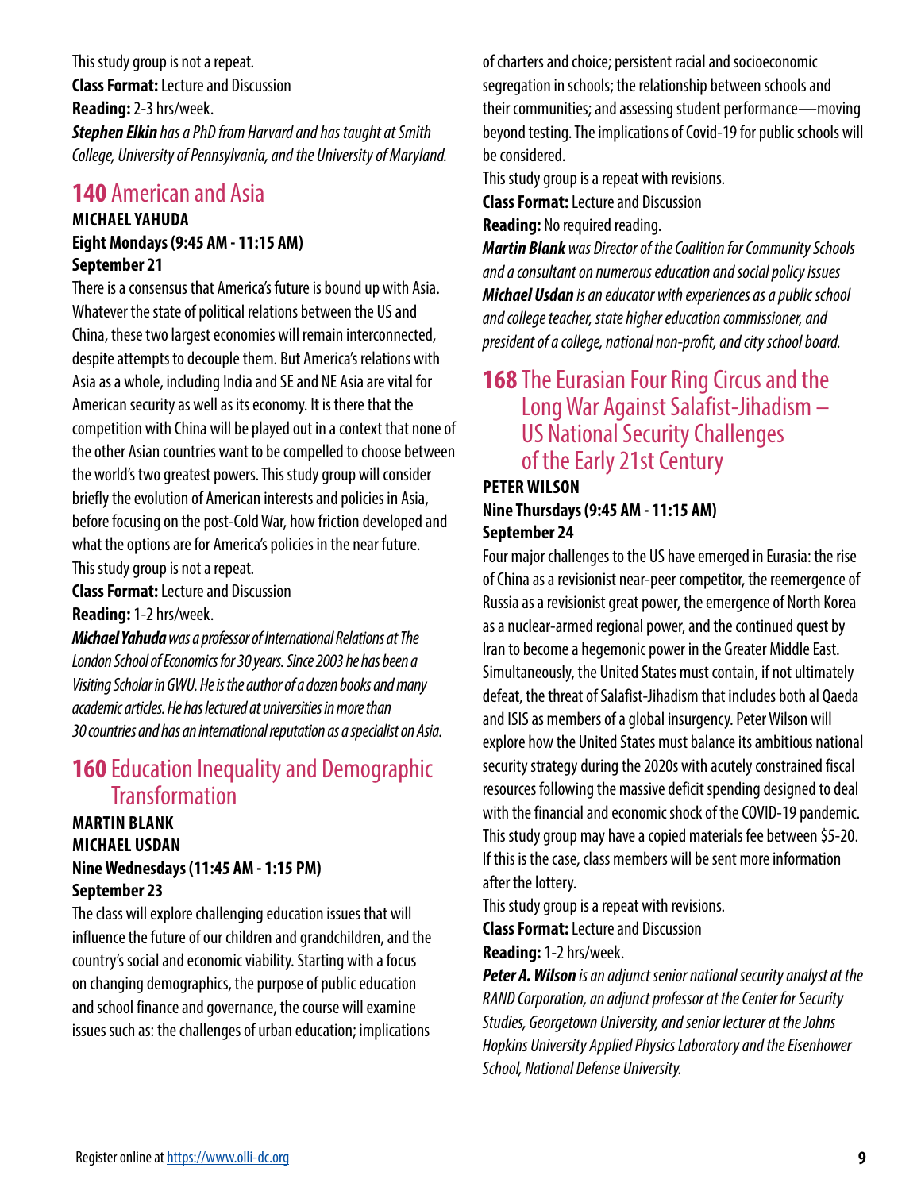This study group is not a repeat.
**Class Format:** Lecture and Discussion
**Reading:** 2-3 hrs/week.
***Stephen Elkin*** *has a PhD from Harvard and has taught at Smith College, University of Pennsylvania, and the University of Maryland.*

## **140** American and Asia

**MICHAEL YAHUDA**
**Eight Mondays (9:45 AM - 11:15 AM)**
**September 21**

There is a consensus that America's future is bound up with Asia. Whatever the state of political relations between the US and China, these two largest economies will remain interconnected, despite attempts to decouple them. But America's relations with Asia as a whole, including India and SE and NE Asia are vital for American security as well as its economy. It is there that the competition with China will be played out in a context that none of the other Asian countries want to be compelled to choose between the world's two greatest powers. This study group will consider briefly the evolution of American interests and policies in Asia, before focusing on the post-Cold War, how friction developed and what the options are for America's policies in the near future.
This study group is not a repeat.
**Class Format:** Lecture and Discussion
**Reading:** 1-2 hrs/week.
***Michael Yahuda*** *was a professor of International Relations at The London School of Economics for 30 years. Since 2003 he has been a Visiting Scholar in GWU. He is the author of a dozen books and many academic articles. He has lectured at universities in more than 30 countries and has an international reputation as a specialist on Asia.*

## **160** Education Inequality and Demographic Transformation

**MARTIN BLANK**
**MICHAEL USDAN**
**Nine Wednesdays (11:45 AM - 1:15 PM)**
**September 23**

The class will explore challenging education issues that will influence the future of our children and grandchildren, and the country's social and economic viability. Starting with a focus on changing demographics, the purpose of public education and school finance and governance, the course will examine issues such as: the challenges of urban education; implications of charters and choice; persistent racial and socioeconomic segregation in schools; the relationship between schools and their communities; and assessing student performance—moving beyond testing. The implications of Covid-19 for public schools will be considered.
This study group is a repeat with revisions.
**Class Format:** Lecture and Discussion
**Reading:** No required reading.
***Martin Blank*** *was Director of the Coalition for Community Schools and a consultant on numerous education and social policy issues*
***Michael Usdan*** *is an educator with experiences as a public school and college teacher, state higher education commissioner, and president of a college, national non-profit, and city school board.*

## **168** The Eurasian Four Ring Circus and the Long War Against Salafist-Jihadism – US National Security Challenges of the Early 21st Century

**PETER WILSON**
**Nine Thursdays (9:45 AM - 11:15 AM)**
**September 24**

Four major challenges to the US have emerged in Eurasia: the rise of China as a revisionist near-peer competitor, the reemergence of Russia as a revisionist great power, the emergence of North Korea as a nuclear-armed regional power, and the continued quest by Iran to become a hegemonic power in the Greater Middle East. Simultaneously, the United States must contain, if not ultimately defeat, the threat of Salafist-Jihadism that includes both al Qaeda and ISIS as members of a global insurgency. Peter Wilson will explore how the United States must balance its ambitious national security strategy during the 2020s with acutely constrained fiscal resources following the massive deficit spending designed to deal with the financial and economic shock of the COVID-19 pandemic. This study group may have a copied materials fee between $5-20. If this is the case, class members will be sent more information after the lottery.
This study group is a repeat with revisions.
**Class Format:** Lecture and Discussion
**Reading:** 1-2 hrs/week.
***Peter A. Wilson*** *is an adjunct senior national security analyst at the RAND Corporation, an adjunct professor at the Center for Security Studies, Georgetown University, and senior lecturer at the Johns Hopkins University Applied Physics Laboratory and the Eisenhower School, National Defense University.*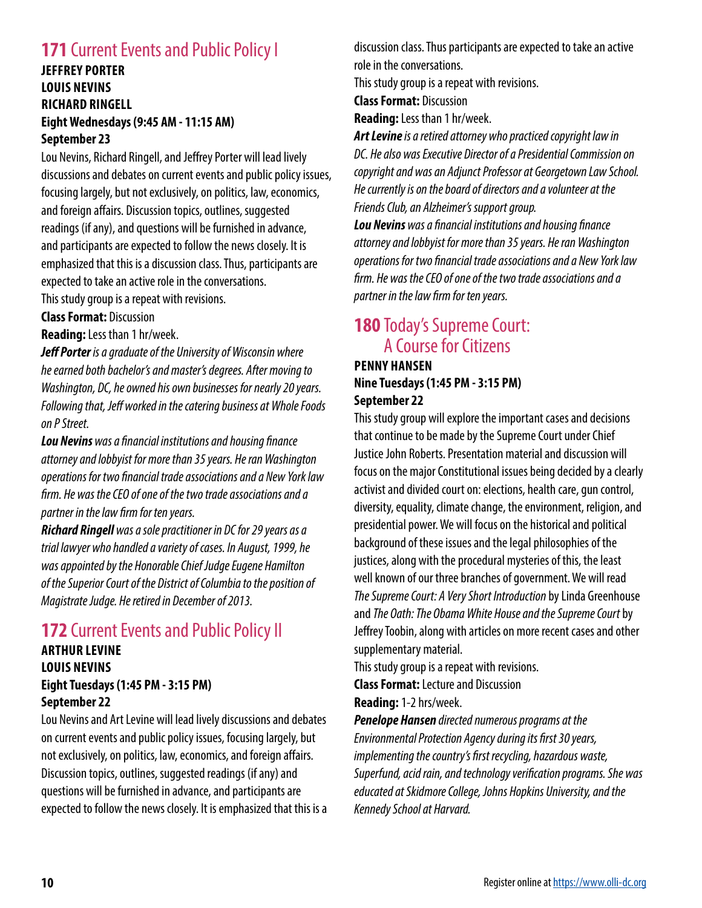## 171 Current Events and Public Policy I

**JEFFREY PORTER**
**LOUIS NEVINS**
**RICHARD RINGELL**
**Eight Wednesdays (9:45 AM - 11:15 AM)**
**September 23**

Lou Nevins, Richard Ringell, and Jeffrey Porter will lead lively discussions and debates on current events and public policy issues, focusing largely, but not exclusively, on politics, law, economics, and foreign affairs. Discussion topics, outlines, suggested readings (if any), and questions will be furnished in advance, and participants are expected to follow the news closely. It is emphasized that this is a discussion class. Thus, participants are expected to take an active role in the conversations.

This study group is a repeat with revisions.

**Class Format:** Discussion

**Reading:** Less than 1 hr/week.

***Jeff Porter*** *is a graduate of the University of Wisconsin where he earned both bachelor's and master's degrees. After moving to Washington, DC, he owned his own businesses for nearly 20 years. Following that, Jeff worked in the catering business at Whole Foods on P Street.*

***Lou Nevins*** *was a financial institutions and housing finance attorney and lobbyist for more than 35 years. He ran Washington operations for two financial trade associations and a New York law firm. He was the CEO of one of the two trade associations and a partner in the law firm for ten years.*

***Richard Ringell*** *was a sole practitioner in DC for 29 years as a trial lawyer who handled a variety of cases. In August, 1999, he was appointed by the Honorable Chief Judge Eugene Hamilton of the Superior Court of the District of Columbia to the position of Magistrate Judge. He retired in December of 2013.*

## 172 Current Events and Public Policy II

**ARTHUR LEVINE**
**LOUIS NEVINS**
**Eight Tuesdays (1:45 PM - 3:15 PM)**
**September 22**

Lou Nevins and Art Levine will lead lively discussions and debates on current events and public policy issues, focusing largely, but not exclusively, on politics, law, economics, and foreign affairs. Discussion topics, outlines, suggested readings (if any) and questions will be furnished in advance, and participants are expected to follow the news closely. It is emphasized that this is a discussion class. Thus participants are expected to take an active role in the conversations.

This study group is a repeat with revisions.

**Class Format:** Discussion

**Reading:** Less than 1 hr/week.

***Art Levine*** *is a retired attorney who practiced copyright law in DC. He also was Executive Director of a Presidential Commission on copyright and was an Adjunct Professor at Georgetown Law School. He currently is on the board of directors and a volunteer at the Friends Club, an Alzheimer's support group.*

***Lou Nevins*** *was a financial institutions and housing finance attorney and lobbyist for more than 35 years. He ran Washington operations for two financial trade associations and a New York law firm. He was the CEO of one of the two trade associations and a partner in the law firm for ten years.*

## 180 Today's Supreme Court: A Course for Citizens

**PENNY HANSEN**
**Nine Tuesdays (1:45 PM - 3:15 PM)**
**September 22**

This study group will explore the important cases and decisions that continue to be made by the Supreme Court under Chief Justice John Roberts. Presentation material and discussion will focus on the major Constitutional issues being decided by a clearly activist and divided court on: elections, health care, gun control, diversity, equality, climate change, the environment, religion, and presidential power. We will focus on the historical and political background of these issues and the legal philosophies of the justices, along with the procedural mysteries of this, the least well known of our three branches of government. We will read *The Supreme Court: A Very Short Introduction* by Linda Greenhouse and *The Oath: The Obama White House and the Supreme Court* by Jeffrey Toobin, along with articles on more recent cases and other supplementary material.

This study group is a repeat with revisions.

**Class Format:** Lecture and Discussion

**Reading:** 1-2 hrs/week.

***Penelope Hansen*** *directed numerous programs at the Environmental Protection Agency during its first 30 years, implementing the country's first recycling, hazardous waste, Superfund, acid rain, and technology verification programs. She was educated at Skidmore College, Johns Hopkins University, and the Kennedy School at Harvard.*

Register online at https://www.olli-dc.org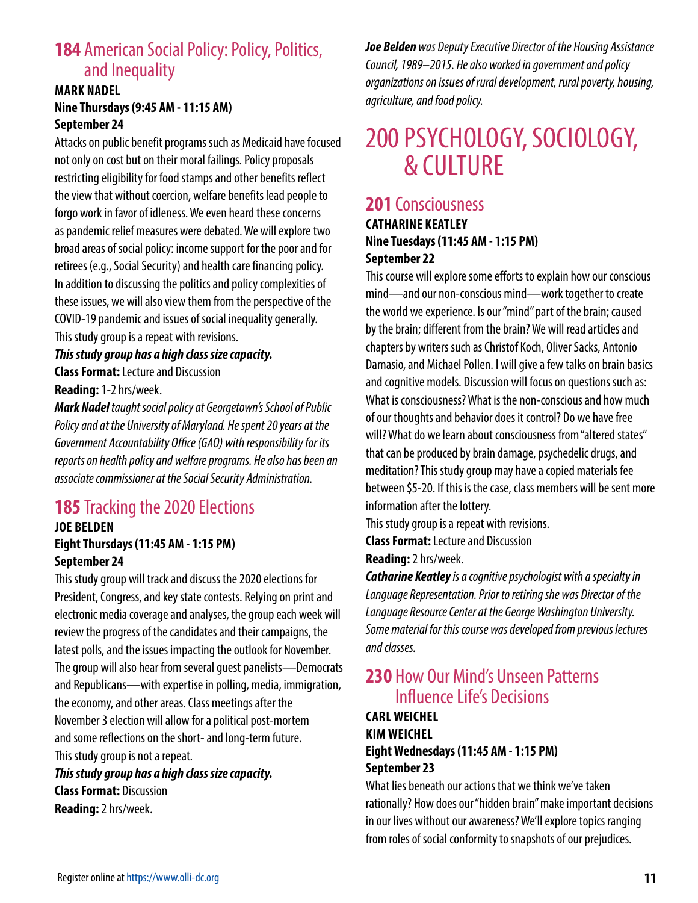## 184 American Social Policy: Policy, Politics, and Inequality

**MARK NADEL**
**Nine Thursdays (9:45 AM - 11:15 AM)**
**September 24**

Attacks on public benefit programs such as Medicaid have focused not only on cost but on their moral failings. Policy proposals restricting eligibility for food stamps and other benefits reflect the view that without coercion, welfare benefits lead people to forgo work in favor of idleness. We even heard these concerns as pandemic relief measures were debated. We will explore two broad areas of social policy: income support for the poor and for retirees (e.g., Social Security) and health care financing policy. In addition to discussing the politics and policy complexities of these issues, we will also view them from the perspective of the COVID-19 pandemic and issues of social inequality generally.

This study group is a repeat with revisions.

***This study group has a high class size capacity.***

**Class Format:** Lecture and Discussion

**Reading:** 1-2 hrs/week.

***Mark Nadel*** *taught social policy at Georgetown's School of Public Policy and at the University of Maryland. He spent 20 years at the Government Accountability Office (GAO) with responsibility for its reports on health policy and welfare programs. He also has been an associate commissioner at the Social Security Administration.*

## 185 Tracking the 2020 Elections

**JOE BELDEN**
**Eight Thursdays (11:45 AM - 1:15 PM)**
**September 24**

This study group will track and discuss the 2020 elections for President, Congress, and key state contests. Relying on print and electronic media coverage and analyses, the group each week will review the progress of the candidates and their campaigns, the latest polls, and the issues impacting the outlook for November. The group will also hear from several guest panelists—Democrats and Republicans—with expertise in polling, media, immigration, the economy, and other areas. Class meetings after the November 3 election will allow for a political post-mortem and some reflections on the short- and long-term future.

This study group is not a repeat.

***This study group has a high class size capacity.***

**Class Format:** Discussion

**Reading:** 2 hrs/week.

***Joe Belden*** *was Deputy Executive Director of the Housing Assistance Council, 1989–2015. He also worked in government and policy organizations on issues of rural development, rural poverty, housing, agriculture, and food policy.*

# 200 PSYCHOLOGY, SOCIOLOGY, & CULTURE

## 201 Consciousness

**CATHARINE KEATLEY**
**Nine Tuesdays (11:45 AM - 1:15 PM)**
**September 22**

This course will explore some efforts to explain how our conscious mind—and our non-conscious mind—work together to create the world we experience. Is our "mind" part of the brain; caused by the brain; different from the brain? We will read articles and chapters by writers such as Christof Koch, Oliver Sacks, Antonio Damasio, and Michael Pollen. I will give a few talks on brain basics and cognitive models. Discussion will focus on questions such as: What is consciousness? What is the non-conscious and how much of our thoughts and behavior does it control? Do we have free will? What do we learn about consciousness from "altered states" that can be produced by brain damage, psychedelic drugs, and meditation? This study group may have a copied materials fee between $5-20. If this is the case, class members will be sent more information after the lottery.

This study group is a repeat with revisions.

**Class Format:** Lecture and Discussion

**Reading:** 2 hrs/week.

***Catharine Keatley*** *is a cognitive psychologist with a specialty in Language Representation. Prior to retiring she was Director of the Language Resource Center at the George Washington University. Some material for this course was developed from previous lectures and classes.*

## 230 How Our Mind's Unseen Patterns Influence Life's Decisions

**CARL WEICHEL**
**KIM WEICHEL**
**Eight Wednesdays (11:45 AM - 1:15 PM)**
**September 23**

What lies beneath our actions that we think we've taken rationally? How does our "hidden brain" make important decisions in our lives without our awareness? We'll explore topics ranging from roles of social conformity to snapshots of our prejudices.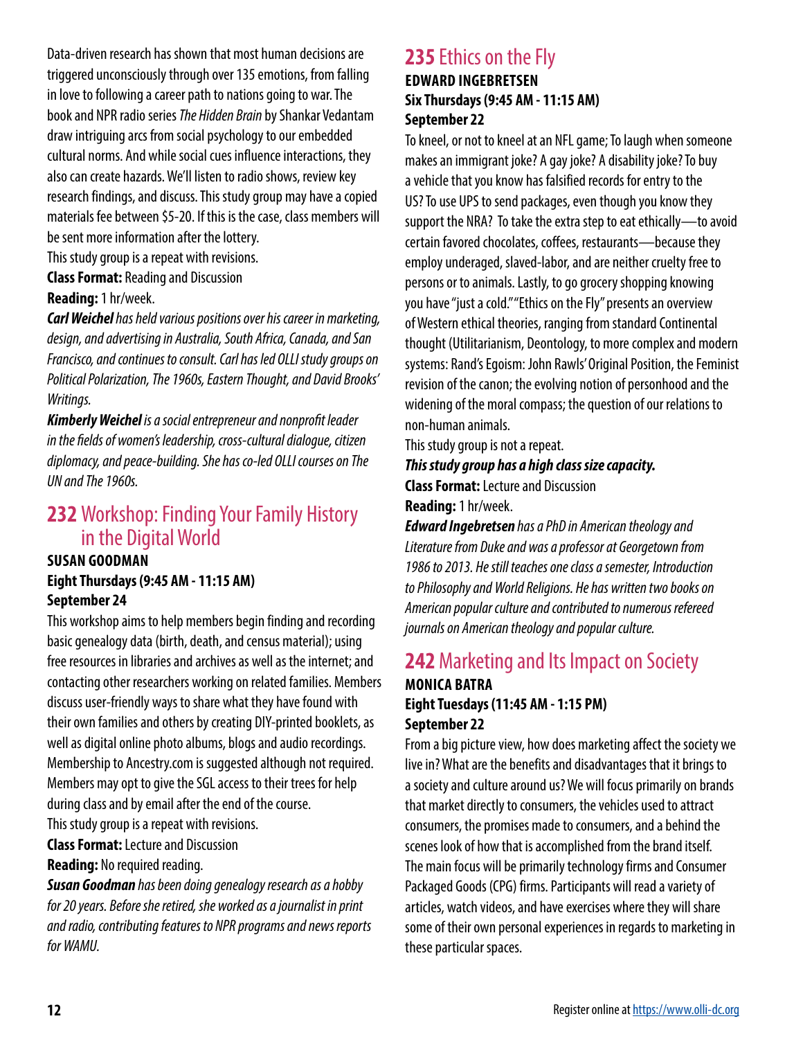Data-driven research has shown that most human decisions are triggered unconsciously through over 135 emotions, from falling in love to following a career path to nations going to war. The book and NPR radio series *The Hidden Brain* by Shankar Vedantam draw intriguing arcs from social psychology to our embedded cultural norms. And while social cues influence interactions, they also can create hazards. We'll listen to radio shows, review key research findings, and discuss. This study group may have a copied materials fee between $5-20. If this is the case, class members will be sent more information after the lottery.

This study group is a repeat with revisions.

**Class Format:** Reading and Discussion

**Reading:** 1 hr/week.

***Carl Weichel*** *has held various positions over his career in marketing, design, and advertising in Australia, South Africa, Canada, and San Francisco, and continues to consult. Carl has led OLLI study groups on Political Polarization, The 1960s, Eastern Thought, and David Brooks' Writings.*

***Kimberly Weichel*** *is a social entrepreneur and nonprofit leader in the fields of women's leadership, cross-cultural dialogue, citizen diplomacy, and peace-building. She has co-led OLLI courses on The UN and The 1960s.*

## 232 Workshop: Finding Your Family History in the Digital World

**SUSAN GOODMAN**
**Eight Thursdays (9:45 AM - 11:15 AM)**
**September 24**

This workshop aims to help members begin finding and recording basic genealogy data (birth, death, and census material); using free resources in libraries and archives as well as the internet; and contacting other researchers working on related families. Members discuss user-friendly ways to share what they have found with their own families and others by creating DIY-printed booklets, as well as digital online photo albums, blogs and audio recordings. Membership to Ancestry.com is suggested although not required. Members may opt to give the SGL access to their trees for help during class and by email after the end of the course.

This study group is a repeat with revisions.

**Class Format:** Lecture and Discussion

**Reading:** No required reading.

***Susan Goodman*** *has been doing genealogy research as a hobby for 20 years. Before she retired, she worked as a journalist in print and radio, contributing features to NPR programs and news reports for WAMU.*

## 235 Ethics on the Fly

**EDWARD INGEBRETSEN**
**Six Thursdays (9:45 AM - 11:15 AM)**
**September 22**

To kneel, or not to kneel at an NFL game; To laugh when someone makes an immigrant joke? A gay joke? A disability joke? To buy a vehicle that you know has falsified records for entry to the US? To use UPS to send packages, even though you know they support the NRA? To take the extra step to eat ethically—to avoid certain favored chocolates, coffees, restaurants—because they employ underaged, slaved-labor, and are neither cruelty free to persons or to animals. Lastly, to go grocery shopping knowing you have "just a cold." "Ethics on the Fly" presents an overview of Western ethical theories, ranging from standard Continental thought (Utilitarianism, Deontology, to more complex and modern systems: Rand's Egoism: John Rawls' Original Position, the Feminist revision of the canon; the evolving notion of personhood and the widening of the moral compass; the question of our relations to non-human animals.

This study group is not a repeat.

***This study group has a high class size capacity.***

**Class Format:** Lecture and Discussion

**Reading:** 1 hr/week.

***Edward Ingebretsen*** *has a PhD in American theology and Literature from Duke and was a professor at Georgetown from 1986 to 2013. He still teaches one class a semester, Introduction to Philosophy and World Religions. He has written two books on American popular culture and contributed to numerous refereed journals on American theology and popular culture.*

## 242 Marketing and Its Impact on Society

**MONICA BATRA**
**Eight Tuesdays (11:45 AM - 1:15 PM)**
**September 22**

From a big picture view, how does marketing affect the society we live in? What are the benefits and disadvantages that it brings to a society and culture around us? We will focus primarily on brands that market directly to consumers, the vehicles used to attract consumers, the promises made to consumers, and a behind the scenes look of how that is accomplished from the brand itself. The main focus will be primarily technology firms and Consumer Packaged Goods (CPG) firms. Participants will read a variety of articles, watch videos, and have exercises where they will share some of their own personal experiences in regards to marketing in these particular spaces.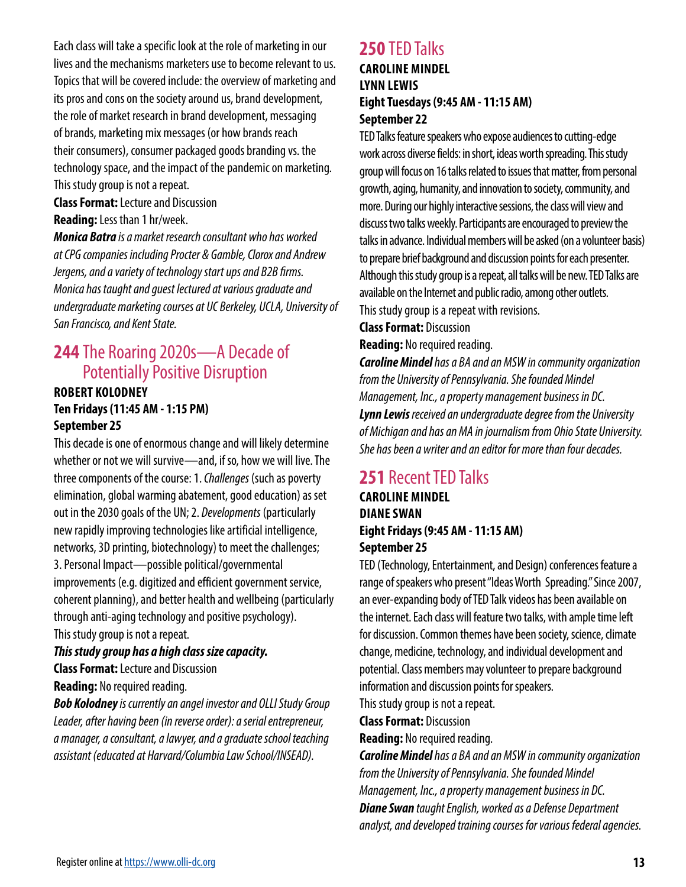Each class will take a specific look at the role of marketing in our lives and the mechanisms marketers use to become relevant to us. Topics that will be covered include: the overview of marketing and its pros and cons on the society around us, brand development, the role of market research in brand development, messaging of brands, marketing mix messages (or how brands reach their consumers), consumer packaged goods branding vs. the technology space, and the impact of the pandemic on marketing. This study group is not a repeat.

**Class Format:** Lecture and Discussion

**Reading:** Less than 1 hr/week.

***Monica Batra*** *is a market research consultant who has worked at CPG companies including Procter & Gamble, Clorox and Andrew Jergens, and a variety of technology start ups and B2B firms. Monica has taught and guest lectured at various graduate and undergraduate marketing courses at UC Berkeley, UCLA, University of San Francisco, and Kent State.*

## 244 The Roaring 2020s—A Decade of Potentially Positive Disruption

**ROBERT KOLODNEY**
**Ten Fridays (11:45 AM - 1:15 PM)**
**September 25**

This decade is one of enormous change and will likely determine whether or not we will survive—and, if so, how we will live. The three components of the course: 1. *Challenges* (such as poverty elimination, global warming abatement, good education) as set out in the 2030 goals of the UN; 2. *Developments* (particularly new rapidly improving technologies like artificial intelligence, networks, 3D printing, biotechnology) to meet the challenges; 3. Personal Impact—possible political/governmental improvements (e.g. digitized and efficient government service, coherent planning), and better health and wellbeing (particularly through anti-aging technology and positive psychology). This study group is not a repeat.

***This study group has a high class size capacity.***

**Class Format:** Lecture and Discussion

**Reading:** No required reading.

***Bob Kolodney*** *is currently an angel investor and OLLI Study Group Leader, after having been (in reverse order): a serial entrepreneur, a manager, a consultant, a lawyer, and a graduate school teaching assistant (educated at Harvard/Columbia Law School/INSEAD).*

## 250 TED Talks

**CAROLINE MINDEL**
**LYNN LEWIS**
**Eight Tuesdays (9:45 AM - 11:15 AM)**
**September 22**

TED Talks feature speakers who expose audiences to cutting-edge work across diverse fields: in short, ideas worth spreading. This study group will focus on 16 talks related to issues that matter, from personal growth, aging, humanity, and innovation to society, community, and more. During our highly interactive sessions, the class will view and discuss two talks weekly. Participants are encouraged to preview the talks in advance. Individual members will be asked (on a volunteer basis) to prepare brief background and discussion points for each presenter. Although this study group is a repeat, all talks will be new. TED Talks are available on the Internet and public radio, among other outlets. This study group is a repeat with revisions.

**Class Format:** Discussion

**Reading:** No required reading.

***Caroline Mindel*** *has a BA and an MSW in community organization from the University of Pennsylvania. She founded Mindel Management, Inc., a property management business in DC.*
***Lynn Lewis*** *received an undergraduate degree from the University of Michigan and has an MA in journalism from Ohio State University. She has been a writer and an editor for more than four decades.*

## 251 Recent TED Talks

**CAROLINE MINDEL**
**DIANE SWAN**
**Eight Fridays (9:45 AM - 11:15 AM)**
**September 25**

TED (Technology, Entertainment, and Design) conferences feature a range of speakers who present "Ideas Worth Spreading." Since 2007, an ever-expanding body of TED Talk videos has been available on the internet. Each class will feature two talks, with ample time left for discussion. Common themes have been society, science, climate change, medicine, technology, and individual development and potential. Class members may volunteer to prepare background information and discussion points for speakers.
This study group is not a repeat.

**Class Format:** Discussion

**Reading:** No required reading.

***Caroline Mindel*** *has a BA and an MSW in community organization from the University of Pennsylvania. She founded Mindel Management, Inc., a property management business in DC.*
***Diane Swan*** *taught English, worked as a Defense Department analyst, and developed training courses for various federal agencies.*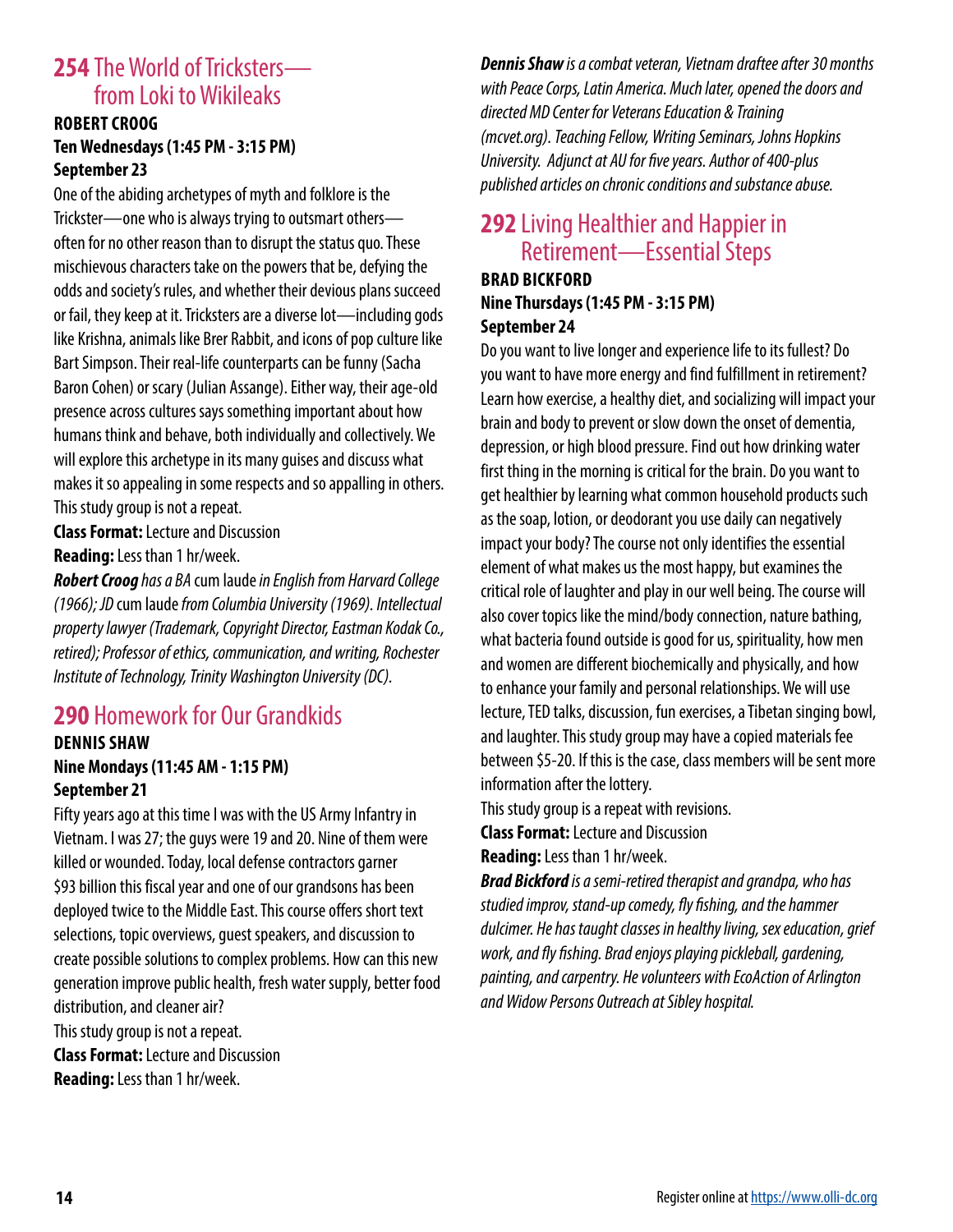## 254 The World of Tricksters—from Loki to Wikileaks

**ROBERT CROOG**
**Ten Wednesdays (1:45 PM - 3:15 PM)**
**September 23**

One of the abiding archetypes of myth and folklore is the Trickster—one who is always trying to outsmart others—often for no other reason than to disrupt the status quo. These mischievous characters take on the powers that be, defying the odds and society's rules, and whether their devious plans succeed or fail, they keep at it. Tricksters are a diverse lot—including gods like Krishna, animals like Brer Rabbit, and icons of pop culture like Bart Simpson. Their real-life counterparts can be funny (Sacha Baron Cohen) or scary (Julian Assange). Either way, their age-old presence across cultures says something important about how humans think and behave, both individually and collectively. We will explore this archetype in its many guises and discuss what makes it so appealing in some respects and so appalling in others.
This study group is not a repeat.

**Class Format:** Lecture and Discussion
**Reading:** Less than 1 hr/week.

***Robert Croog*** *has a BA* cum laude *in English from Harvard College (1966); JD* cum laude *from Columbia University (1969). Intellectual property lawyer (Trademark, Copyright Director, Eastman Kodak Co., retired); Professor of ethics, communication, and writing, Rochester Institute of Technology, Trinity Washington University (DC).*

## 290 Homework for Our Grandkids

**DENNIS SHAW**
**Nine Mondays (11:45 AM - 1:15 PM)**
**September 21**

Fifty years ago at this time I was with the US Army Infantry in Vietnam. I was 27; the guys were 19 and 20. Nine of them were killed or wounded. Today, local defense contractors garner $93 billion this fiscal year and one of our grandsons has been deployed twice to the Middle East. This course offers short text selections, topic overviews, guest speakers, and discussion to create possible solutions to complex problems. How can this new generation improve public health, fresh water supply, better food distribution, and cleaner air?
This study group is not a repeat.

**Class Format:** Lecture and Discussion
**Reading:** Less than 1 hr/week.

***Dennis Shaw*** *is a combat veteran, Vietnam draftee after 30 months with Peace Corps, Latin America. Much later, opened the doors and directed MD Center for Veterans Education & Training (mcvet.org). Teaching Fellow, Writing Seminars, Johns Hopkins University. Adjunct at AU for five years. Author of 400-plus published articles on chronic conditions and substance abuse.*

## 292 Living Healthier and Happier in Retirement—Essential Steps

**BRAD BICKFORD**
**Nine Thursdays (1:45 PM - 3:15 PM)**
**September 24**

Do you want to live longer and experience life to its fullest? Do you want to have more energy and find fulfillment in retirement? Learn how exercise, a healthy diet, and socializing will impact your brain and body to prevent or slow down the onset of dementia, depression, or high blood pressure. Find out how drinking water first thing in the morning is critical for the brain. Do you want to get healthier by learning what common household products such as the soap, lotion, or deodorant you use daily can negatively impact your body? The course not only identifies the essential element of what makes us the most happy, but examines the critical role of laughter and play in our well being. The course will also cover topics like the mind/body connection, nature bathing, what bacteria found outside is good for us, spirituality, how men and women are different biochemically and physically, and how to enhance your family and personal relationships. We will use lecture, TED talks, discussion, fun exercises, a Tibetan singing bowl, and laughter. This study group may have a copied materials fee between $5-20. If this is the case, class members will be sent more information after the lottery.
This study group is a repeat with revisions.

**Class Format:** Lecture and Discussion
**Reading:** Less than 1 hr/week.

***Brad Bickford*** *is a semi-retired therapist and grandpa, who has studied improv, stand-up comedy, fly fishing, and the hammer dulcimer. He has taught classes in healthy living, sex education, grief work, and fly fishing. Brad enjoys playing pickleball, gardening, painting, and carpentry. He volunteers with EcoAction of Arlington and Widow Persons Outreach at Sibley hospital.*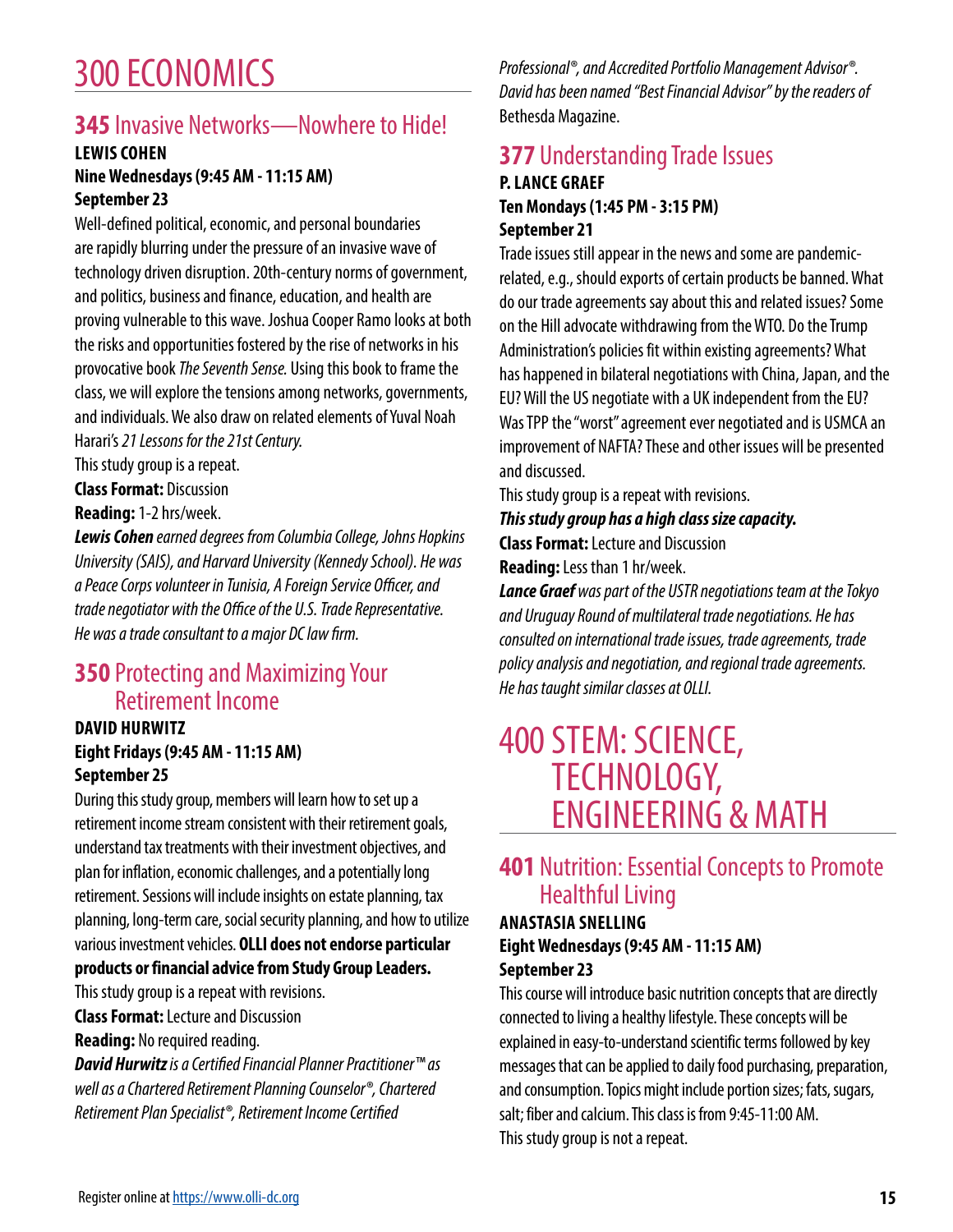# 300 ECONOMICS

## **345** Invasive Networks—Nowhere to Hide!

**LEWIS COHEN**
**Nine Wednesdays (9:45 AM - 11:15 AM)**
**September 23**

Well-defined political, economic, and personal boundaries are rapidly blurring under the pressure of an invasive wave of technology driven disruption. 20th-century norms of government, and politics, business and finance, education, and health are proving vulnerable to this wave. Joshua Cooper Ramo looks at both the risks and opportunities fostered by the rise of networks in his provocative book *The Seventh Sense.* Using this book to frame the class, we will explore the tensions among networks, governments, and individuals. We also draw on related elements of Yuval Noah Harari's *21 Lessons for the 21st Century.*

This study group is a repeat.

**Class Format:** Discussion

**Reading:** 1-2 hrs/week.

***Lewis Cohen*** *earned degrees from Columbia College, Johns Hopkins University (SAIS), and Harvard University (Kennedy School). He was a Peace Corps volunteer in Tunisia, A Foreign Service Officer, and trade negotiator with the Office of the U.S. Trade Representative. He was a trade consultant to a major DC law firm.*

## **350** Protecting and Maximizing Your Retirement Income

**DAVID HURWITZ**
**Eight Fridays (9:45 AM - 11:15 AM)**
**September 25**

During this study group, members will learn how to set up a retirement income stream consistent with their retirement goals, understand tax treatments with their investment objectives, and plan for inflation, economic challenges, and a potentially long retirement. Sessions will include insights on estate planning, tax planning, long-term care, social security planning, and how to utilize various investment vehicles. **OLLI does not endorse particular products or financial advice from Study Group Leaders.**

This study group is a repeat with revisions.

**Class Format:** Lecture and Discussion

**Reading:** No required reading.

***David Hurwitz*** *is a Certified Financial Planner Practitioner™ as well as a Chartered Retirement Planning Counselor®, Chartered Retirement Plan Specialist®, Retirement Income Certified Professional®, and Accredited Portfolio Management Advisor®. David has been named "Best Financial Advisor" by the readers of* Bethesda Magazine.

## **377** Understanding Trade Issues

**P. LANCE GRAEF**
**Ten Mondays (1:45 PM - 3:15 PM)**
**September 21**

Trade issues still appear in the news and some are pandemic-related, e.g., should exports of certain products be banned. What do our trade agreements say about this and related issues? Some on the Hill advocate withdrawing from the WTO. Do the Trump Administration's policies fit within existing agreements? What has happened in bilateral negotiations with China, Japan, and the EU? Will the US negotiate with a UK independent from the EU? Was TPP the "worst" agreement ever negotiated and is USMCA an improvement of NAFTA? These and other issues will be presented and discussed.

This study group is a repeat with revisions.

***This study group has a high class size capacity.***

**Class Format:** Lecture and Discussion

**Reading:** Less than 1 hr/week.

***Lance Graef*** *was part of the USTR negotiations team at the Tokyo and Uruguay Round of multilateral trade negotiations. He has consulted on international trade issues, trade agreements, trade policy analysis and negotiation, and regional trade agreements. He has taught similar classes at OLLI.*

# 400 STEM: SCIENCE, TECHNOLOGY, ENGINEERING & MATH

## **401** Nutrition: Essential Concepts to Promote Healthful Living

**ANASTASIA SNELLING**
**Eight Wednesdays (9:45 AM - 11:15 AM)**
**September 23**

This course will introduce basic nutrition concepts that are directly connected to living a healthy lifestyle. These concepts will be explained in easy-to-understand scientific terms followed by key messages that can be applied to daily food purchasing, preparation, and consumption. Topics might include portion sizes; fats, sugars, salt; fiber and calcium. This class is from 9:45-11:00 AM.

This study group is not a repeat.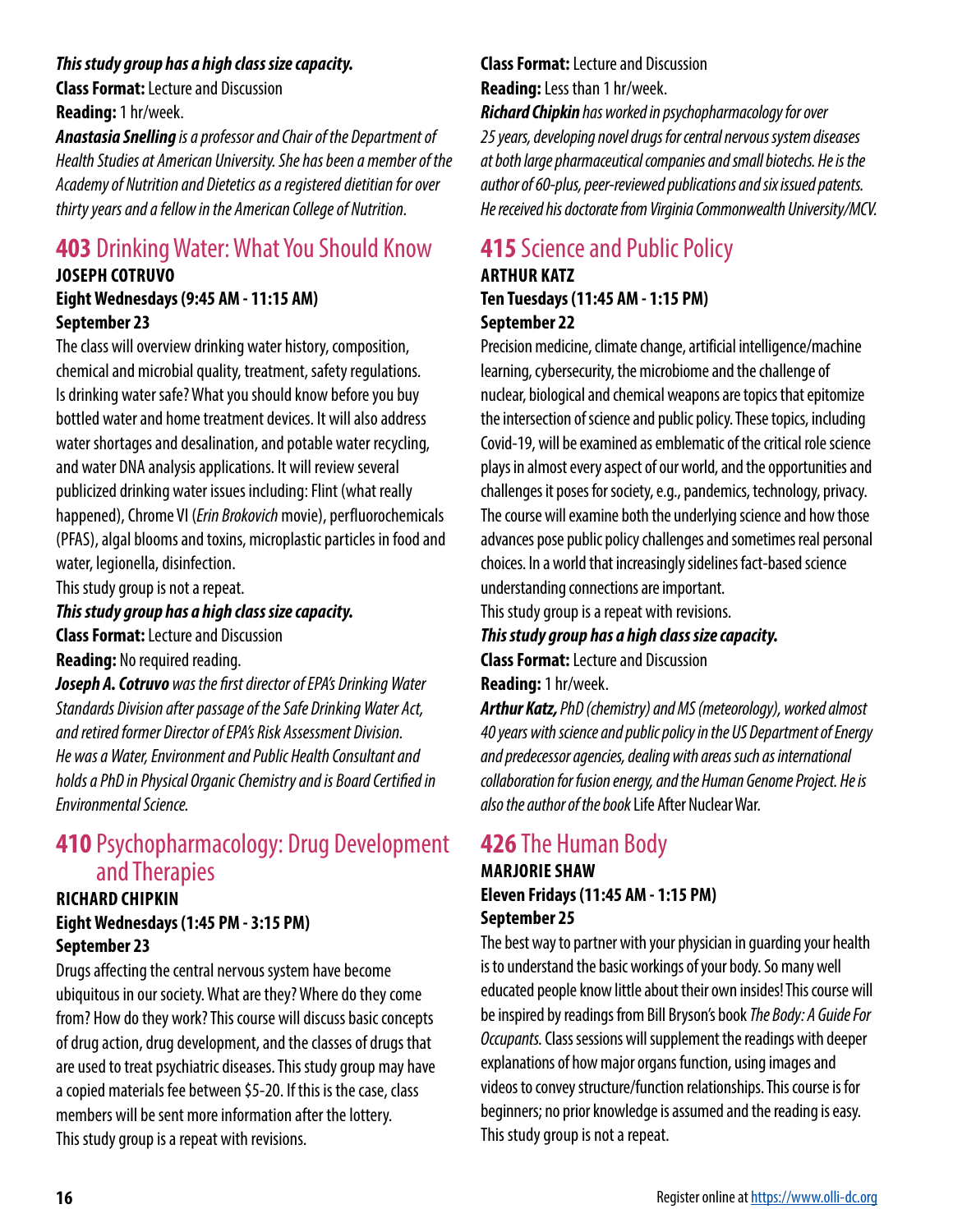***This study group has a high class size capacity.***

**Class Format:** Lecture and Discussion

**Reading:** 1 hr/week.

***Anastasia Snelling*** *is a professor and Chair of the Department of Health Studies at American University. She has been a member of the Academy of Nutrition and Dietetics as a registered dietitian for over thirty years and a fellow in the American College of Nutrition.*

## **403** Drinking Water: What You Should Know

**JOSEPH COTRUVO**

**Eight Wednesdays (9:45 AM - 11:15 AM)**

**September 23**

The class will overview drinking water history, composition, chemical and microbial quality, treatment, safety regulations. Is drinking water safe? What you should know before you buy bottled water and home treatment devices. It will also address water shortages and desalination, and potable water recycling, and water DNA analysis applications. It will review several publicized drinking water issues including: Flint (what really happened), Chrome VI (*Erin Brokovich* movie), perfluorochemicals (PFAS), algal blooms and toxins, microplastic particles in food and water, legionella, disinfection.

This study group is not a repeat.

***This study group has a high class size capacity.***

**Class Format:** Lecture and Discussion

**Reading:** No required reading.

***Joseph A. Cotruvo*** *was the first director of EPA's Drinking Water Standards Division after passage of the Safe Drinking Water Act, and retired former Director of EPA's Risk Assessment Division. He was a Water, Environment and Public Health Consultant and holds a PhD in Physical Organic Chemistry and is Board Certified in Environmental Science.*

## **410** Psychopharmacology: Drug Development and Therapies

**RICHARD CHIPKIN**

**Eight Wednesdays (1:45 PM - 3:15 PM)**

**September 23**

Drugs affecting the central nervous system have become ubiquitous in our society. What are they? Where do they come from? How do they work? This course will discuss basic concepts of drug action, drug development, and the classes of drugs that are used to treat psychiatric diseases. This study group may have a copied materials fee between $5-20. If this is the case, class members will be sent more information after the lottery.

This study group is a repeat with revisions.

**Class Format:** Lecture and Discussion

**Reading:** Less than 1 hr/week.

***Richard Chipkin*** *has worked in psychopharmacology for over 25 years, developing novel drugs for central nervous system diseases at both large pharmaceutical companies and small biotechs. He is the author of 60-plus, peer-reviewed publications and six issued patents. He received his doctorate from Virginia Commonwealth University/MCV.*

## **415** Science and Public Policy

**ARTHUR KATZ**

**Ten Tuesdays (11:45 AM - 1:15 PM)**

**September 22**

Precision medicine, climate change, artificial intelligence/machine learning, cybersecurity, the microbiome and the challenge of nuclear, biological and chemical weapons are topics that epitomize the intersection of science and public policy. These topics, including Covid-19, will be examined as emblematic of the critical role science plays in almost every aspect of our world, and the opportunities and challenges it poses for society, e.g., pandemics, technology, privacy. The course will examine both the underlying science and how those advances pose public policy challenges and sometimes real personal choices. In a world that increasingly sidelines fact-based science understanding connections are important.

This study group is a repeat with revisions.

***This study group has a high class size capacity.***

**Class Format:** Lecture and Discussion

**Reading:** 1 hr/week.

***Arthur Katz,*** *PhD (chemistry) and MS (meteorology), worked almost 40 years with science and public policy in the US Department of Energy and predecessor agencies, dealing with areas such as international collaboration for fusion energy, and the Human Genome Project. He is also the author of the book* Life After Nuclear War.

## **426** The Human Body

**MARJORIE SHAW**

**Eleven Fridays (11:45 AM - 1:15 PM)**

**September 25**

The best way to partner with your physician in guarding your health is to understand the basic workings of your body. So many well educated people know little about their own insides! This course will be inspired by readings from Bill Bryson's book *The Body: A Guide For Occupants.* Class sessions will supplement the readings with deeper explanations of how major organs function, using images and videos to convey structure/function relationships. This course is for beginners; no prior knowledge is assumed and the reading is easy.

This study group is not a repeat.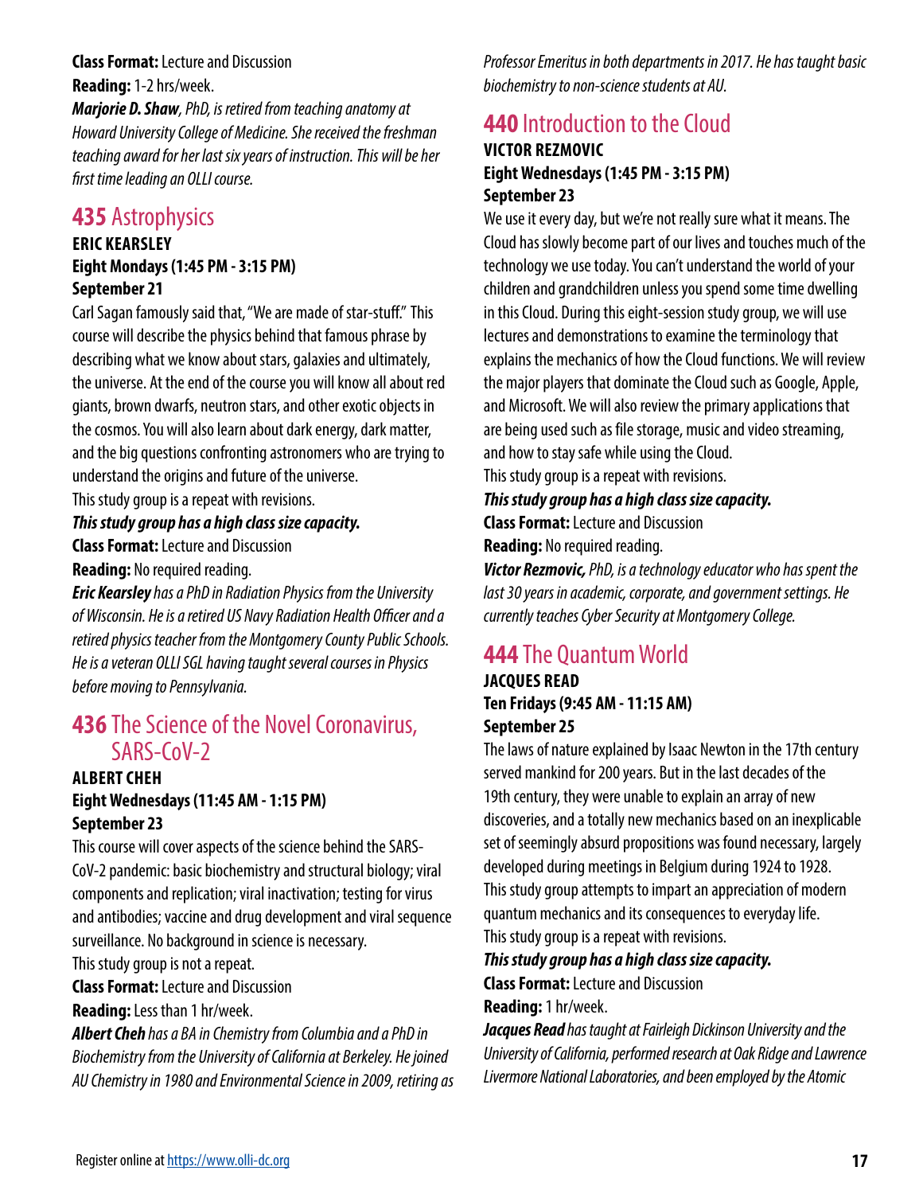**Class Format:** Lecture and Discussion

**Reading:** 1-2 hrs/week.

***Marjorie D. Shaw**, PhD, is retired from teaching anatomy at Howard University College of Medicine. She received the freshman teaching award for her last six years of instruction. This will be her first time leading an OLLI course.*

## 435 Astrophysics

**ERIC KEARSLEY**
**Eight Mondays (1:45 PM - 3:15 PM)**
**September 21**

Carl Sagan famously said that, "We are made of star-stuff." This course will describe the physics behind that famous phrase by describing what we know about stars, galaxies and ultimately, the universe. At the end of the course you will know all about red giants, brown dwarfs, neutron stars, and other exotic objects in the cosmos. You will also learn about dark energy, dark matter, and the big questions confronting astronomers who are trying to understand the origins and future of the universe.

This study group is a repeat with revisions.

***This study group has a high class size capacity.***

**Class Format:** Lecture and Discussion

**Reading:** No required reading.

***Eric Kearsley** has a PhD in Radiation Physics from the University of Wisconsin. He is a retired US Navy Radiation Health Officer and a retired physics teacher from the Montgomery County Public Schools. He is a veteran OLLI SGL having taught several courses in Physics before moving to Pennsylvania.*

## 436 The Science of the Novel Coronavirus, SARS-CoV-2

**ALBERT CHEH**
**Eight Wednesdays (11:45 AM - 1:15 PM)**
**September 23**

This course will cover aspects of the science behind the SARS-CoV-2 pandemic: basic biochemistry and structural biology; viral components and replication; viral inactivation; testing for virus and antibodies; vaccine and drug development and viral sequence surveillance. No background in science is necessary.

This study group is not a repeat.

**Class Format:** Lecture and Discussion

**Reading:** Less than 1 hr/week.

***Albert Cheh** has a BA in Chemistry from Columbia and a PhD in Biochemistry from the University of California at Berkeley. He joined AU Chemistry in 1980 and Environmental Science in 2009, retiring as Professor Emeritus in both departments in 2017. He has taught basic biochemistry to non-science students at AU.*

## 440 Introduction to the Cloud

**VICTOR REZMOVIC**
**Eight Wednesdays (1:45 PM - 3:15 PM)**
**September 23**

We use it every day, but we're not really sure what it means. The Cloud has slowly become part of our lives and touches much of the technology we use today. You can't understand the world of your children and grandchildren unless you spend some time dwelling in this Cloud. During this eight-session study group, we will use lectures and demonstrations to examine the terminology that explains the mechanics of how the Cloud functions. We will review the major players that dominate the Cloud such as Google, Apple, and Microsoft. We will also review the primary applications that are being used such as file storage, music and video streaming, and how to stay safe while using the Cloud.

This study group is a repeat with revisions.

***This study group has a high class size capacity.***

**Class Format:** Lecture and Discussion

**Reading:** No required reading.

***Victor Rezmovic,** PhD, is a technology educator who has spent the last 30 years in academic, corporate, and government settings. He currently teaches Cyber Security at Montgomery College.*

## 444 The Quantum World

**JACQUES READ**
**Ten Fridays (9:45 AM - 11:15 AM)**
**September 25**

The laws of nature explained by Isaac Newton in the 17th century served mankind for 200 years. But in the last decades of the 19th century, they were unable to explain an array of new discoveries, and a totally new mechanics based on an inexplicable set of seemingly absurd propositions was found necessary, largely developed during meetings in Belgium during 1924 to 1928. This study group attempts to impart an appreciation of modern quantum mechanics and its consequences to everyday life.

This study group is a repeat with revisions.

***This study group has a high class size capacity.***

**Class Format:** Lecture and Discussion

**Reading:** 1 hr/week.

***Jacques Read** has taught at Fairleigh Dickinson University and the University of California, performed research at Oak Ridge and Lawrence Livermore National Laboratories, and been employed by the Atomic*

Register online at https://www.olli-dc.org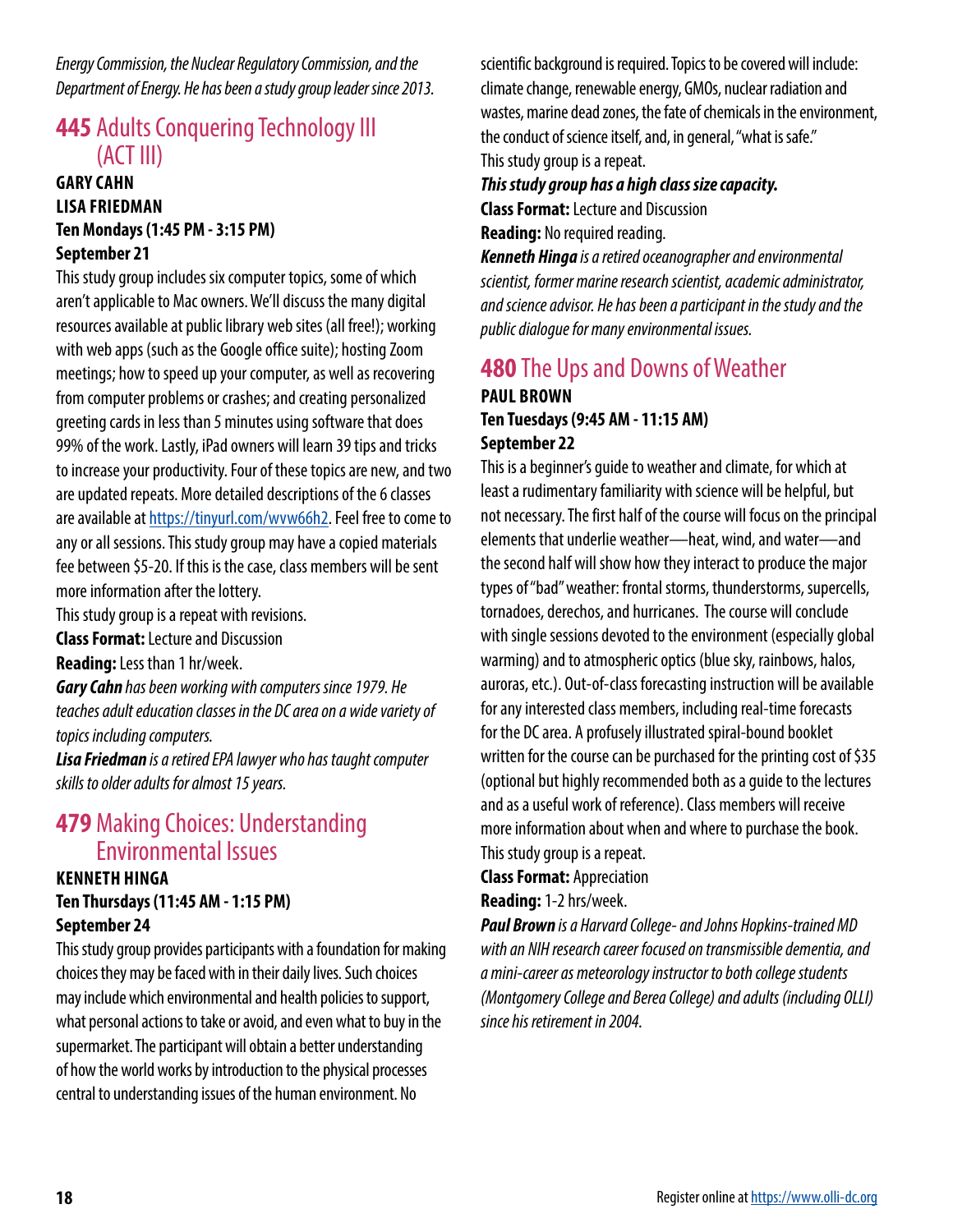*Energy Commission, the Nuclear Regulatory Commission, and the Department of Energy. He has been a study group leader since 2013.*

## 445 Adults Conquering Technology III (ACT III)

**GARY CAHN**
**LISA FRIEDMAN**
**Ten Mondays (1:45 PM - 3:15 PM)**
**September 21**

This study group includes six computer topics, some of which aren't applicable to Mac owners. We'll discuss the many digital resources available at public library web sites (all free!); working with web apps (such as the Google office suite); hosting Zoom meetings; how to speed up your computer, as well as recovering from computer problems or crashes; and creating personalized greeting cards in less than 5 minutes using software that does 99% of the work. Lastly, iPad owners will learn 39 tips and tricks to increase your productivity. Four of these topics are new, and two are updated repeats. More detailed descriptions of the 6 classes are available at https://tinyurl.com/wvw66h2. Feel free to come to any or all sessions. This study group may have a copied materials fee between $5-20. If this is the case, class members will be sent more information after the lottery.

This study group is a repeat with revisions.

**Class Format:** Lecture and Discussion

**Reading:** Less than 1 hr/week.

***Gary Cahn*** *has been working with computers since 1979. He teaches adult education classes in the DC area on a wide variety of topics including computers.*

***Lisa Friedman*** *is a retired EPA lawyer who has taught computer skills to older adults for almost 15 years.*

## 479 Making Choices: Understanding Environmental Issues

**KENNETH HINGA**
**Ten Thursdays (11:45 AM - 1:15 PM)**
**September 24**

This study group provides participants with a foundation for making choices they may be faced with in their daily lives. Such choices may include which environmental and health policies to support, what personal actions to take or avoid, and even what to buy in the supermarket. The participant will obtain a better understanding of how the world works by introduction to the physical processes central to understanding issues of the human environment. No scientific background is required. Topics to be covered will include: climate change, renewable energy, GMOs, nuclear radiation and wastes, marine dead zones, the fate of chemicals in the environment, the conduct of science itself, and, in general, "what is safe."

This study group is a repeat.

***This study group has a high class size capacity.***

**Class Format:** Lecture and Discussion

**Reading:** No required reading.

***Kenneth Hinga*** *is a retired oceanographer and environmental scientist, former marine research scientist, academic administrator, and science advisor. He has been a participant in the study and the public dialogue for many environmental issues.*

## 480 The Ups and Downs of Weather

**PAUL BROWN**
**Ten Tuesdays (9:45 AM - 11:15 AM)**
**September 22**

This is a beginner's guide to weather and climate, for which at least a rudimentary familiarity with science will be helpful, but not necessary. The first half of the course will focus on the principal elements that underlie weather—heat, wind, and water—and the second half will show how they interact to produce the major types of "bad" weather: frontal storms, thunderstorms, supercells, tornadoes, derechos, and hurricanes. The course will conclude with single sessions devoted to the environment (especially global warming) and to atmospheric optics (blue sky, rainbows, halos, auroras, etc.). Out-of-class forecasting instruction will be available for any interested class members, including real-time forecasts for the DC area. A profusely illustrated spiral-bound booklet written for the course can be purchased for the printing cost of $35 (optional but highly recommended both as a guide to the lectures and as a useful work of reference). Class members will receive more information about when and where to purchase the book.

This study group is a repeat.

**Class Format:** Appreciation

**Reading:** 1-2 hrs/week.

***Paul Brown*** *is a Harvard College- and Johns Hopkins-trained MD with an NIH research career focused on transmissible dementia, and a mini-career as meteorology instructor to both college students (Montgomery College and Berea College) and adults (including OLLI) since his retirement in 2004.*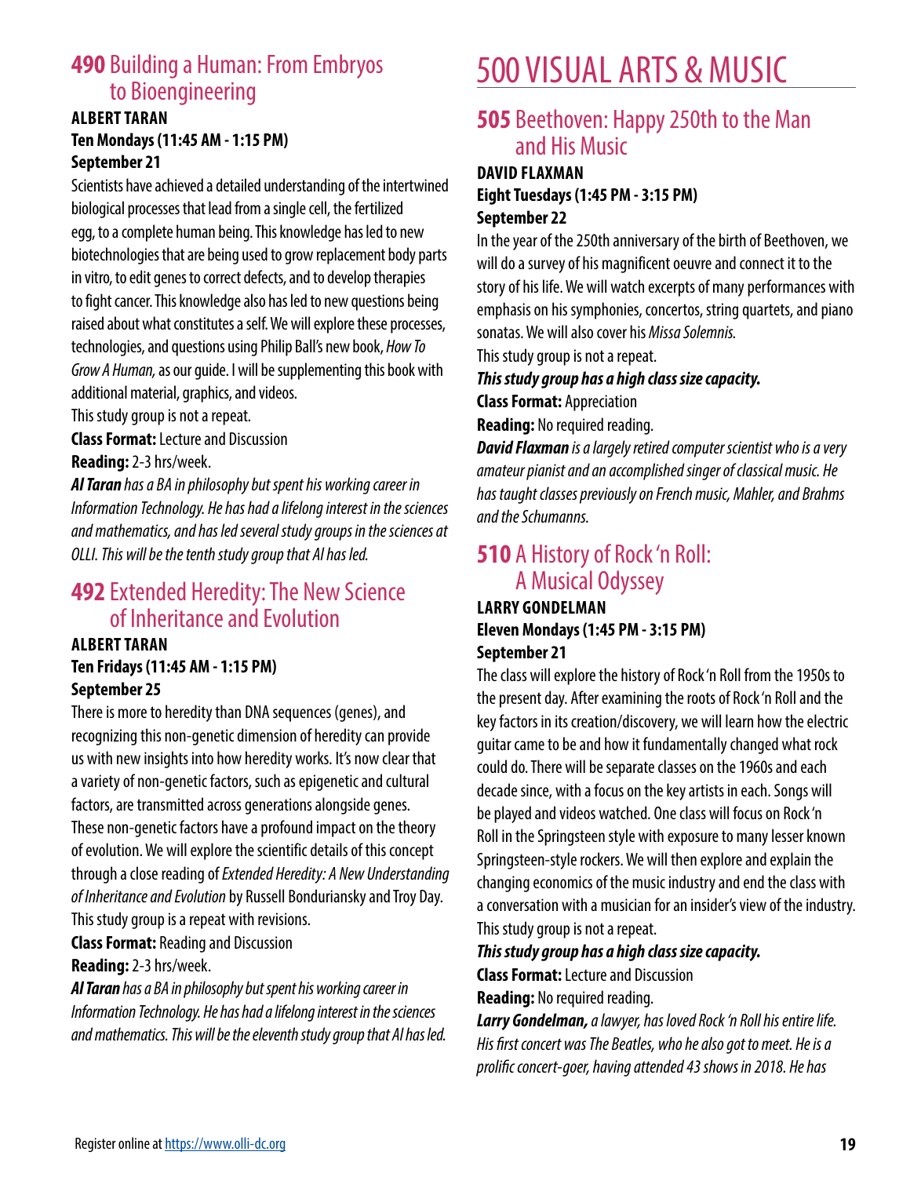## 490 Building a Human: From Embryos to Bioengineering

**ALBERT TARAN**
**Ten Mondays (11:45 AM - 1:15 PM)**
**September 21**

Scientists have achieved a detailed understanding of the intertwined biological processes that lead from a single cell, the fertilized egg, to a complete human being. This knowledge has led to new biotechnologies that are being used to grow replacement body parts in vitro, to edit genes to correct defects, and to develop therapies to fight cancer. This knowledge also has led to new questions being raised about what constitutes a self. We will explore these processes, technologies, and questions using Philip Ball's new book, *How To Grow A Human,* as our guide. I will be supplementing this book with additional material, graphics, and videos.

This study group is not a repeat.

**Class Format:** Lecture and Discussion

**Reading:** 2-3 hrs/week.

***Al Taran*** *has a BA in philosophy but spent his working career in Information Technology. He has had a lifelong interest in the sciences and mathematics, and has led several study groups in the sciences at OLLI. This will be the tenth study group that Al has led.*

## 492 Extended Heredity: The New Science of Inheritance and Evolution

**ALBERT TARAN**
**Ten Fridays (11:45 AM - 1:15 PM)**
**September 25**

There is more to heredity than DNA sequences (genes), and recognizing this non-genetic dimension of heredity can provide us with new insights into how heredity works. It's now clear that a variety of non-genetic factors, such as epigenetic and cultural factors, are transmitted across generations alongside genes. These non-genetic factors have a profound impact on the theory of evolution. We will explore the scientific details of this concept through a close reading of *Extended Heredity: A New Understanding of Inheritance and Evolution* by Russell Bonduriansky and Troy Day.

This study group is a repeat with revisions.

**Class Format:** Reading and Discussion

**Reading:** 2-3 hrs/week.

***Al Taran*** *has a BA in philosophy but spent his working career in Information Technology. He has had a lifelong interest in the sciences and mathematics. This will be the eleventh study group that Al has led.*

# 500 VISUAL ARTS & MUSIC

## 505 Beethoven: Happy 250th to the Man and His Music

**DAVID FLAXMAN**
**Eight Tuesdays (1:45 PM - 3:15 PM)**
**September 22**

In the year of the 250th anniversary of the birth of Beethoven, we will do a survey of his magnificent oeuvre and connect it to the story of his life. We will watch excerpts of many performances with emphasis on his symphonies, concertos, string quartets, and piano sonatas. We will also cover his *Missa Solemnis.*

This study group is not a repeat.

***This study group has a high class size capacity.***

**Class Format:** Appreciation

**Reading:** No required reading.

***David Flaxman*** *is a largely retired computer scientist who is a very amateur pianist and an accomplished singer of classical music. He has taught classes previously on French music, Mahler, and Brahms and the Schumanns.*

## 510 A History of Rock 'n Roll: A Musical Odyssey

**LARRY GONDELMAN**
**Eleven Mondays (1:45 PM - 3:15 PM)**
**September 21**

The class will explore the history of Rock 'n Roll from the 1950s to the present day. After examining the roots of Rock 'n Roll and the key factors in its creation/discovery, we will learn how the electric guitar came to be and how it fundamentally changed what rock could do. There will be separate classes on the 1960s and each decade since, with a focus on the key artists in each. Songs will be played and videos watched. One class will focus on Rock 'n Roll in the Springsteen style with exposure to many lesser known Springsteen-style rockers. We will then explore and explain the changing economics of the music industry and end the class with a conversation with a musician for an insider's view of the industry.

This study group is not a repeat.

***This study group has a high class size capacity.***

**Class Format:** Lecture and Discussion

**Reading:** No required reading.

***Larry Gondelman,*** *a lawyer, has loved Rock 'n Roll his entire life. His first concert was The Beatles, who he also got to meet. He is a prolific concert-goer, having attended 43 shows in 2018. He has*

Register online at https://www.olli-dc.org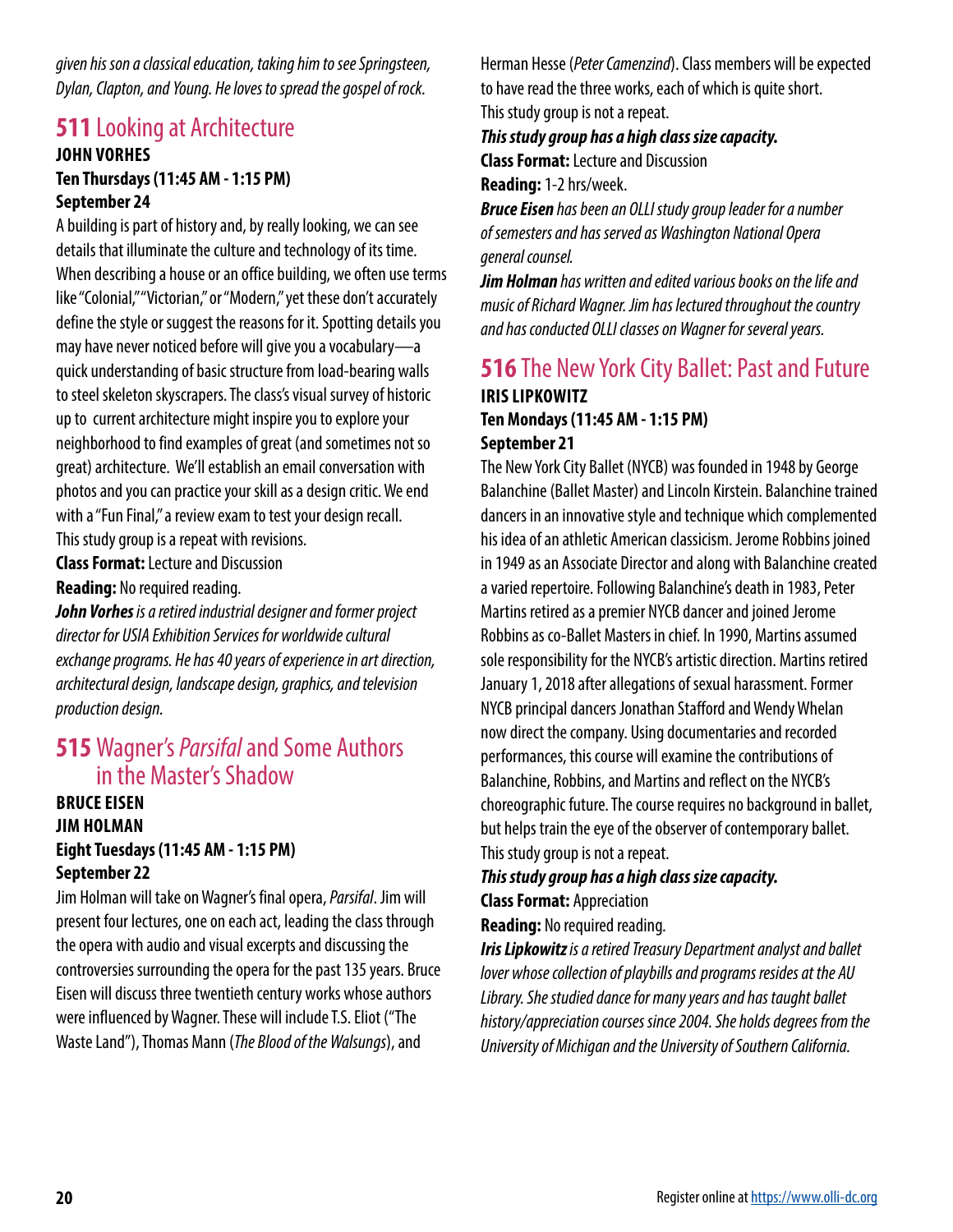*given his son a classical education, taking him to see Springsteen, Dylan, Clapton, and Young. He loves to spread the gospel of rock.*

## **511** Looking at Architecture

**JOHN VORHES**
**Ten Thursdays (11:45 AM - 1:15 PM)**
**September 24**

A building is part of history and, by really looking, we can see details that illuminate the culture and technology of its time. When describing a house or an office building, we often use terms like "Colonial," "Victorian," or "Modern," yet these don't accurately define the style or suggest the reasons for it. Spotting details you may have never noticed before will give you a vocabulary—a quick understanding of basic structure from load-bearing walls to steel skeleton skyscrapers. The class's visual survey of historic up to current architecture might inspire you to explore your neighborhood to find examples of great (and sometimes not so great) architecture. We'll establish an email conversation with photos and you can practice your skill as a design critic. We end with a "Fun Final," a review exam to test your design recall.
This study group is a repeat with revisions.

**Class Format:** Lecture and Discussion

**Reading:** No required reading.

***John Vorhes*** *is a retired industrial designer and former project director for USIA Exhibition Services for worldwide cultural exchange programs. He has 40 years of experience in art direction, architectural design, landscape design, graphics, and television production design.*

## **515** Wagner's *Parsifal* and Some Authors in the Master's Shadow

**BRUCE EISEN**
**JIM HOLMAN**
**Eight Tuesdays (11:45 AM - 1:15 PM)**
**September 22**

Jim Holman will take on Wagner's final opera, *Parsifal*. Jim will present four lectures, one on each act, leading the class through the opera with audio and visual excerpts and discussing the controversies surrounding the opera for the past 135 years. Bruce Eisen will discuss three twentieth century works whose authors were influenced by Wagner. These will include T.S. Eliot ("The Waste Land"), Thomas Mann (*The Blood of the Walsungs*), and Herman Hesse (*Peter Camenzind*). Class members will be expected to have read the three works, each of which is quite short.
This study group is not a repeat.

***This study group has a high class size capacity.***

**Class Format:** Lecture and Discussion

**Reading:** 1-2 hrs/week.

***Bruce Eisen*** *has been an OLLI study group leader for a number of semesters and has served as Washington National Opera general counsel.*

***Jim Holman*** *has written and edited various books on the life and music of Richard Wagner. Jim has lectured throughout the country and has conducted OLLI classes on Wagner for several years.*

## **516** The New York City Ballet: Past and Future

**IRIS LIPKOWITZ**
**Ten Mondays (11:45 AM - 1:15 PM)**
**September 21**

The New York City Ballet (NYCB) was founded in 1948 by George Balanchine (Ballet Master) and Lincoln Kirstein. Balanchine trained dancers in an innovative style and technique which complemented his idea of an athletic American classicism. Jerome Robbins joined in 1949 as an Associate Director and along with Balanchine created a varied repertoire. Following Balanchine's death in 1983, Peter Martins retired as a premier NYCB dancer and joined Jerome Robbins as co-Ballet Masters in chief. In 1990, Martins assumed sole responsibility for the NYCB's artistic direction. Martins retired January 1, 2018 after allegations of sexual harassment. Former NYCB principal dancers Jonathan Stafford and Wendy Whelan now direct the company. Using documentaries and recorded performances, this course will examine the contributions of Balanchine, Robbins, and Martins and reflect on the NYCB's choreographic future. The course requires no background in ballet, but helps train the eye of the observer of contemporary ballet.
This study group is not a repeat.

***This study group has a high class size capacity.***

**Class Format:** Appreciation

**Reading:** No required reading.

***Iris Lipkowitz*** *is a retired Treasury Department analyst and ballet lover whose collection of playbills and programs resides at the AU Library. She studied dance for many years and has taught ballet history/appreciation courses since 2004. She holds degrees from the University of Michigan and the University of Southern California.*

Register online at https://www.olli-dc.org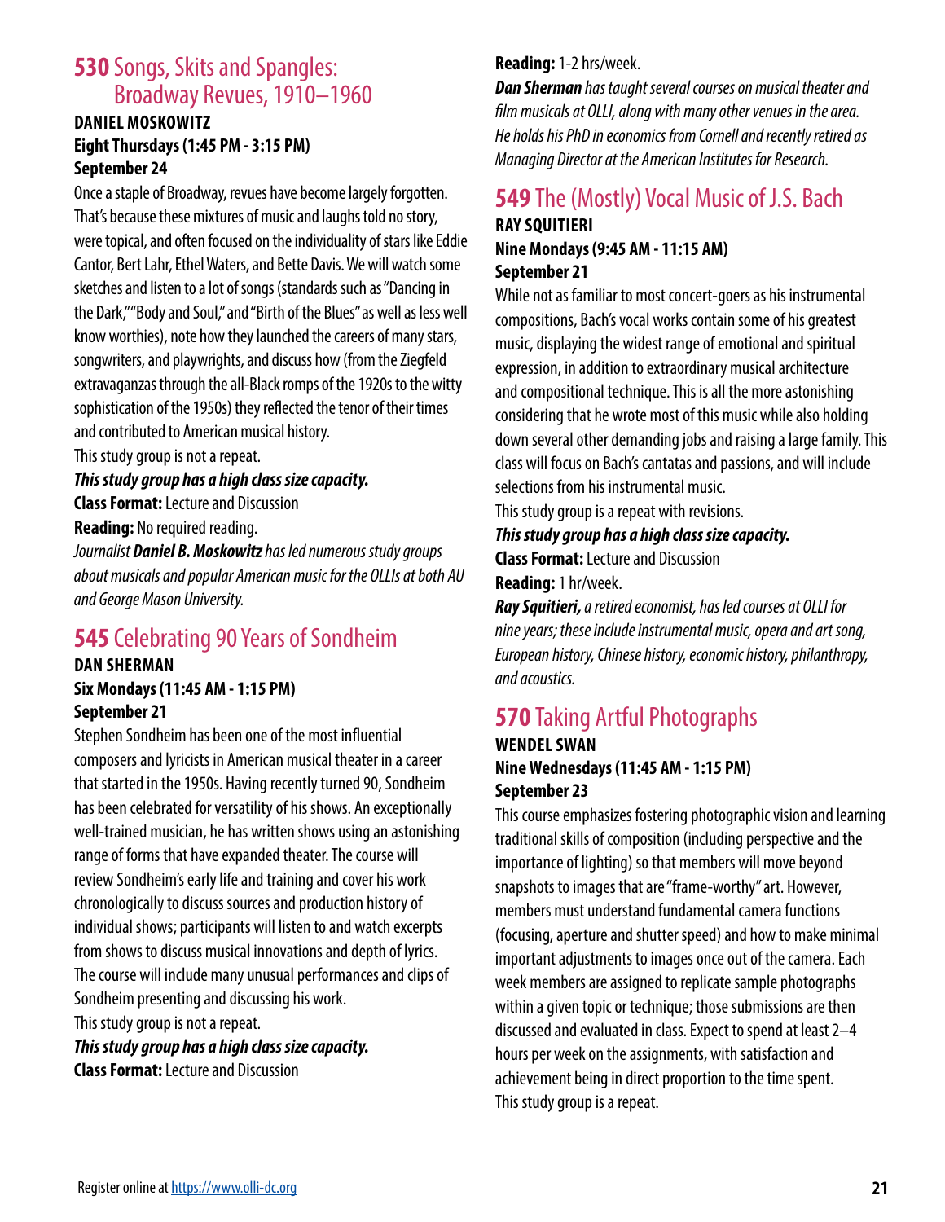## **530** Songs, Skits and Spangles: Broadway Revues, 1910–1960

**DANIEL MOSKOWITZ**
**Eight Thursdays (1:45 PM - 3:15 PM)**
**September 24**

Once a staple of Broadway, revues have become largely forgotten. That's because these mixtures of music and laughs told no story, were topical, and often focused on the individuality of stars like Eddie Cantor, Bert Lahr, Ethel Waters, and Bette Davis. We will watch some sketches and listen to a lot of songs (standards such as "Dancing in the Dark," "Body and Soul," and "Birth of the Blues" as well as less well know worthies), note how they launched the careers of many stars, songwriters, and playwrights, and discuss how (from the Ziegfeld extravaganzas through the all-Black romps of the 1920s to the witty sophistication of the 1950s) they reflected the tenor of their times and contributed to American musical history.

This study group is not a repeat.

***This study group has a high class size capacity.***

**Class Format:** Lecture and Discussion

**Reading:** No required reading.

*Journalist **Daniel B. Moskowitz** has led numerous study groups about musicals and popular American music for the OLLIs at both AU and George Mason University.*

## **545** Celebrating 90 Years of Sondheim

**DAN SHERMAN**
**Six Mondays (11:45 AM - 1:15 PM)**
**September 21**

Stephen Sondheim has been one of the most influential composers and lyricists in American musical theater in a career that started in the 1950s. Having recently turned 90, Sondheim has been celebrated for versatility of his shows. An exceptionally well-trained musician, he has written shows using an astonishing range of forms that have expanded theater. The course will review Sondheim's early life and training and cover his work chronologically to discuss sources and production history of individual shows; participants will listen to and watch excerpts from shows to discuss musical innovations and depth of lyrics. The course will include many unusual performances and clips of Sondheim presenting and discussing his work.

This study group is not a repeat.

***This study group has a high class size capacity.***

**Class Format:** Lecture and Discussion

**Reading:** 1-2 hrs/week.

***Dan Sherman** has taught several courses on musical theater and film musicals at OLLI, along with many other venues in the area. He holds his PhD in economics from Cornell and recently retired as Managing Director at the American Institutes for Research.*

## **549** The (Mostly) Vocal Music of J.S. Bach

**RAY SQUITIERI**
**Nine Mondays (9:45 AM - 11:15 AM)**
**September 21**

While not as familiar to most concert-goers as his instrumental compositions, Bach's vocal works contain some of his greatest music, displaying the widest range of emotional and spiritual expression, in addition to extraordinary musical architecture and compositional technique. This is all the more astonishing considering that he wrote most of this music while also holding down several other demanding jobs and raising a large family. This class will focus on Bach's cantatas and passions, and will include selections from his instrumental music.

This study group is a repeat with revisions.

***This study group has a high class size capacity.***

**Class Format:** Lecture and Discussion

**Reading:** 1 hr/week.

***Ray Squitieri,** a retired economist, has led courses at OLLI for nine years; these include instrumental music, opera and art song, European history, Chinese history, economic history, philanthropy, and acoustics.*

## **570** Taking Artful Photographs

**WENDEL SWAN**
**Nine Wednesdays (11:45 AM - 1:15 PM)**
**September 23**

This course emphasizes fostering photographic vision and learning traditional skills of composition (including perspective and the importance of lighting) so that members will move beyond snapshots to images that are "frame-worthy" art. However, members must understand fundamental camera functions (focusing, aperture and shutter speed) and how to make minimal important adjustments to images once out of the camera. Each week members are assigned to replicate sample photographs within a given topic or technique; those submissions are then discussed and evaluated in class. Expect to spend at least 2–4 hours per week on the assignments, with satisfaction and achievement being in direct proportion to the time spent.

This study group is a repeat.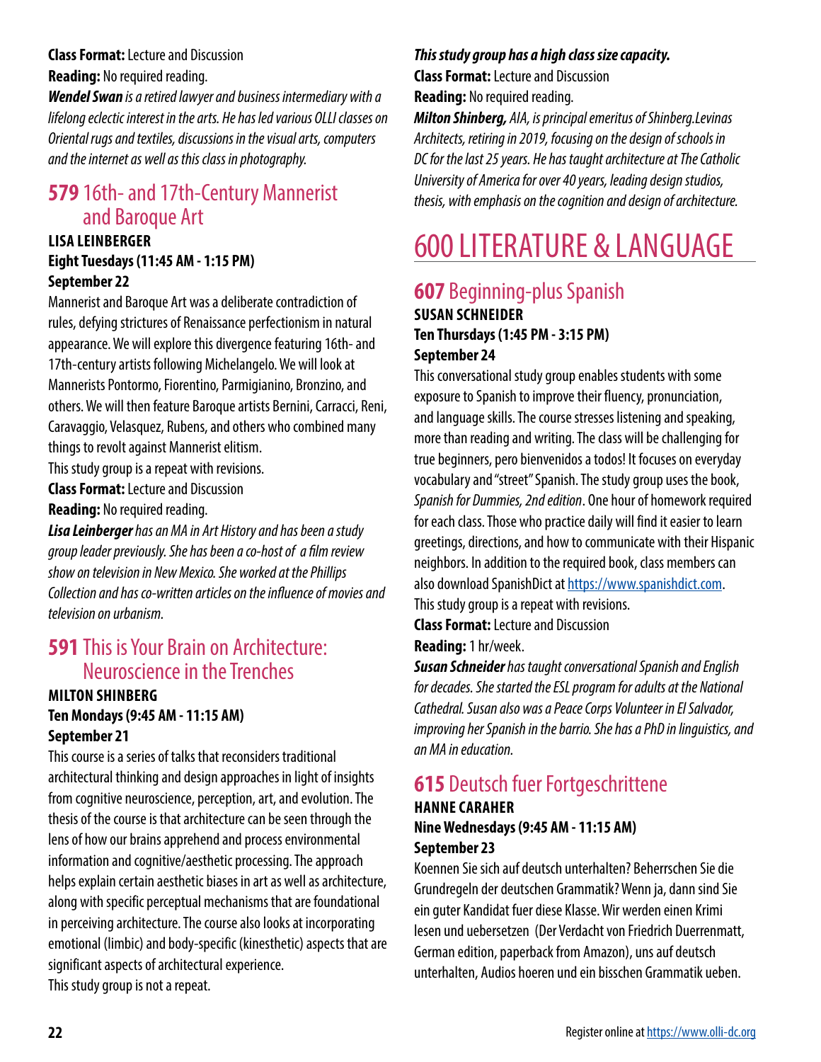**Class Format:** Lecture and Discussion

**Reading:** No required reading.

***Wendel Swan*** *is a retired lawyer and business intermediary with a lifelong eclectic interest in the arts. He has led various OLLI classes on Oriental rugs and textiles, discussions in the visual arts, computers and the internet as well as this class in photography.*

## **579** 16th- and 17th-Century Mannerist and Baroque Art

**LISA LEINBERGER**
**Eight Tuesdays (11:45 AM - 1:15 PM)**
**September 22**

Mannerist and Baroque Art was a deliberate contradiction of rules, defying strictures of Renaissance perfectionism in natural appearance. We will explore this divergence featuring 16th- and 17th-century artists following Michelangelo. We will look at Mannerists Pontormo, Fiorentino, Parmigianino, Bronzino, and others. We will then feature Baroque artists Bernini, Carracci, Reni, Caravaggio, Velasquez, Rubens, and others who combined many things to revolt against Mannerist elitism.

This study group is a repeat with revisions.

**Class Format:** Lecture and Discussion

**Reading:** No required reading.

***Lisa Leinberger*** *has an MA in Art History and has been a study group leader previously. She has been a co-host of a film review show on television in New Mexico. She worked at the Phillips Collection and has co-written articles on the influence of movies and television on urbanism.*

## **591** This is Your Brain on Architecture: Neuroscience in the Trenches

**MILTON SHINBERG**
**Ten Mondays (9:45 AM - 11:15 AM)**
**September 21**

This course is a series of talks that reconsiders traditional architectural thinking and design approaches in light of insights from cognitive neuroscience, perception, art, and evolution. The thesis of the course is that architecture can be seen through the lens of how our brains apprehend and process environmental information and cognitive/aesthetic processing. The approach helps explain certain aesthetic biases in art as well as architecture, along with specific perceptual mechanisms that are foundational in perceiving architecture. The course also looks at incorporating emotional (limbic) and body-specific (kinesthetic) aspects that are significant aspects of architectural experience.

This study group is not a repeat.

***This study group has a high class size capacity.***

**Class Format:** Lecture and Discussion

**Reading:** No required reading.

***Milton Shinberg,*** *AIA, is principal emeritus of Shinberg.Levinas Architects, retiring in 2019, focusing on the design of schools in DC for the last 25 years. He has taught architecture at The Catholic University of America for over 40 years, leading design studios, thesis, with emphasis on the cognition and design of architecture.*

# 600 LITERATURE & LANGUAGE

## **607** Beginning-plus Spanish

**SUSAN SCHNEIDER**
**Ten Thursdays (1:45 PM - 3:15 PM)**
**September 24**

This conversational study group enables students with some exposure to Spanish to improve their fluency, pronunciation, and language skills. The course stresses listening and speaking, more than reading and writing. The class will be challenging for true beginners, pero bienvenidos a todos! It focuses on everyday vocabulary and "street" Spanish. The study group uses the book, *Spanish for Dummies, 2nd edition*. One hour of homework required for each class. Those who practice daily will find it easier to learn greetings, directions, and how to communicate with their Hispanic neighbors. In addition to the required book, class members can also download SpanishDict at https://www.spanishdict.com.

This study group is a repeat with revisions.

**Class Format:** Lecture and Discussion

**Reading:** 1 hr/week.

***Susan Schneider*** *has taught conversational Spanish and English for decades. She started the ESL program for adults at the National Cathedral. Susan also was a Peace Corps Volunteer in El Salvador, improving her Spanish in the barrio. She has a PhD in linguistics, and an MA in education.*

## **615** Deutsch fuer Fortgeschrittene

**HANNE CARAHER**
**Nine Wednesdays (9:45 AM - 11:15 AM)**
**September 23**

Koennen Sie sich auf deutsch unterhalten? Beherrschen Sie die Grundregeln der deutschen Grammatik? Wenn ja, dann sind Sie ein guter Kandidat fuer diese Klasse. Wir werden einen Krimi lesen und uebersetzen (Der Verdacht von Friedrich Duerrenmatt, German edition, paperback from Amazon), uns auf deutsch unterhalten, Audios hoeren und ein bisschen Grammatik ueben.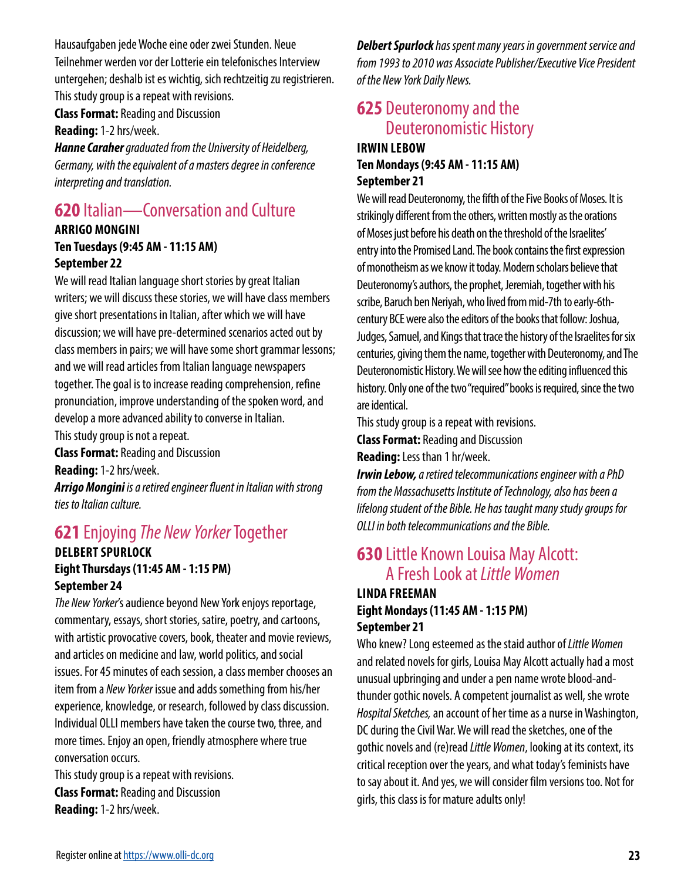Hausaufgaben jede Woche eine oder zwei Stunden. Neue Teilnehmer werden vor der Lotterie ein telefonisches Interview untergehen; deshalb ist es wichtig, sich rechtzeitig zu registrieren. This study group is a repeat with revisions.

**Class Format:** Reading and Discussion

**Reading:** 1-2 hrs/week.

***Hanne Caraher*** *graduated from the University of Heidelberg, Germany, with the equivalent of a masters degree in conference interpreting and translation.*

## **620** Italian—Conversation and Culture

**ARRIGO MONGINI**

**Ten Tuesdays (9:45 AM - 11:15 AM)**

**September 22**

We will read Italian language short stories by great Italian writers; we will discuss these stories, we will have class members give short presentations in Italian, after which we will have discussion; we will have pre-determined scenarios acted out by class members in pairs; we will have some short grammar lessons; and we will read articles from Italian language newspapers together. The goal is to increase reading comprehension, refine pronunciation, improve understanding of the spoken word, and develop a more advanced ability to converse in Italian.

This study group is not a repeat.

**Class Format:** Reading and Discussion

**Reading:** 1-2 hrs/week.

***Arrigo Mongini*** *is a retired engineer fluent in Italian with strong ties to Italian culture.*

## **621** Enjoying *The New Yorker* Together

**DELBERT SPURLOCK**

**Eight Thursdays (11:45 AM - 1:15 PM)**

**September 24**

*The New Yorker*'s audience beyond New York enjoys reportage, commentary, essays, short stories, satire, poetry, and cartoons, with artistic provocative covers, book, theater and movie reviews, and articles on medicine and law, world politics, and social issues. For 45 minutes of each session, a class member chooses an item from a *New Yorker* issue and adds something from his/her experience, knowledge, or research, followed by class discussion. Individual OLLI members have taken the course two, three, and more times. Enjoy an open, friendly atmosphere where true conversation occurs.

This study group is a repeat with revisions.

**Class Format:** Reading and Discussion

**Reading:** 1-2 hrs/week.

***Delbert Spurlock*** *has spent many years in government service and from 1993 to 2010 was Associate Publisher/Executive Vice President of the New York Daily News.*

## **625** Deuteronomy and the Deuteronomistic History

**IRWIN LEBOW**

**Ten Mondays (9:45 AM - 11:15 AM)**

**September 21**

We will read Deuteronomy, the fifth of the Five Books of Moses. It is strikingly different from the others, written mostly as the orations of Moses just before his death on the threshold of the Israelites' entry into the Promised Land. The book contains the first expression of monotheism as we know it today. Modern scholars believe that Deuteronomy's authors, the prophet, Jeremiah, together with his scribe, Baruch ben Neriyah, who lived from mid-7th to early-6th-century BCE were also the editors of the books that follow: Joshua, Judges, Samuel, and Kings that trace the history of the Israelites for six centuries, giving them the name, together with Deuteronomy, and The Deuteronomistic History. We will see how the editing influenced this history. Only one of the two "required" books is required, since the two are identical.

This study group is a repeat with revisions.

**Class Format:** Reading and Discussion

**Reading:** Less than 1 hr/week.

***Irwin Lebow,*** *a retired telecommunications engineer with a PhD from the Massachusetts Institute of Technology, also has been a lifelong student of the Bible. He has taught many study groups for OLLI in both telecommunications and the Bible.*

## **630** Little Known Louisa May Alcott: A Fresh Look at *Little Women*

**LINDA FREEMAN**

**Eight Mondays (11:45 AM - 1:15 PM)**

**September 21**

Who knew? Long esteemed as the staid author of *Little Women* and related novels for girls, Louisa May Alcott actually had a most unusual upbringing and under a pen name wrote blood-and-thunder gothic novels. A competent journalist as well, she wrote *Hospital Sketches,* an account of her time as a nurse in Washington, DC during the Civil War. We will read the sketches, one of the gothic novels and (re)read *Little Women*, looking at its context, its critical reception over the years, and what today's feminists have to say about it. And yes, we will consider film versions too. Not for girls, this class is for mature adults only!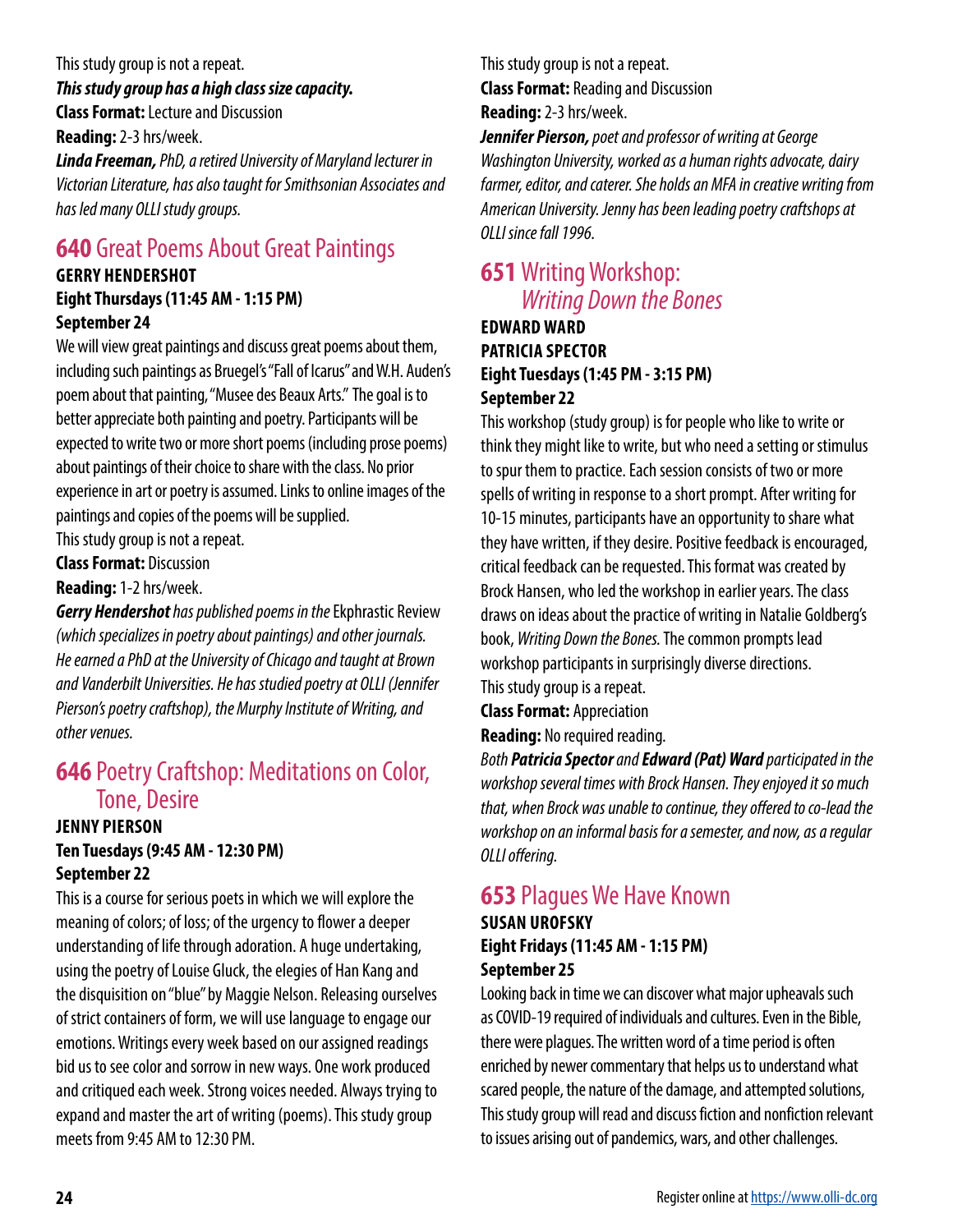This study group is not a repeat.

***This study group has a high class size capacity.***

**Class Format:** Lecture and Discussion

**Reading:** 2-3 hrs/week.

***Linda Freeman,*** *PhD, a retired University of Maryland lecturer in Victorian Literature, has also taught for Smithsonian Associates and has led many OLLI study groups.*

## 640 Great Poems About Great Paintings

**GERRY HENDERSHOT**
**Eight Thursdays (11:45 AM - 1:15 PM)**
**September 24**

We will view great paintings and discuss great poems about them, including such paintings as Bruegel's "Fall of Icarus" and W.H. Auden's poem about that painting, "Musee des Beaux Arts." The goal is to better appreciate both painting and poetry. Participants will be expected to write two or more short poems (including prose poems) about paintings of their choice to share with the class. No prior experience in art or poetry is assumed. Links to online images of the paintings and copies of the poems will be supplied.

This study group is not a repeat.

**Class Format:** Discussion

**Reading:** 1-2 hrs/week.

***Gerry Hendershot*** *has published poems in the* Ekphrastic Review *(which specializes in poetry about paintings) and other journals. He earned a PhD at the University of Chicago and taught at Brown and Vanderbilt Universities. He has studied poetry at OLLI (Jennifer Pierson's poetry craftshop), the Murphy Institute of Writing, and other venues.*

## 646 Poetry Craftshop: Meditations on Color, Tone, Desire

**JENNY PIERSON**
**Ten Tuesdays (9:45 AM - 12:30 PM)**
**September 22**

This is a course for serious poets in which we will explore the meaning of colors; of loss; of the urgency to flower a deeper understanding of life through adoration. A huge undertaking, using the poetry of Louise Gluck, the elegies of Han Kang and the disquisition on "blue" by Maggie Nelson. Releasing ourselves of strict containers of form, we will use language to engage our emotions. Writings every week based on our assigned readings bid us to see color and sorrow in new ways. One work produced and critiqued each week. Strong voices needed. Always trying to expand and master the art of writing (poems). This study group meets from 9:45 AM to 12:30 PM.

This study group is not a repeat.

**Class Format:** Reading and Discussion

**Reading:** 2-3 hrs/week.

***Jennifer Pierson,*** *poet and professor of writing at George Washington University, worked as a human rights advocate, dairy farmer, editor, and caterer. She holds an MFA in creative writing from American University. Jenny has been leading poetry craftshops at OLLI since fall 1996.*

## 651 Writing Workshop: *Writing Down the Bones*

**EDWARD WARD**
**PATRICIA SPECTOR**
**Eight Tuesdays (1:45 PM - 3:15 PM)**
**September 22**

This workshop (study group) is for people who like to write or think they might like to write, but who need a setting or stimulus to spur them to practice. Each session consists of two or more spells of writing in response to a short prompt. After writing for 10-15 minutes, participants have an opportunity to share what they have written, if they desire. Positive feedback is encouraged, critical feedback can be requested. This format was created by Brock Hansen, who led the workshop in earlier years. The class draws on ideas about the practice of writing in Natalie Goldberg's book, *Writing Down the Bones.* The common prompts lead workshop participants in surprisingly diverse directions.

This study group is a repeat.

**Class Format:** Appreciation

**Reading:** No required reading.

*Both* ***Patricia Spector*** *and* ***Edward (Pat) Ward*** *participated in the workshop several times with Brock Hansen. They enjoyed it so much that, when Brock was unable to continue, they offered to co-lead the workshop on an informal basis for a semester, and now, as a regular OLLI offering.*

## 653 Plagues We Have Known

**SUSAN UROFSKY**
**Eight Fridays (11:45 AM - 1:15 PM)**
**September 25**

Looking back in time we can discover what major upheavals such as COVID-19 required of individuals and cultures. Even in the Bible, there were plagues. The written word of a time period is often enriched by newer commentary that helps us to understand what scared people, the nature of the damage, and attempted solutions, This study group will read and discuss fiction and nonfiction relevant to issues arising out of pandemics, wars, and other challenges.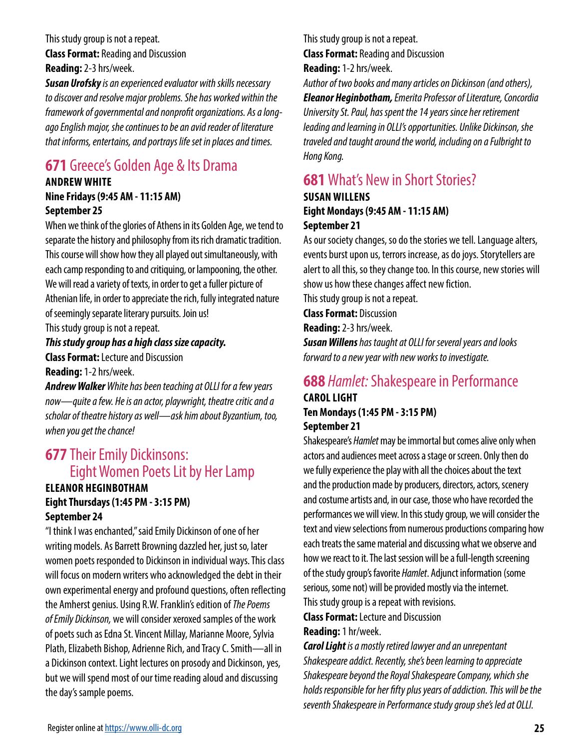This study group is not a repeat.
**Class Format:** Reading and Discussion
**Reading:** 2-3 hrs/week.
***Susan Urofsky*** *is an experienced evaluator with skills necessary to discover and resolve major problems. She has worked within the framework of governmental and nonprofit organizations. As a long-ago English major, she continues to be an avid reader of literature that informs, entertains, and portrays life set in places and times.*

## **671** Greece's Golden Age & Its Drama

**ANDREW WHITE**
**Nine Fridays (9:45 AM - 11:15 AM)**
**September 25**

When we think of the glories of Athens in its Golden Age, we tend to separate the history and philosophy from its rich dramatic tradition. This course will show how they all played out simultaneously, with each camp responding to and critiquing, or lampooning, the other. We will read a variety of texts, in order to get a fuller picture of Athenian life, in order to appreciate the rich, fully integrated nature of seemingly separate literary pursuits. Join us!
This study group is not a repeat.
***This study group has a high class size capacity.***
**Class Format:** Lecture and Discussion
**Reading:** 1-2 hrs/week.
***Andrew Walker*** *White has been teaching at OLLI for a few years now—quite a few. He is an actor, playwright, theatre critic and a scholar of theatre history as well—ask him about Byzantium, too, when you get the chance!*

## **677** Their Emily Dickinsons: Eight Women Poets Lit by Her Lamp

**ELEANOR HEGINBOTHAM**
**Eight Thursdays (1:45 PM - 3:15 PM)**
**September 24**

"I think I was enchanted," said Emily Dickinson of one of her writing models. As Barrett Browning dazzled her, just so, later women poets responded to Dickinson in individual ways. This class will focus on modern writers who acknowledged the debt in their own experimental energy and profound questions, often reflecting the Amherst genius. Using R.W. Franklin's edition of *The Poems of Emily Dickinson,* we will consider xeroxed samples of the work of poets such as Edna St. Vincent Millay, Marianne Moore, Sylvia Plath, Elizabeth Bishop, Adrienne Rich, and Tracy C. Smith—all in a Dickinson context. Light lectures on prosody and Dickinson, yes, but we will spend most of our time reading aloud and discussing the day's sample poems.

This study group is not a repeat.
**Class Format:** Reading and Discussion
**Reading:** 1-2 hrs/week.
*Author of two books and many articles on Dickinson (and others),* ***Eleanor Heginbotham,*** *Emerita Professor of Literature, Concordia University St. Paul, has spent the 14 years since her retirement leading and learning in OLLI's opportunities. Unlike Dickinson, she traveled and taught around the world, including on a Fulbright to Hong Kong.*

## **681** What's New in Short Stories?

**SUSAN WILLENS**
**Eight Mondays (9:45 AM - 11:15 AM)**
**September 21**

As our society changes, so do the stories we tell. Language alters, events burst upon us, terrors increase, as do joys. Storytellers are alert to all this, so they change too. In this course, new stories will show us how these changes affect new fiction.
This study group is not a repeat.
**Class Format:** Discussion
**Reading:** 2-3 hrs/week.
***Susan Willens*** *has taught at OLLI for several years and looks forward to a new year with new works to investigate.*

## **688** *Hamlet:* Shakespeare in Performance

**CAROL LIGHT**
**Ten Mondays (1:45 PM - 3:15 PM)**
**September 21**

Shakespeare's *Hamlet* may be immortal but comes alive only when actors and audiences meet across a stage or screen. Only then do we fully experience the play with all the choices about the text and the production made by producers, directors, actors, scenery and costume artists and, in our case, those who have recorded the performances we will view. In this study group, we will consider the text and view selections from numerous productions comparing how each treats the same material and discussing what we observe and how we react to it. The last session will be a full-length screening of the study group's favorite *Hamlet*. Adjunct information (some serious, some not) will be provided mostly via the internet.
This study group is a repeat with revisions.
**Class Format:** Lecture and Discussion
**Reading:** 1 hr/week.
***Carol Light*** *is a mostly retired lawyer and an unrepentant Shakespeare addict. Recently, she's been learning to appreciate Shakespeare beyond the Royal Shakespeare Company, which she holds responsible for her fifty plus years of addiction. This will be the seventh Shakespeare in Performance study group she's led at OLLI.*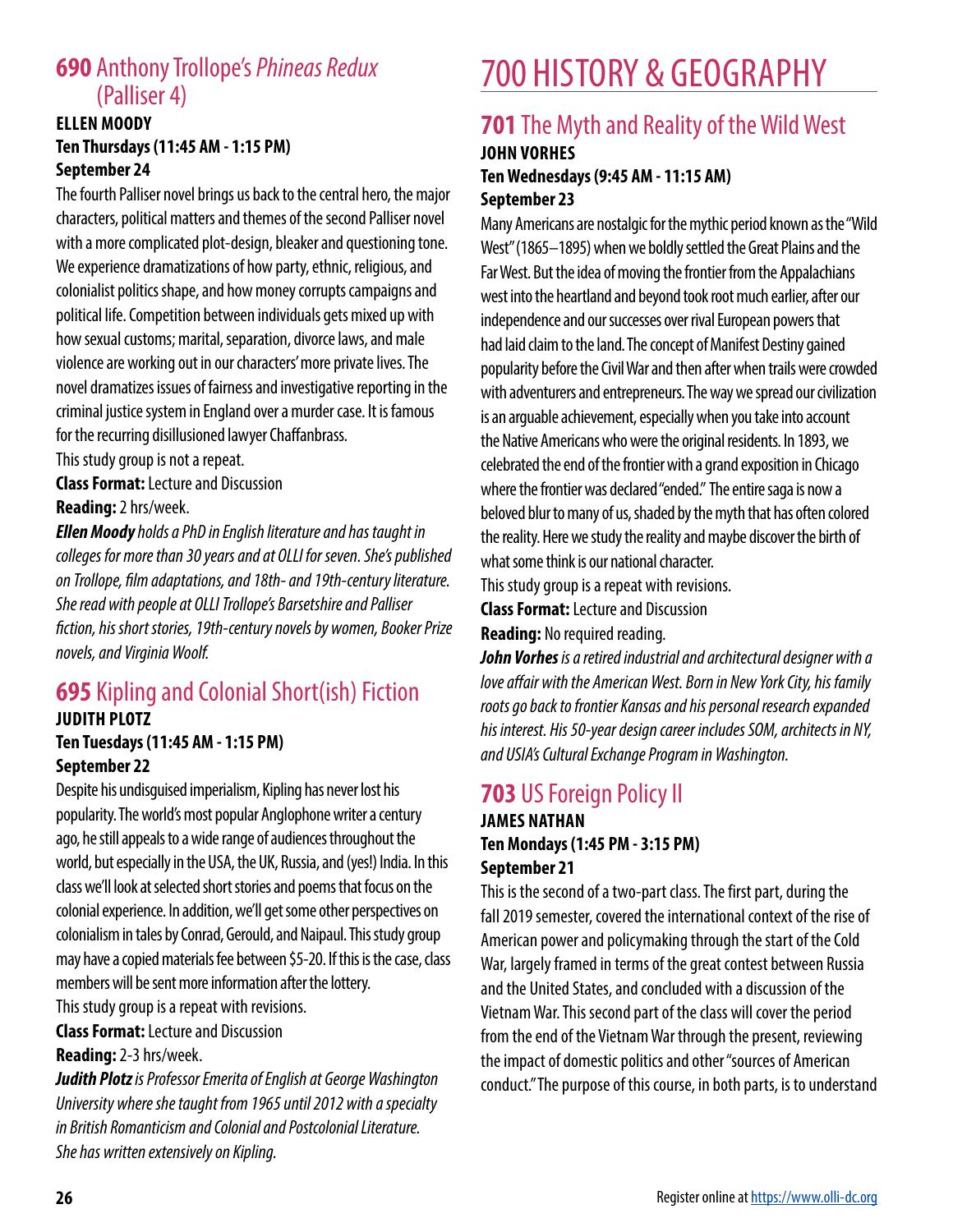## **690** Anthony Trollope's *Phineas Redux* (Palliser 4)

**ELLEN MOODY**
**Ten Thursdays (11:45 AM - 1:15 PM)**
**September 24**

The fourth Palliser novel brings us back to the central hero, the major characters, political matters and themes of the second Palliser novel with a more complicated plot-design, bleaker and questioning tone. We experience dramatizations of how party, ethnic, religious, and colonialist politics shape, and how money corrupts campaigns and political life. Competition between individuals gets mixed up with how sexual customs; marital, separation, divorce laws, and male violence are working out in our characters' more private lives. The novel dramatizes issues of fairness and investigative reporting in the criminal justice system in England over a murder case. It is famous for the recurring disillusioned lawyer Chaffanbrass.

This study group is not a repeat.

**Class Format:** Lecture and Discussion

**Reading:** 2 hrs/week.

***Ellen Moody*** *holds a PhD in English literature and has taught in colleges for more than 30 years and at OLLI for seven. She's published on Trollope, film adaptations, and 18th- and 19th-century literature. She read with people at OLLI Trollope's Barsetshire and Palliser fiction, his short stories, 19th-century novels by women, Booker Prize novels, and Virginia Woolf.*

## **695** Kipling and Colonial Short(ish) Fiction

**JUDITH PLOTZ**
**Ten Tuesdays (11:45 AM - 1:15 PM)**
**September 22**

Despite his undisguised imperialism, Kipling has never lost his popularity. The world's most popular Anglophone writer a century ago, he still appeals to a wide range of audiences throughout the world, but especially in the USA, the UK, Russia, and (yes!) India. In this class we'll look at selected short stories and poems that focus on the colonial experience. In addition, we'll get some other perspectives on colonialism in tales by Conrad, Gerould, and Naipaul. This study group may have a copied materials fee between $5-20. If this is the case, class members will be sent more information after the lottery.

This study group is a repeat with revisions.

**Class Format:** Lecture and Discussion

**Reading:** 2-3 hrs/week.

***Judith Plotz*** *is Professor Emerita of English at George Washington University where she taught from 1965 until 2012 with a specialty in British Romanticism and Colonial and Postcolonial Literature. She has written extensively on Kipling.*

# 700 HISTORY & GEOGRAPHY

## **701** The Myth and Reality of the Wild West

**JOHN VORHES**
**Ten Wednesdays (9:45 AM - 11:15 AM)**
**September 23**

Many Americans are nostalgic for the mythic period known as the "Wild West" (1865–1895) when we boldly settled the Great Plains and the Far West. But the idea of moving the frontier from the Appalachians west into the heartland and beyond took root much earlier, after our independence and our successes over rival European powers that had laid claim to the land. The concept of Manifest Destiny gained popularity before the Civil War and then after when trails were crowded with adventurers and entrepreneurs. The way we spread our civilization is an arguable achievement, especially when you take into account the Native Americans who were the original residents. In 1893, we celebrated the end of the frontier with a grand exposition in Chicago where the frontier was declared "ended." The entire saga is now a beloved blur to many of us, shaded by the myth that has often colored the reality. Here we study the reality and maybe discover the birth of what some think is our national character.

This study group is a repeat with revisions.

**Class Format:** Lecture and Discussion

**Reading:** No required reading.

***John Vorhes*** *is a retired industrial and architectural designer with a love affair with the American West. Born in New York City, his family roots go back to frontier Kansas and his personal research expanded his interest. His 50-year design career includes SOM, architects in NY, and USIA's Cultural Exchange Program in Washington.*

## **703** US Foreign Policy II

**JAMES NATHAN**
**Ten Mondays (1:45 PM - 3:15 PM)**
**September 21**

This is the second of a two-part class. The first part, during the fall 2019 semester, covered the international context of the rise of American power and policymaking through the start of the Cold War, largely framed in terms of the great contest between Russia and the United States, and concluded with a discussion of the Vietnam War. This second part of the class will cover the period from the end of the Vietnam War through the present, reviewing the impact of domestic politics and other "sources of American conduct." The purpose of this course, in both parts, is to understand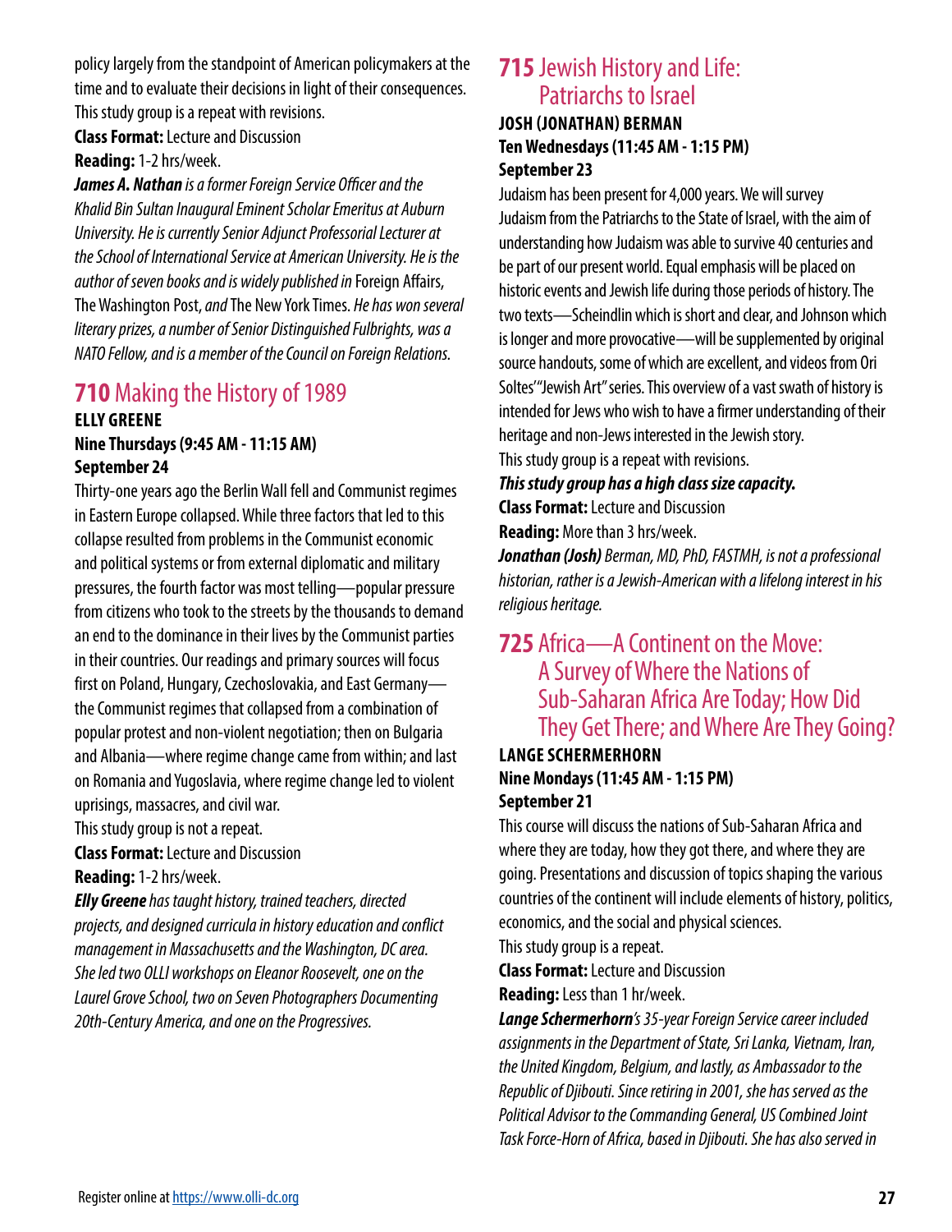policy largely from the standpoint of American policymakers at the time and to evaluate their decisions in light of their consequences. This study group is a repeat with revisions.

**Class Format:** Lecture and Discussion

**Reading:** 1-2 hrs/week.

***James A. Nathan*** *is a former Foreign Service Officer and the Khalid Bin Sultan Inaugural Eminent Scholar Emeritus at Auburn University. He is currently Senior Adjunct Professorial Lecturer at the School of International Service at American University. He is the author of seven books and is widely published in* Foreign Affairs, The Washington Post, *and* The New York Times. *He has won several literary prizes, a number of Senior Distinguished Fulbrights, was a NATO Fellow, and is a member of the Council on Foreign Relations.*

## 710 Making the History of 1989

**ELLY GREENE**
**Nine Thursdays (9:45 AM - 11:15 AM)**
**September 24**

Thirty-one years ago the Berlin Wall fell and Communist regimes in Eastern Europe collapsed. While three factors that led to this collapse resulted from problems in the Communist economic and political systems or from external diplomatic and military pressures, the fourth factor was most telling—popular pressure from citizens who took to the streets by the thousands to demand an end to the dominance in their lives by the Communist parties in their countries. Our readings and primary sources will focus first on Poland, Hungary, Czechoslovakia, and East Germany—the Communist regimes that collapsed from a combination of popular protest and non-violent negotiation; then on Bulgaria and Albania—where regime change came from within; and last on Romania and Yugoslavia, where regime change led to violent uprisings, massacres, and civil war.

This study group is not a repeat.

**Class Format:** Lecture and Discussion

**Reading:** 1-2 hrs/week.

***Elly Greene*** *has taught history, trained teachers, directed projects, and designed curricula in history education and conflict management in Massachusetts and the Washington, DC area. She led two OLLI workshops on Eleanor Roosevelt, one on the Laurel Grove School, two on Seven Photographers Documenting 20th-Century America, and one on the Progressives.*

## 715 Jewish History and Life: Patriarchs to Israel

**JOSH (JONATHAN) BERMAN**
**Ten Wednesdays (11:45 AM - 1:15 PM)**
**September 23**

Judaism has been present for 4,000 years. We will survey Judaism from the Patriarchs to the State of Israel, with the aim of understanding how Judaism was able to survive 40 centuries and be part of our present world. Equal emphasis will be placed on historic events and Jewish life during those periods of history. The two texts—Scheindlin which is short and clear, and Johnson which is longer and more provocative—will be supplemented by original source handouts, some of which are excellent, and videos from Ori Soltes' "Jewish Art" series. This overview of a vast swath of history is intended for Jews who wish to have a firmer understanding of their heritage and non-Jews interested in the Jewish story.

This study group is a repeat with revisions.

***This study group has a high class size capacity.***

**Class Format:** Lecture and Discussion

**Reading:** More than 3 hrs/week.

***Jonathan (Josh)*** *Berman, MD, PhD, FASTMH, is not a professional historian, rather is a Jewish-American with a lifelong interest in his religious heritage.*

## 725 Africa—A Continent on the Move: A Survey of Where the Nations of Sub-Saharan Africa Are Today; How Did They Get There; and Where Are They Going?

**LANGE SCHERMERHORN**
**Nine Mondays (11:45 AM - 1:15 PM)**
**September 21**

This course will discuss the nations of Sub-Saharan Africa and where they are today, how they got there, and where they are going. Presentations and discussion of topics shaping the various countries of the continent will include elements of history, politics, economics, and the social and physical sciences.

This study group is a repeat.

**Class Format:** Lecture and Discussion

**Reading:** Less than 1 hr/week.

***Lange Schermerhorn****'s 35-year Foreign Service career included assignments in the Department of State, Sri Lanka, Vietnam, Iran, the United Kingdom, Belgium, and lastly, as Ambassador to the Republic of Djibouti. Since retiring in 2001, she has served as the Political Advisor to the Commanding General, US Combined Joint Task Force-Horn of Africa, based in Djibouti. She has also served in*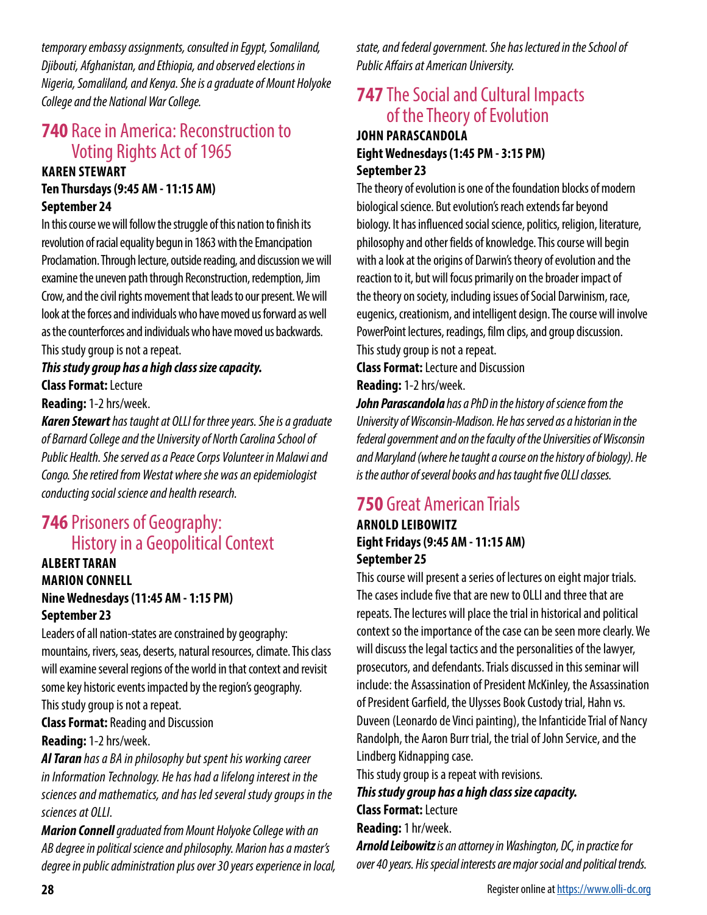*temporary embassy assignments, consulted in Egypt, Somaliland, Djibouti, Afghanistan, and Ethiopia, and observed elections in Nigeria, Somaliland, and Kenya. She is a graduate of Mount Holyoke College and the National War College.*

## **740** Race in America: Reconstruction to Voting Rights Act of 1965

**KAREN STEWART**
**Ten Thursdays (9:45 AM - 11:15 AM)**
**September 24**

In this course we will follow the struggle of this nation to finish its revolution of racial equality begun in 1863 with the Emancipation Proclamation. Through lecture, outside reading, and discussion we will examine the uneven path through Reconstruction, redemption, Jim Crow, and the civil rights movement that leads to our present. We will look at the forces and individuals who have moved us forward as well as the counterforces and individuals who have moved us backwards. This study group is not a repeat.

***This study group has a high class size capacity.***

**Class Format:** Lecture

**Reading:** 1-2 hrs/week.

***Karen Stewart*** *has taught at OLLI for three years. She is a graduate of Barnard College and the University of North Carolina School of Public Health. She served as a Peace Corps Volunteer in Malawi and Congo. She retired from Westat where she was an epidemiologist conducting social science and health research.*

## **746** Prisoners of Geography: History in a Geopolitical Context

**ALBERT TARAN**
**MARION CONNELL**
**Nine Wednesdays (11:45 AM - 1:15 PM)**
**September 23**

Leaders of all nation-states are constrained by geography: mountains, rivers, seas, deserts, natural resources, climate. This class will examine several regions of the world in that context and revisit some key historic events impacted by the region's geography. This study group is not a repeat.

**Class Format:** Reading and Discussion

**Reading:** 1-2 hrs/week.

***Al Taran*** *has a BA in philosophy but spent his working career in Information Technology. He has had a lifelong interest in the sciences and mathematics, and has led several study groups in the sciences at OLLI.*

***Marion Connell*** *graduated from Mount Holyoke College with an AB degree in political science and philosophy. Marion has a master's degree in public administration plus over 30 years experience in local, state, and federal government. She has lectured in the School of Public Affairs at American University.*

## **747** The Social and Cultural Impacts of the Theory of Evolution

**JOHN PARASCANDOLA**
**Eight Wednesdays (1:45 PM - 3:15 PM)**
**September 23**

The theory of evolution is one of the foundation blocks of modern biological science. But evolution's reach extends far beyond biology. It has influenced social science, politics, religion, literature, philosophy and other fields of knowledge. This course will begin with a look at the origins of Darwin's theory of evolution and the reaction to it, but will focus primarily on the broader impact of the theory on society, including issues of Social Darwinism, race, eugenics, creationism, and intelligent design. The course will involve PowerPoint lectures, readings, film clips, and group discussion. This study group is not a repeat.

**Class Format:** Lecture and Discussion

**Reading:** 1-2 hrs/week.

***John Parascandola*** *has a PhD in the history of science from the University of Wisconsin-Madison. He has served as a historian in the federal government and on the faculty of the Universities of Wisconsin and Maryland (where he taught a course on the history of biology). He is the author of several books and has taught five OLLI classes.*

## **750** Great American Trials

**ARNOLD LEIBOWITZ**
**Eight Fridays (9:45 AM - 11:15 AM)**
**September 25**

This course will present a series of lectures on eight major trials. The cases include five that are new to OLLI and three that are repeats. The lectures will place the trial in historical and political context so the importance of the case can be seen more clearly. We will discuss the legal tactics and the personalities of the lawyer, prosecutors, and defendants. Trials discussed in this seminar will include: the Assassination of President McKinley, the Assassination of President Garfield, the Ulysses Book Custody trial, Hahn vs. Duveen (Leonardo de Vinci painting), the Infanticide Trial of Nancy Randolph, the Aaron Burr trial, the trial of John Service, and the Lindberg Kidnapping case.

This study group is a repeat with revisions.

***This study group has a high class size capacity.***

**Class Format:** Lecture

**Reading:** 1 hr/week.

***Arnold Leibowitz*** *is an attorney in Washington, DC, in practice for over 40 years. His special interests are major social and political trends.*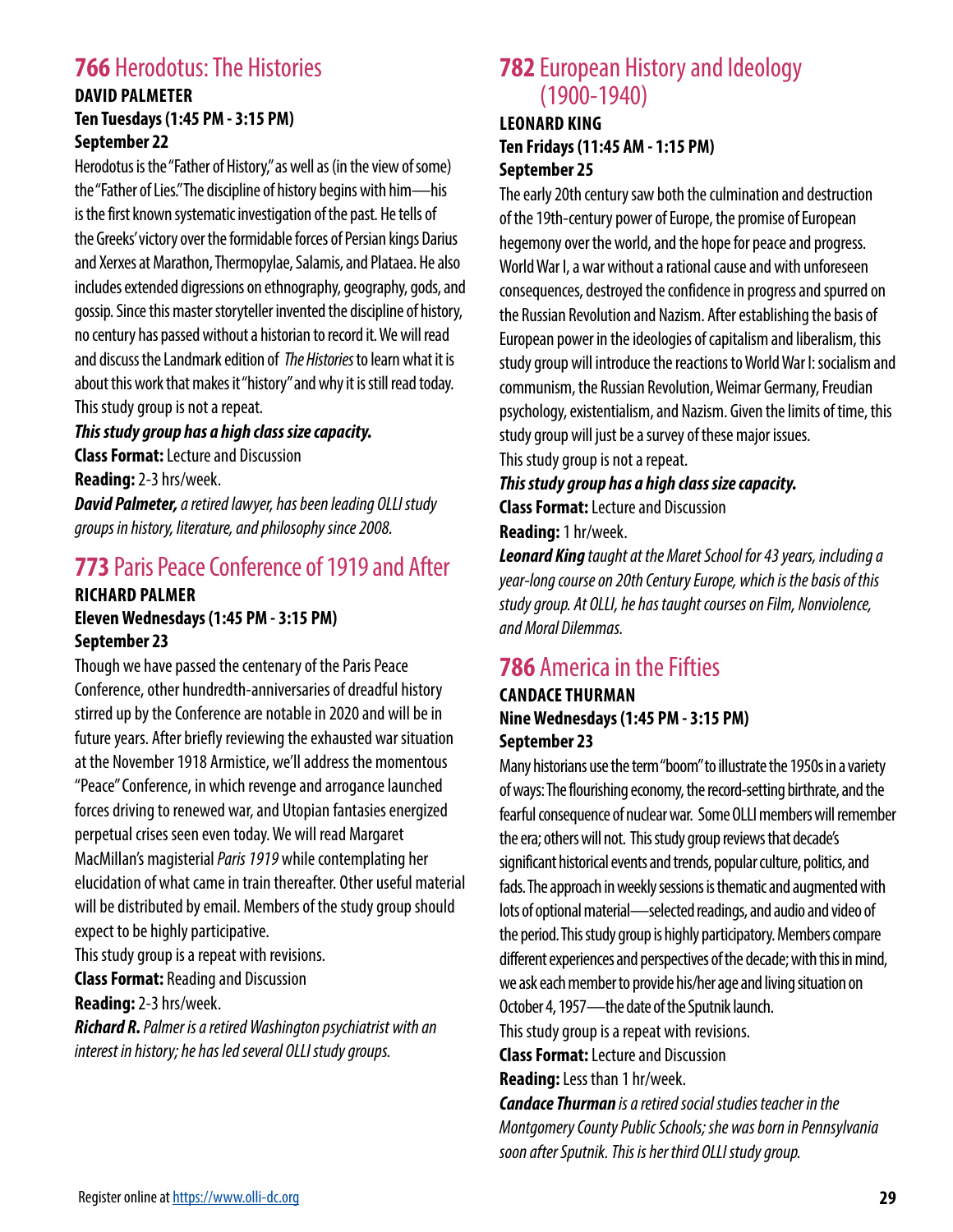## 766 Herodotus: The Histories

**DAVID PALMETER**
**Ten Tuesdays (1:45 PM - 3:15 PM)**
**September 22**

Herodotus is the "Father of History," as well as (in the view of some) the "Father of Lies." The discipline of history begins with him—his is the first known systematic investigation of the past. He tells of the Greeks' victory over the formidable forces of Persian kings Darius and Xerxes at Marathon, Thermopylae, Salamis, and Plataea. He also includes extended digressions on ethnography, geography, gods, and gossip. Since this master storyteller invented the discipline of history, no century has passed without a historian to record it. We will read and discuss the Landmark edition of *The Histories* to learn what it is about this work that makes it "history" and why it is still read today. This study group is not a repeat.

***This study group has a high class size capacity.***

**Class Format:** Lecture and Discussion

**Reading:** 2-3 hrs/week.

***David Palmeter,*** *a retired lawyer, has been leading OLLI study groups in history, literature, and philosophy since 2008.*

## 773 Paris Peace Conference of 1919 and After

**RICHARD PALMER**
**Eleven Wednesdays (1:45 PM - 3:15 PM)**
**September 23**

Though we have passed the centenary of the Paris Peace Conference, other hundredth-anniversaries of dreadful history stirred up by the Conference are notable in 2020 and will be in future years. After briefly reviewing the exhausted war situation at the November 1918 Armistice, we'll address the momentous "Peace" Conference, in which revenge and arrogance launched forces driving to renewed war, and Utopian fantasies energized perpetual crises seen even today. We will read Margaret MacMillan's magisterial *Paris 1919* while contemplating her elucidation of what came in train thereafter. Other useful material will be distributed by email. Members of the study group should expect to be highly participative.

This study group is a repeat with revisions.

**Class Format:** Reading and Discussion

**Reading:** 2-3 hrs/week.

***Richard R.*** *Palmer is a retired Washington psychiatrist with an interest in history; he has led several OLLI study groups.*

## 782 European History and Ideology (1900-1940)

**LEONARD KING**
**Ten Fridays (11:45 AM - 1:15 PM)**
**September 25**

The early 20th century saw both the culmination and destruction of the 19th-century power of Europe, the promise of European hegemony over the world, and the hope for peace and progress. World War I, a war without a rational cause and with unforeseen consequences, destroyed the confidence in progress and spurred on the Russian Revolution and Nazism. After establishing the basis of European power in the ideologies of capitalism and liberalism, this study group will introduce the reactions to World War I: socialism and communism, the Russian Revolution, Weimar Germany, Freudian psychology, existentialism, and Nazism. Given the limits of time, this study group will just be a survey of these major issues.

This study group is not a repeat.

***This study group has a high class size capacity.***

**Class Format:** Lecture and Discussion

**Reading:** 1 hr/week.

***Leonard King*** *taught at the Maret School for 43 years, including a year-long course on 20th Century Europe, which is the basis of this study group. At OLLI, he has taught courses on Film, Nonviolence, and Moral Dilemmas.*

## 786 America in the Fifties

**CANDACE THURMAN**
**Nine Wednesdays (1:45 PM - 3:15 PM)**
**September 23**

Many historians use the term "boom" to illustrate the 1950s in a variety of ways: The flourishing economy, the record-setting birthrate, and the fearful consequence of nuclear war. Some OLLI members will remember the era; others will not. This study group reviews that decade's significant historical events and trends, popular culture, politics, and fads. The approach in weekly sessions is thematic and augmented with lots of optional material—selected readings, and audio and video of the period. This study group is highly participatory. Members compare different experiences and perspectives of the decade; with this in mind, we ask each member to provide his/her age and living situation on October 4, 1957—the date of the Sputnik launch.

This study group is a repeat with revisions.

**Class Format:** Lecture and Discussion

**Reading:** Less than 1 hr/week.

***Candace Thurman*** *is a retired social studies teacher in the Montgomery County Public Schools; she was born in Pennsylvania soon after Sputnik. This is her third OLLI study group.*

Register online at https://www.olli-dc.org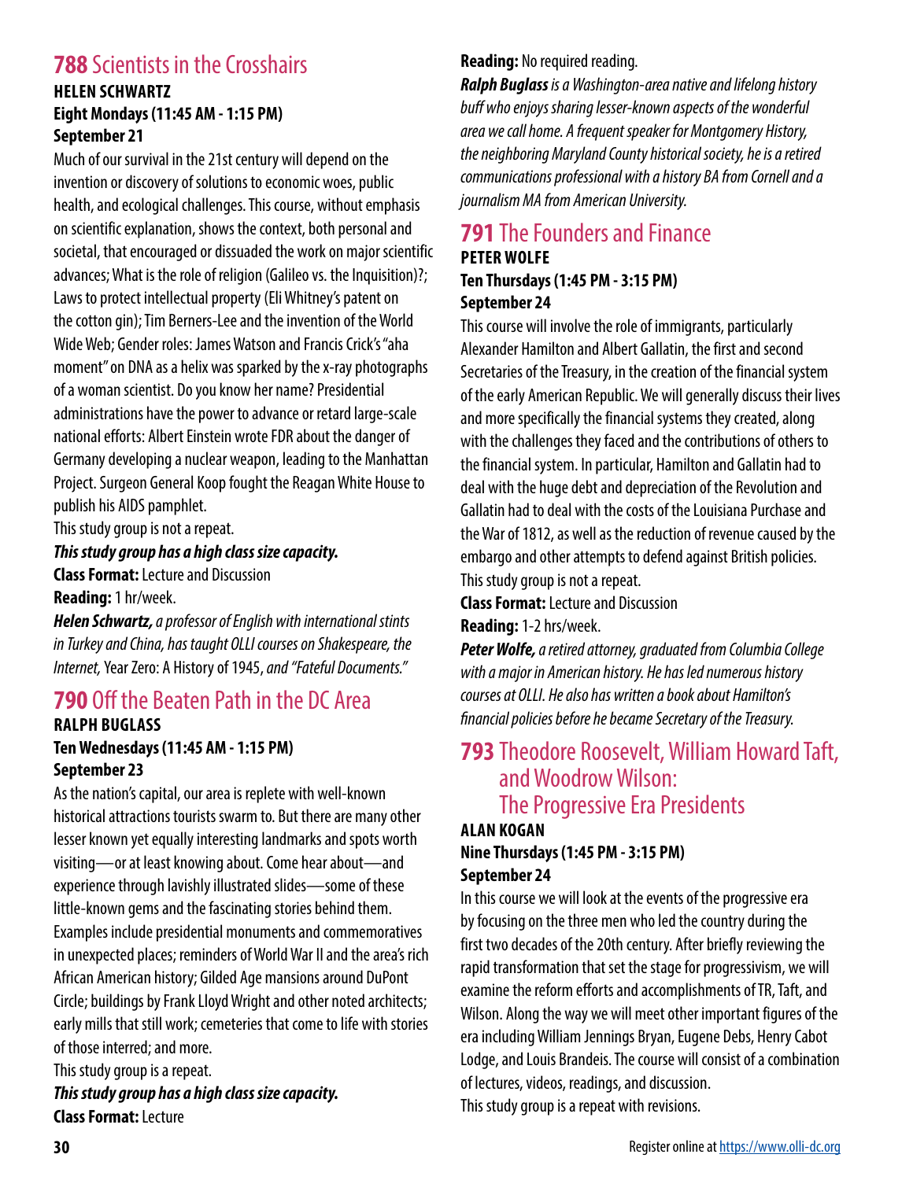## 788 Scientists in the Crosshairs

**HELEN SCHWARTZ**
**Eight Mondays (11:45 AM - 1:15 PM)**
**September 21**

Much of our survival in the 21st century will depend on the invention or discovery of solutions to economic woes, public health, and ecological challenges. This course, without emphasis on scientific explanation, shows the context, both personal and societal, that encouraged or dissuaded the work on major scientific advances; What is the role of religion (Galileo vs. the Inquisition)?; Laws to protect intellectual property (Eli Whitney's patent on the cotton gin); Tim Berners-Lee and the invention of the World Wide Web; Gender roles: James Watson and Francis Crick's "aha moment" on DNA as a helix was sparked by the x-ray photographs of a woman scientist. Do you know her name? Presidential administrations have the power to advance or retard large-scale national efforts: Albert Einstein wrote FDR about the danger of Germany developing a nuclear weapon, leading to the Manhattan Project. Surgeon General Koop fought the Reagan White House to publish his AIDS pamphlet.

This study group is not a repeat.

***This study group has a high class size capacity.***

**Class Format:** Lecture and Discussion

**Reading:** 1 hr/week.

***Helen Schwartz,*** *a professor of English with international stints in Turkey and China, has taught OLLI courses on Shakespeare, the Internet,* Year Zero: A History of 1945, *and "Fateful Documents."*

## 790 Off the Beaten Path in the DC Area

**RALPH BUGLASS**
**Ten Wednesdays (11:45 AM - 1:15 PM)**
**September 23**

As the nation's capital, our area is replete with well-known historical attractions tourists swarm to. But there are many other lesser known yet equally interesting landmarks and spots worth visiting—or at least knowing about. Come hear about—and experience through lavishly illustrated slides—some of these little-known gems and the fascinating stories behind them. Examples include presidential monuments and commemoratives in unexpected places; reminders of World War II and the area's rich African American history; Gilded Age mansions around DuPont Circle; buildings by Frank Lloyd Wright and other noted architects; early mills that still work; cemeteries that come to life with stories of those interred; and more.

This study group is a repeat.

***This study group has a high class size capacity.***

**Class Format:** Lecture

**Reading:** No required reading.

***Ralph Buglass*** *is a Washington-area native and lifelong history buff who enjoys sharing lesser-known aspects of the wonderful area we call home. A frequent speaker for Montgomery History, the neighboring Maryland County historical society, he is a retired communications professional with a history BA from Cornell and a journalism MA from American University.*

## 791 The Founders and Finance

**PETER WOLFE**
**Ten Thursdays (1:45 PM - 3:15 PM)**
**September 24**

This course will involve the role of immigrants, particularly Alexander Hamilton and Albert Gallatin, the first and second Secretaries of the Treasury, in the creation of the financial system of the early American Republic. We will generally discuss their lives and more specifically the financial systems they created, along with the challenges they faced and the contributions of others to the financial system. In particular, Hamilton and Gallatin had to deal with the huge debt and depreciation of the Revolution and Gallatin had to deal with the costs of the Louisiana Purchase and the War of 1812, as well as the reduction of revenue caused by the embargo and other attempts to defend against British policies.

This study group is not a repeat.

**Class Format:** Lecture and Discussion

**Reading:** 1-2 hrs/week.

***Peter Wolfe,*** *a retired attorney, graduated from Columbia College with a major in American history. He has led numerous history courses at OLLI. He also has written a book about Hamilton's financial policies before he became Secretary of the Treasury.*

## 793 Theodore Roosevelt, William Howard Taft, and Woodrow Wilson: The Progressive Era Presidents

**ALAN KOGAN**
**Nine Thursdays (1:45 PM - 3:15 PM)**
**September 24**

In this course we will look at the events of the progressive era by focusing on the three men who led the country during the first two decades of the 20th century. After briefly reviewing the rapid transformation that set the stage for progressivism, we will examine the reform efforts and accomplishments of TR, Taft, and Wilson. Along the way we will meet other important figures of the era including William Jennings Bryan, Eugene Debs, Henry Cabot Lodge, and Louis Brandeis. The course will consist of a combination of lectures, videos, readings, and discussion.

This study group is a repeat with revisions.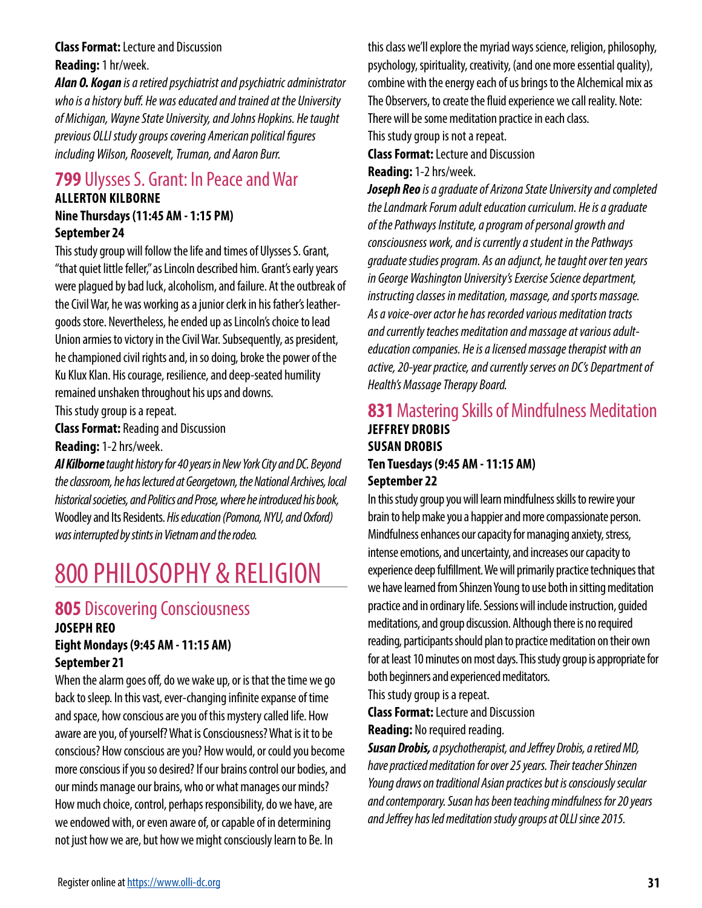**Class Format:** Lecture and Discussion
**Reading:** 1 hr/week.

***Alan O. Kogan** is a retired psychiatrist and psychiatric administrator who is a history buff. He was educated and trained at the University of Michigan, Wayne State University, and Johns Hopkins. He taught previous OLLI study groups covering American political figures including Wilson, Roosevelt, Truman, and Aaron Burr.*

### **799** Ulysses S. Grant: In Peace and War

**ALLERTON KILBORNE**
**Nine Thursdays (11:45 AM - 1:15 PM)**
**September 24**

This study group will follow the life and times of Ulysses S. Grant, "that quiet little feller," as Lincoln described him. Grant's early years were plagued by bad luck, alcoholism, and failure. At the outbreak of the Civil War, he was working as a junior clerk in his father's leather-goods store. Nevertheless, he ended up as Lincoln's choice to lead Union armies to victory in the Civil War. Subsequently, as president, he championed civil rights and, in so doing, broke the power of the Ku Klux Klan. His courage, resilience, and deep-seated humility remained unshaken throughout his ups and downs.

This study group is a repeat.

**Class Format:** Reading and Discussion
**Reading:** 1-2 hrs/week.

***Al Kilborne** taught history for 40 years in New York City and DC. Beyond the classroom, he has lectured at Georgetown, the National Archives, local historical societies, and Politics and Prose, where he introduced his book,* Woodley and Its Residents. *His education (Pomona, NYU, and Oxford) was interrupted by stints in Vietnam and the rodeo.*

# 800 PHILOSOPHY & RELIGION

### **805** Discovering Consciousness

**JOSEPH REO**
**Eight Mondays (9:45 AM - 11:15 AM)**
**September 21**

When the alarm goes off, do we wake up, or is that the time we go back to sleep. In this vast, ever-changing infinite expanse of time and space, how conscious are you of this mystery called life. How aware are you, of yourself? What is Consciousness? What is it to be conscious? How conscious are you? How would, or could you become more conscious if you so desired? If our brains control our bodies, and our minds manage our brains, who or what manages our minds? How much choice, control, perhaps responsibility, do we have, are we endowed with, or even aware of, or capable of in determining not just how we are, but how we might consciously learn to Be. In this class we'll explore the myriad ways science, religion, philosophy, psychology, spirituality, creativity, (and one more essential quality), combine with the energy each of us brings to the Alchemical mix as The Observers, to create the fluid experience we call reality. Note: There will be some meditation practice in each class.

This study group is not a repeat.

**Class Format:** Lecture and Discussion
**Reading:** 1-2 hrs/week.

***Joseph Reo** is a graduate of Arizona State University and completed the Landmark Forum adult education curriculum. He is a graduate of the Pathways Institute, a program of personal growth and consciousness work, and is currently a student in the Pathways graduate studies program. As an adjunct, he taught over ten years in George Washington University's Exercise Science department, instructing classes in meditation, massage, and sports massage. As a voice-over actor he has recorded various meditation tracts and currently teaches meditation and massage at various adult-education companies. He is a licensed massage therapist with an active, 20-year practice, and currently serves on DC's Department of Health's Massage Therapy Board.*

### **831** Mastering Skills of Mindfulness Meditation

**JEFFREY DROBIS**
**SUSAN DROBIS**
**Ten Tuesdays (9:45 AM - 11:15 AM)**
**September 22**

In this study group you will learn mindfulness skills to rewire your brain to help make you a happier and more compassionate person. Mindfulness enhances our capacity for managing anxiety, stress, intense emotions, and uncertainty, and increases our capacity to experience deep fulfillment. We will primarily practice techniques that we have learned from Shinzen Young to use both in sitting meditation practice and in ordinary life. Sessions will include instruction, guided meditations, and group discussion. Although there is no required reading, participants should plan to practice meditation on their own for at least 10 minutes on most days. This study group is appropriate for both beginners and experienced meditators.

This study group is a repeat.

**Class Format:** Lecture and Discussion
**Reading:** No required reading.

***Susan Drobis,** a psychotherapist, and Jeffrey Drobis, a retired MD, have practiced meditation for over 25 years. Their teacher Shinzen Young draws on traditional Asian practices but is consciously secular and contemporary. Susan has been teaching mindfulness for 20 years and Jeffrey has led meditation study groups at OLLI since 2015.*

Register online at https://www.olli-dc.org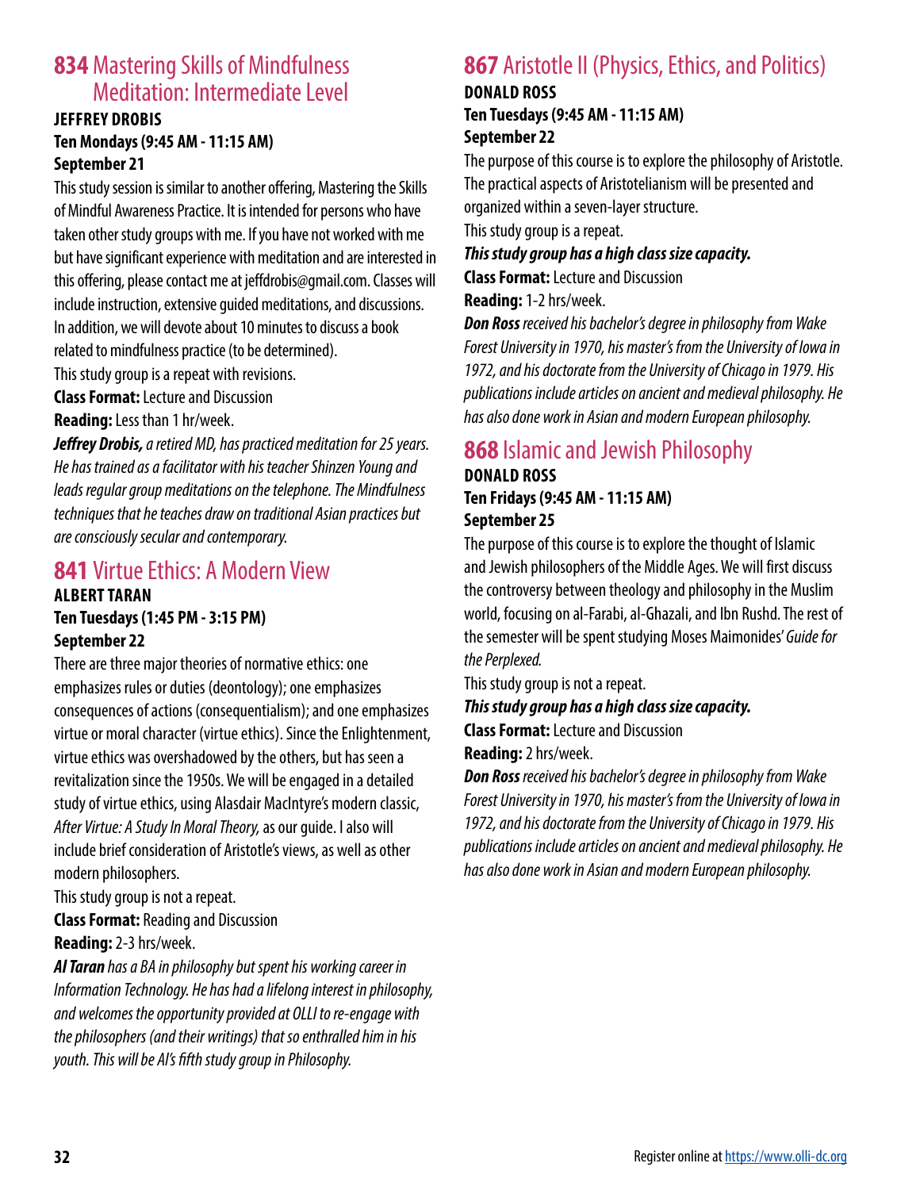## 834 Mastering Skills of Mindfulness Meditation: Intermediate Level

**JEFFREY DROBIS**
**Ten Mondays (9:45 AM - 11:15 AM)**
**September 21**

This study session is similar to another offering, Mastering the Skills of Mindful Awareness Practice. It is intended for persons who have taken other study groups with me. If you have not worked with me but have significant experience with meditation and are interested in this offering, please contact me at jeffdrobis@gmail.com. Classes will include instruction, extensive guided meditations, and discussions. In addition, we will devote about 10 minutes to discuss a book related to mindfulness practice (to be determined).

This study group is a repeat with revisions.

**Class Format:** Lecture and Discussion

**Reading:** Less than 1 hr/week.

***Jeffrey Drobis,*** *a retired MD, has practiced meditation for 25 years. He has trained as a facilitator with his teacher Shinzen Young and leads regular group meditations on the telephone. The Mindfulness techniques that he teaches draw on traditional Asian practices but are consciously secular and contemporary.*

## 841 Virtue Ethics: A Modern View

**ALBERT TARAN**
**Ten Tuesdays (1:45 PM - 3:15 PM)**
**September 22**

There are three major theories of normative ethics: one emphasizes rules or duties (deontology); one emphasizes consequences of actions (consequentialism); and one emphasizes virtue or moral character (virtue ethics). Since the Enlightenment, virtue ethics was overshadowed by the others, but has seen a revitalization since the 1950s. We will be engaged in a detailed study of virtue ethics, using Alasdair MacIntyre's modern classic, *After Virtue: A Study In Moral Theory,* as our guide. I also will include brief consideration of Aristotle's views, as well as other modern philosophers.

This study group is not a repeat.

**Class Format:** Reading and Discussion

**Reading:** 2-3 hrs/week.

***Al Taran*** *has a BA in philosophy but spent his working career in Information Technology. He has had a lifelong interest in philosophy, and welcomes the opportunity provided at OLLI to re-engage with the philosophers (and their writings) that so enthralled him in his youth. This will be Al's fifth study group in Philosophy.*

## 867 Aristotle II (Physics, Ethics, and Politics)

**DONALD ROSS**
**Ten Tuesdays (9:45 AM - 11:15 AM)**
**September 22**

The purpose of this course is to explore the philosophy of Aristotle. The practical aspects of Aristotelianism will be presented and organized within a seven-layer structure.

This study group is a repeat.

***This study group has a high class size capacity.***

**Class Format:** Lecture and Discussion

**Reading:** 1-2 hrs/week.

***Don Ross*** *received his bachelor's degree in philosophy from Wake Forest University in 1970, his master's from the University of Iowa in 1972, and his doctorate from the University of Chicago in 1979. His publications include articles on ancient and medieval philosophy. He has also done work in Asian and modern European philosophy.*

## 868 Islamic and Jewish Philosophy

**DONALD ROSS**
**Ten Fridays (9:45 AM - 11:15 AM)**
**September 25**

The purpose of this course is to explore the thought of Islamic and Jewish philosophers of the Middle Ages. We will first discuss the controversy between theology and philosophy in the Muslim world, focusing on al-Farabi, al-Ghazali, and Ibn Rushd. The rest of the semester will be spent studying Moses Maimonides' *Guide for the Perplexed.*

This study group is not a repeat.

***This study group has a high class size capacity.***

**Class Format:** Lecture and Discussion

**Reading:** 2 hrs/week.

***Don Ross*** *received his bachelor's degree in philosophy from Wake Forest University in 1970, his master's from the University of Iowa in 1972, and his doctorate from the University of Chicago in 1979. His publications include articles on ancient and medieval philosophy. He has also done work in Asian and modern European philosophy.*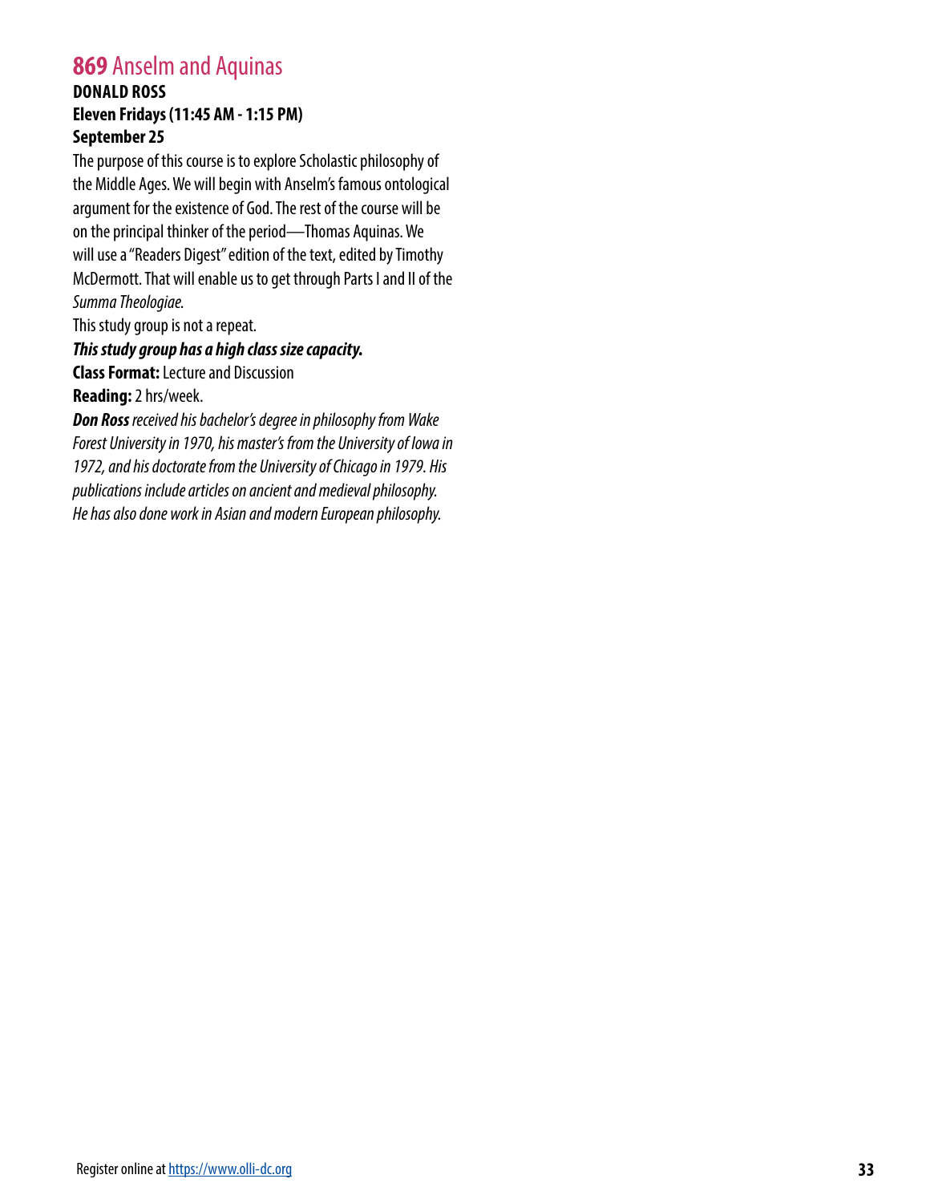## **869** Anselm and Aquinas

**DONALD ROSS**
**Eleven Fridays (11:45 AM - 1:15 PM)**
**September 25**

The purpose of this course is to explore Scholastic philosophy of the Middle Ages. We will begin with Anselm's famous ontological argument for the existence of God. The rest of the course will be on the principal thinker of the period—Thomas Aquinas. We will use a "Readers Digest" edition of the text, edited by Timothy McDermott. That will enable us to get through Parts I and II of the *Summa Theologiae.*

This study group is not a repeat.

***This study group has a high class size capacity.***

**Class Format:** Lecture and Discussion

**Reading:** 2 hrs/week.

***Don Ross*** *received his bachelor's degree in philosophy from Wake Forest University in 1970, his master's from the University of Iowa in 1972, and his doctorate from the University of Chicago in 1979. His publications include articles on ancient and medieval philosophy. He has also done work in Asian and modern European philosophy.*

Register online at https://www.olli-dc.org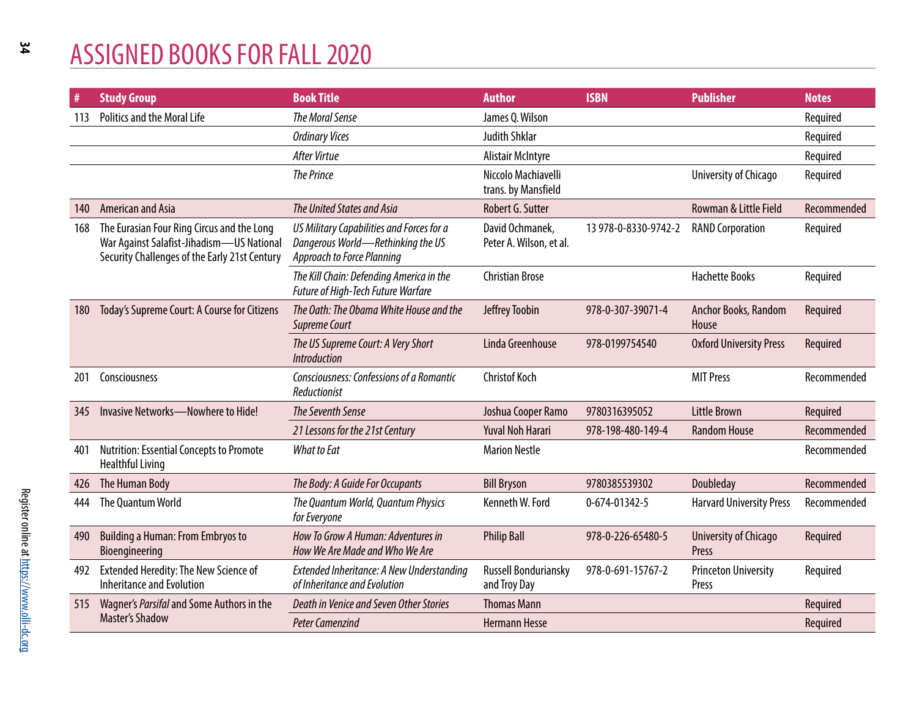# ASSIGNED BOOKS FOR FALL 2020

| # | Study Group | Book Title | Author | ISBN | Publisher | Notes |
|---|---|---|---|---|---|---|
| 113 | Politics and the Moral Life | *The Moral Sense* | James Q. Wilson | | | Required |
| | | *Ordinary Vices* | Judith Shklar | | | Required |
| | | *After Virtue* | Alistair McIntyre | | | Required |
| | | *The Prince* | Niccolo Machiavelli trans. by Mansfield | | University of Chicago | Required |
| 140 | American and Asia | *The United States and Asia* | Robert G. Sutter | | Rowman & Little Field | Recommended |
| 168 | The Eurasian Four Ring Circus and the Long War Against Salafist-Jihadism—US National Security Challenges of the Early 21st Century | *US Military Capabilities and Forces for a Dangerous World—Rethinking the US Approach to Force Planning* | David Ochmanek, Peter A. Wilson, et al. | 13 978-0-8330-9742-2 | RAND Corporation | Required |
| | | *The Kill Chain: Defending America in the Future of High-Tech Future Warfare* | Christian Brose | | Hachette Books | Required |
| 180 | Today's Supreme Court: A Course for Citizens | *The Oath: The Obama White House and the Supreme Court* | Jeffrey Toobin | 978-0-307-39071-4 | Anchor Books, Random House | Required |
| | | *The US Supreme Court: A Very Short Introduction* | Linda Greenhouse | 978-0199754540 | Oxford University Press | Required |
| 201 | Consciousness | *Consciousness: Confessions of a Romantic Reductionist* | Christof Koch | | MIT Press | Recommended |
| 345 | Invasive Networks—Nowhere to Hide! | *The Seventh Sense* | Joshua Cooper Ramo | 9780316395052 | Little Brown | Required |
| | | *21 Lessons for the 21st Century* | Yuval Noh Harari | 978-198-480-149-4 | Random House | Recommended |
| 401 | Nutrition: Essential Concepts to Promote Healthful Living | *What to Eat* | Marion Nestle | | | Recommended |
| 426 | The Human Body | *The Body: A Guide For Occupants* | Bill Bryson | 9780385539302 | Doubleday | Recommended |
| 444 | The Quantum World | *The Quantum World, Quantum Physics for Everyone* | Kenneth W. Ford | 0-674-01342-5 | Harvard University Press | Recommended |
| 490 | Building a Human: From Embryos to Bioengineering | *How To Grow A Human: Adventures in How We Are Made and Who We Are* | Philip Ball | 978-0-226-65480-5 | University of Chicago Press | Required |
| 492 | Extended Heredity: The New Science of Inheritance and Evolution | *Extended Inheritance: A New Understanding of Inheritance and Evolution* | Russell Bonduriansky and Troy Day | 978-0-691-15767-2 | Princeton University Press | Required |
| 515 | Wagner's *Parsifal* and Some Authors in the Master's Shadow | *Death in Venice and Seven Other Stories* | Thomas Mann | | | Required |
| | | *Peter Camenzind* | Hermann Hesse | | | Required |

Register online at https://www.olli-dc.org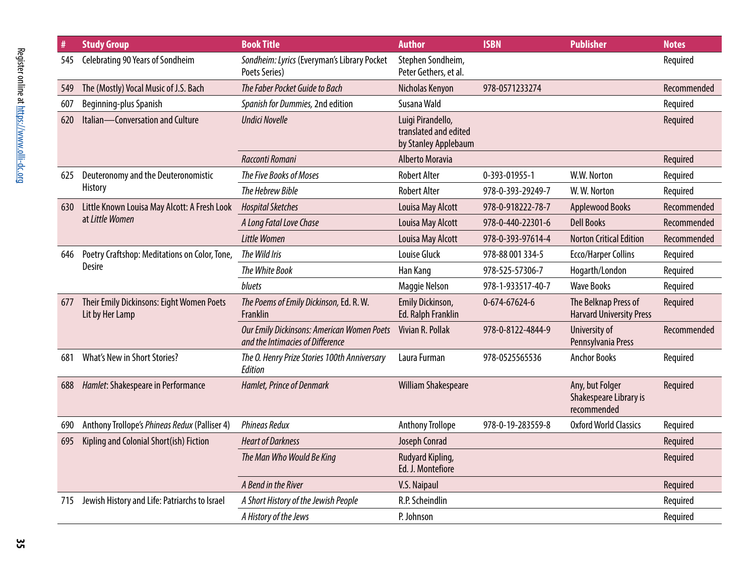| # | Study Group | Book Title | Author | ISBN | Publisher | Notes |
|---|---|---|---|---|---|---|
| 545 | Celebrating 90 Years of Sondheim | *Sondheim: Lyrics* (Everyman's Library Pocket Poets Series) | Stephen Sondheim, Peter Gethers, et al. | | | Required |
| 549 | The (Mostly) Vocal Music of J.S. Bach | *The Faber Pocket Guide to Bach* | Nicholas Kenyon | 978-0571233274 | | Recommended |
| 607 | Beginning-plus Spanish | *Spanish for Dummies*, 2nd edition | Susana Wald | | | Required |
| 620 | Italian—Conversation and Culture | *Undici Novelle* | Luigi Pirandello, translated and edited by Stanley Applebaum | | | Required |
| | | *Racconti Romani* | Alberto Moravia | | | Required |
| 625 | Deuteronomy and the Deuteronomistic History | *The Five Books of Moses* | Robert Alter | 0-393-01955-1 | W.W. Norton | Required |
| | | *The Hebrew Bible* | Robert Alter | 978-0-393-29249-7 | W. W. Norton | Required |
| 630 | Little Known Louisa May Alcott: A Fresh Look at *Little Women* | *Hospital Sketches* | Louisa May Alcott | 978-0-918222-78-7 | Applewood Books | Recommended |
| | | *A Long Fatal Love Chase* | Louisa May Alcott | 978-0-440-22301-6 | Dell Books | Recommended |
| | | *Little Women* | Louisa May Alcott | 978-0-393-97614-4 | Norton Critical Edition | Recommended |
| 646 | Poetry Craftshop: Meditations on Color, Tone, Desire | *The Wild Iris* | Louise Gluck | 978-88 001 334-5 | Ecco/Harper Collins | Required |
| | | *The White Book* | Han Kang | 978-525-57306-7 | Hogarth/London | Required |
| | | *bluets* | Maggie Nelson | 978-1-933517-40-7 | Wave Books | Required |
| 677 | Their Emily Dickinsons: Eight Women Poets Lit by Her Lamp | *The Poems of Emily Dickinson*, Ed. R. W. Franklin | Emily Dickinson, Ed. Ralph Franklin | 0-674-67624-6 | The Belknap Press of Harvard University Press | Required |
| | | *Our Emily Dickinsons: American Women Poets and the Intimacies of Difference* | Vivian R. Pollak | 978-0-8122-4844-9 | University of Pennsylvania Press | Recommended |
| 681 | What's New in Short Stories? | *The O. Henry Prize Stories 100th Anniversary Edition* | Laura Furman | 978-0525565536 | Anchor Books | Required |
| 688 | *Hamlet*: Shakespeare in Performance | *Hamlet, Prince of Denmark* | William Shakespeare | | Any, but Folger Shakespeare Library is recommended | Required |
| 690 | Anthony Trollope's *Phineas Redux* (Palliser 4) | *Phineas Redux* | Anthony Trollope | 978-0-19-283559-8 | Oxford World Classics | Required |
| 695 | Kipling and Colonial Short(ish) Fiction | *Heart of Darkness* | Joseph Conrad | | | Required |
| | | *The Man Who Would Be King* | Rudyard Kipling, Ed. J. Montefiore | | | Required |
| | | *A Bend in the River* | V.S. Naipaul | | | Required |
| 715 | Jewish History and Life: Patriarchs to Israel | *A Short History of the Jewish People* | R.P. Scheindlin | | | Required |
| | | *A History of the Jews* | P. Johnson | | | Required |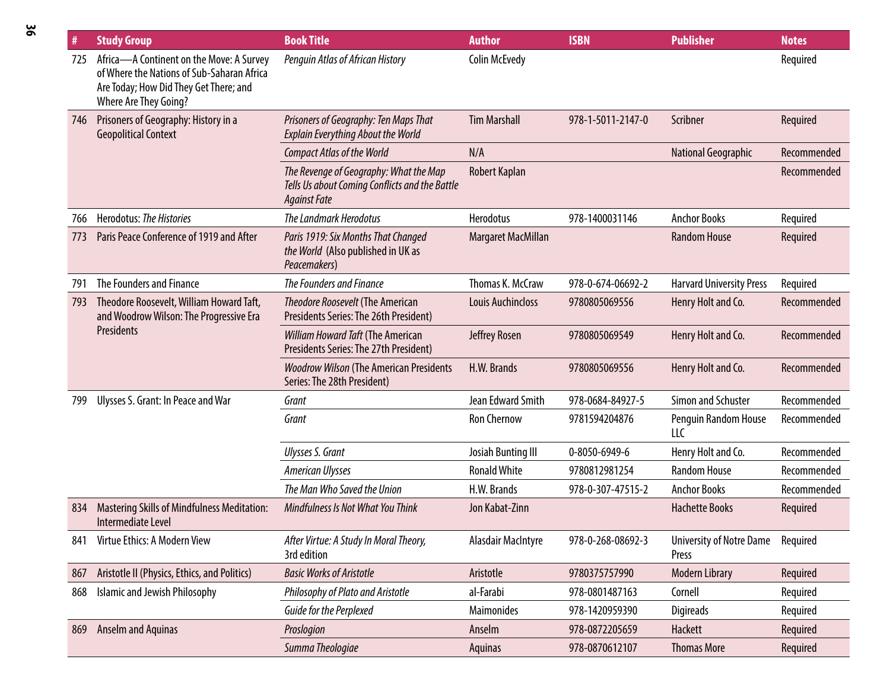| # | Study Group | Book Title | Author | ISBN | Publisher | Notes |
|---|---|---|---|---|---|---|
| 725 | Africa—A Continent on the Move: A Survey of Where the Nations of Sub-Saharan Africa Are Today; How Did They Get There; and Where Are They Going? | *Penguin Atlas of African History* | Colin McEvedy | | | Required |
| 746 | Prisoners of Geography: History in a Geopolitical Context | *Prisoners of Geography: Ten Maps That Explain Everything About the World* | Tim Marshall | 978-1-5011-2147-0 | Scribner | Required |
| | | *Compact Atlas of the World* | N/A | | National Geographic | Recommended |
| | | *The Revenge of Geography: What the Map Tells Us about Coming Conflicts and the Battle Against Fate* | Robert Kaplan | | | Recommended |
| 766 | Herodotus: *The Histories* | *The Landmark Herodotus* | Herodotus | 978-1400031146 | Anchor Books | Required |
| 773 | Paris Peace Conference of 1919 and After | *Paris 1919: Six Months That Changed the World* (Also published in UK as *Peacemakers*) | Margaret MacMillan | | Random House | Required |
| 791 | The Founders and Finance | *The Founders and Finance* | Thomas K. McCraw | 978-0-674-06692-2 | Harvard University Press | Required |
| 793 | Theodore Roosevelt, William Howard Taft, and Woodrow Wilson: The Progressive Era Presidents | *Theodore Roosevelt* (The American Presidents Series: The 26th President) | Louis Auchincloss | 9780805069556 | Henry Holt and Co. | Recommended |
| | | *William Howard Taft* (The American Presidents Series: The 27th President) | Jeffrey Rosen | 9780805069549 | Henry Holt and Co. | Recommended |
| | | *Woodrow Wilson* (The American Presidents Series: The 28th President) | H.W. Brands | 9780805069556 | Henry Holt and Co. | Recommended |
| 799 | Ulysses S. Grant: In Peace and War | *Grant* | Jean Edward Smith | 978-0684-84927-5 | Simon and Schuster | Recommended |
| | | *Grant* | Ron Chernow | 9781594204876 | Penguin Random House LLC | Recommended |
| | | *Ulysses S. Grant* | Josiah Bunting III | 0-8050-6949-6 | Henry Holt and Co. | Recommended |
| | | *American Ulysses* | Ronald White | 9780812981254 | Random House | Recommended |
| | | *The Man Who Saved the Union* | H.W. Brands | 978-0-307-47515-2 | Anchor Books | Recommended |
| 834 | Mastering Skills of Mindfulness Meditation: Intermediate Level | *Mindfulness Is Not What You Think* | Jon Kabat-Zinn | | Hachette Books | Required |
| 841 | Virtue Ethics: A Modern View | *After Virtue: A Study In Moral Theory,* 3rd edition | Alasdair MacIntyre | 978-0-268-08692-3 | University of Notre Dame Press | Required |
| 867 | Aristotle II (Physics, Ethics, and Politics) | *Basic Works of Aristotle* | Aristotle | 9780375757990 | Modern Library | Required |
| 868 | Islamic and Jewish Philosophy | *Philosophy of Plato and Aristotle* | al-Farabi | 978-0801487163 | Cornell | Required |
| | | *Guide for the Perplexed* | Maimonides | 978-1420959390 | Digireads | Required |
| 869 | Anselm and Aquinas | *Proslogion* | Anselm | 978-0872205659 | Hackett | Required |
| | | *Summa Theologiae* | Aquinas | 978-0870612107 | Thomas More | Required |